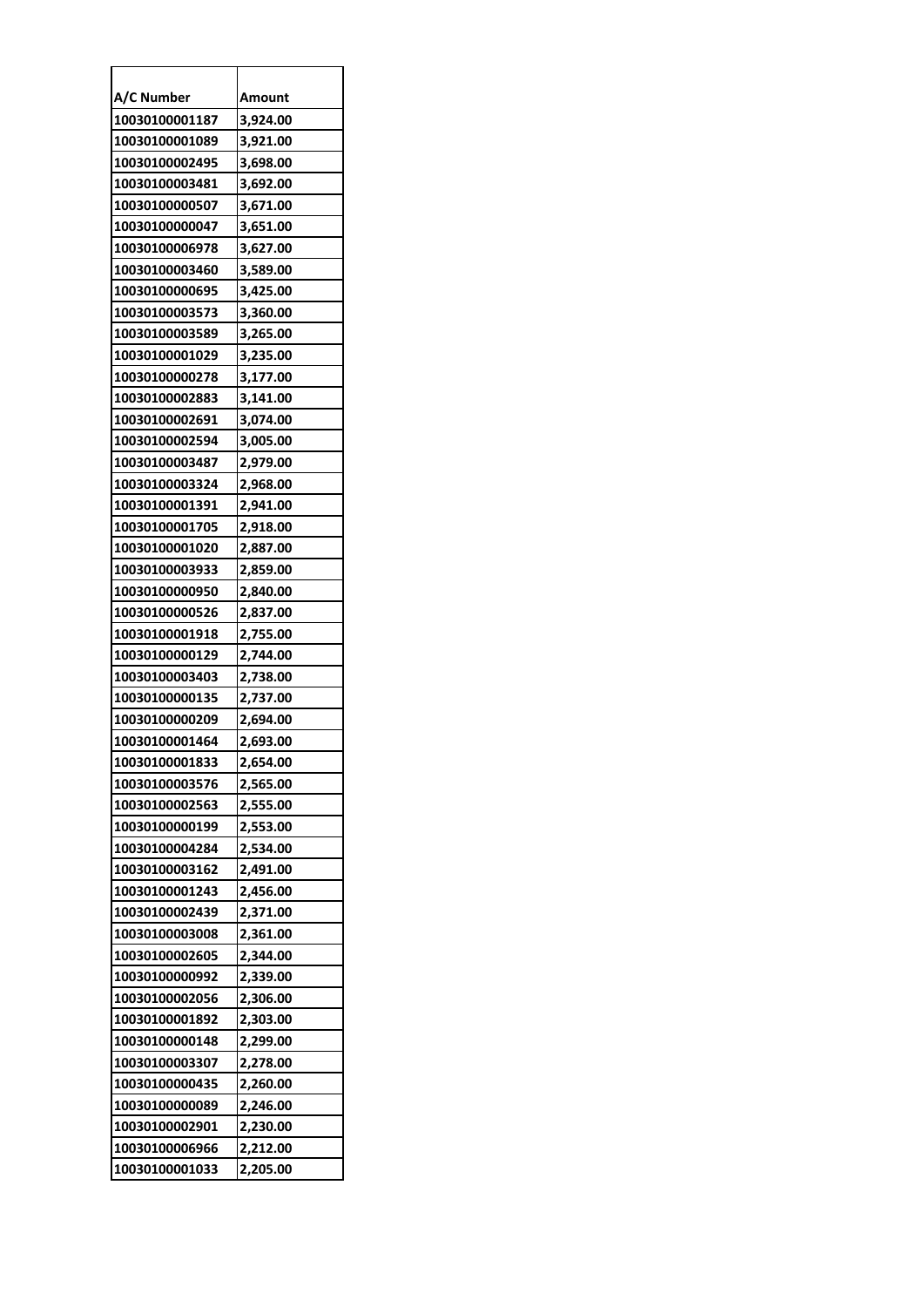| A/C Number | Amount |
|---|---|
| 10030100001187 | 3,924.00 |
| 10030100001089 | 3,921.00 |
| 10030100002495 | 3,698.00 |
| 10030100003481 | 3,692.00 |
| 10030100000507 | 3,671.00 |
| 10030100000047 | 3,651.00 |
| 10030100006978 | 3,627.00 |
| 10030100003460 | 3,589.00 |
| 10030100000695 | 3,425.00 |
| 10030100003573 | 3,360.00 |
| 10030100003589 | 3,265.00 |
| 10030100001029 | 3,235.00 |
| 10030100000278 | 3,177.00 |
| 10030100002883 | 3,141.00 |
| 10030100002691 | 3,074.00 |
| 10030100002594 | 3,005.00 |
| 10030100003487 | 2,979.00 |
| 10030100003324 | 2,968.00 |
| 10030100001391 | 2,941.00 |
| 10030100001705 | 2,918.00 |
| 10030100001020 | 2,887.00 |
| 10030100003933 | 2,859.00 |
| 10030100000950 | 2,840.00 |
| 10030100000526 | 2,837.00 |
| 10030100001918 | 2,755.00 |
| 10030100000129 | 2,744.00 |
| 10030100003403 | 2,738.00 |
| 10030100000135 | 2,737.00 |
| 10030100000209 | 2,694.00 |
| 10030100001464 | 2,693.00 |
| 10030100001833 | 2,654.00 |
| 10030100003576 | 2,565.00 |
| 10030100002563 | 2,555.00 |
| 10030100000199 | 2,553.00 |
| 10030100004284 | 2,534.00 |
| 10030100003162 | 2,491.00 |
| 10030100001243 | 2,456.00 |
| 10030100002439 | 2,371.00 |
| 10030100003008 | 2,361.00 |
| 10030100002605 | 2,344.00 |
| 10030100000992 | 2,339.00 |
| 10030100002056 | 2,306.00 |
| 10030100001892 | 2,303.00 |
| 10030100000148 | 2,299.00 |
| 10030100003307 | 2,278.00 |
| 10030100000435 | 2,260.00 |
| 10030100000089 | 2,246.00 |
| 10030100002901 | 2,230.00 |
| 10030100006966 | 2,212.00 |
| 10030100001033 | 2,205.00 |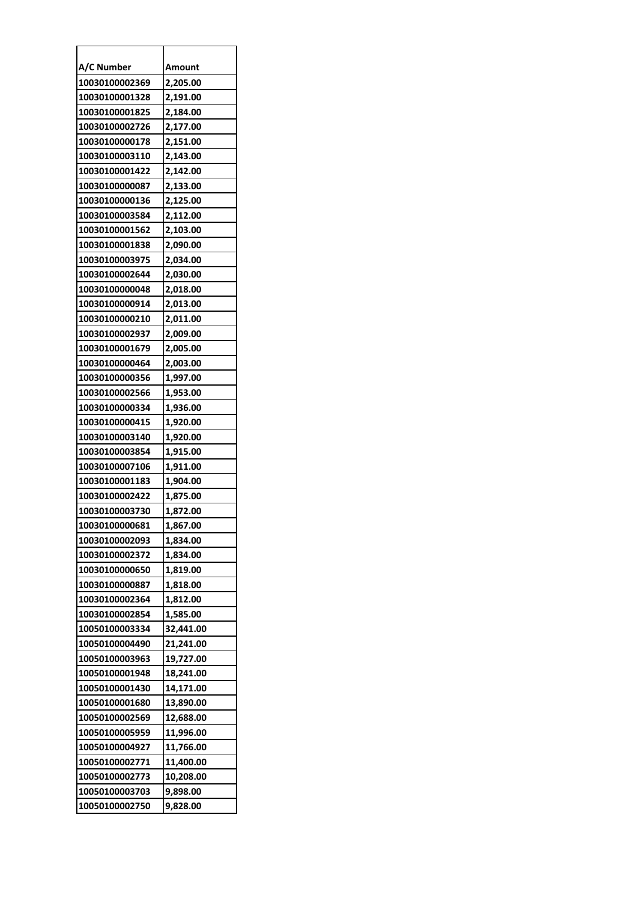| A/C Number | Amount |
|---|---|
| 10030100002369 | 2,205.00 |
| 10030100001328 | 2,191.00 |
| 10030100001825 | 2,184.00 |
| 10030100002726 | 2,177.00 |
| 10030100000178 | 2,151.00 |
| 10030100003110 | 2,143.00 |
| 10030100001422 | 2,142.00 |
| 10030100000087 | 2,133.00 |
| 10030100000136 | 2,125.00 |
| 10030100003584 | 2,112.00 |
| 10030100001562 | 2,103.00 |
| 10030100001838 | 2,090.00 |
| 10030100003975 | 2,034.00 |
| 10030100002644 | 2,030.00 |
| 10030100000048 | 2,018.00 |
| 10030100000914 | 2,013.00 |
| 10030100000210 | 2,011.00 |
| 10030100002937 | 2,009.00 |
| 10030100001679 | 2,005.00 |
| 10030100000464 | 2,003.00 |
| 10030100000356 | 1,997.00 |
| 10030100002566 | 1,953.00 |
| 10030100000334 | 1,936.00 |
| 10030100000415 | 1,920.00 |
| 10030100003140 | 1,920.00 |
| 10030100003854 | 1,915.00 |
| 10030100007106 | 1,911.00 |
| 10030100001183 | 1,904.00 |
| 10030100002422 | 1,875.00 |
| 10030100003730 | 1,872.00 |
| 10030100000681 | 1,867.00 |
| 10030100002093 | 1,834.00 |
| 10030100002372 | 1,834.00 |
| 10030100000650 | 1,819.00 |
| 10030100000887 | 1,818.00 |
| 10030100002364 | 1,812.00 |
| 10030100002854 | 1,585.00 |
| 10050100003334 | 32,441.00 |
| 10050100004490 | 21,241.00 |
| 10050100003963 | 19,727.00 |
| 10050100001948 | 18,241.00 |
| 10050100001430 | 14,171.00 |
| 10050100001680 | 13,890.00 |
| 10050100002569 | 12,688.00 |
| 10050100005959 | 11,996.00 |
| 10050100004927 | 11,766.00 |
| 10050100002771 | 11,400.00 |
| 10050100002773 | 10,208.00 |
| 10050100003703 | 9,898.00 |
| 10050100002750 | 9,828.00 |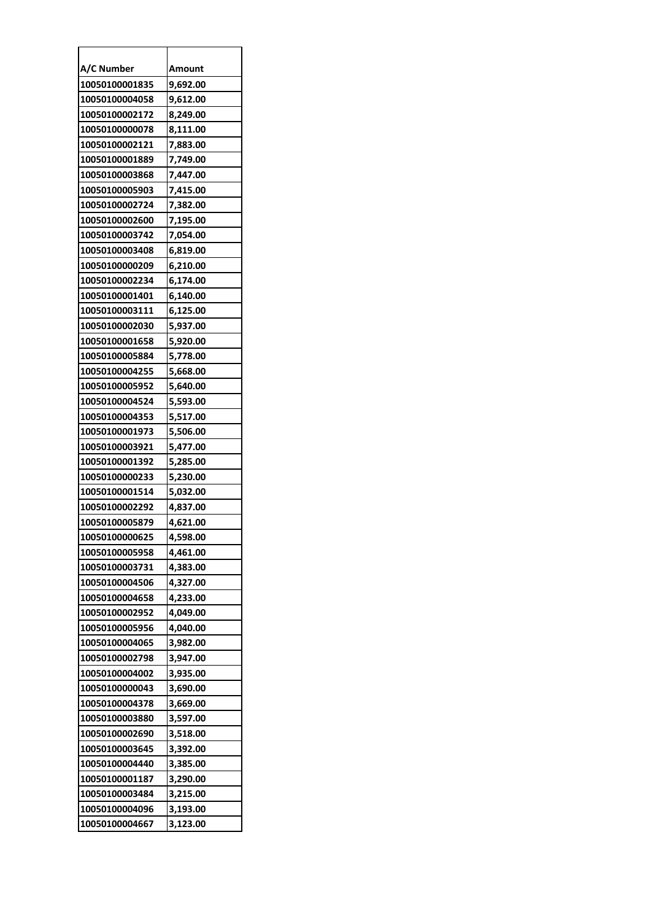| A/C Number | Amount |
|---|---|
| 10050100001835 | 9,692.00 |
| 10050100004058 | 9,612.00 |
| 10050100002172 | 8,249.00 |
| 10050100000078 | 8,111.00 |
| 10050100002121 | 7,883.00 |
| 10050100001889 | 7,749.00 |
| 10050100003868 | 7,447.00 |
| 10050100005903 | 7,415.00 |
| 10050100002724 | 7,382.00 |
| 10050100002600 | 7,195.00 |
| 10050100003742 | 7,054.00 |
| 10050100003408 | 6,819.00 |
| 10050100000209 | 6,210.00 |
| 10050100002234 | 6,174.00 |
| 10050100001401 | 6,140.00 |
| 10050100003111 | 6,125.00 |
| 10050100002030 | 5,937.00 |
| 10050100001658 | 5,920.00 |
| 10050100005884 | 5,778.00 |
| 10050100004255 | 5,668.00 |
| 10050100005952 | 5,640.00 |
| 10050100004524 | 5,593.00 |
| 10050100004353 | 5,517.00 |
| 10050100001973 | 5,506.00 |
| 10050100003921 | 5,477.00 |
| 10050100001392 | 5,285.00 |
| 10050100000233 | 5,230.00 |
| 10050100001514 | 5,032.00 |
| 10050100002292 | 4,837.00 |
| 10050100005879 | 4,621.00 |
| 10050100000625 | 4,598.00 |
| 10050100005958 | 4,461.00 |
| 10050100003731 | 4,383.00 |
| 10050100004506 | 4,327.00 |
| 10050100004658 | 4,233.00 |
| 10050100002952 | 4,049.00 |
| 10050100005956 | 4,040.00 |
| 10050100004065 | 3,982.00 |
| 10050100002798 | 3,947.00 |
| 10050100004002 | 3,935.00 |
| 10050100000043 | 3,690.00 |
| 10050100004378 | 3,669.00 |
| 10050100003880 | 3,597.00 |
| 10050100002690 | 3,518.00 |
| 10050100003645 | 3,392.00 |
| 10050100004440 | 3,385.00 |
| 10050100001187 | 3,290.00 |
| 10050100003484 | 3,215.00 |
| 10050100004096 | 3,193.00 |
| 10050100004667 | 3,123.00 |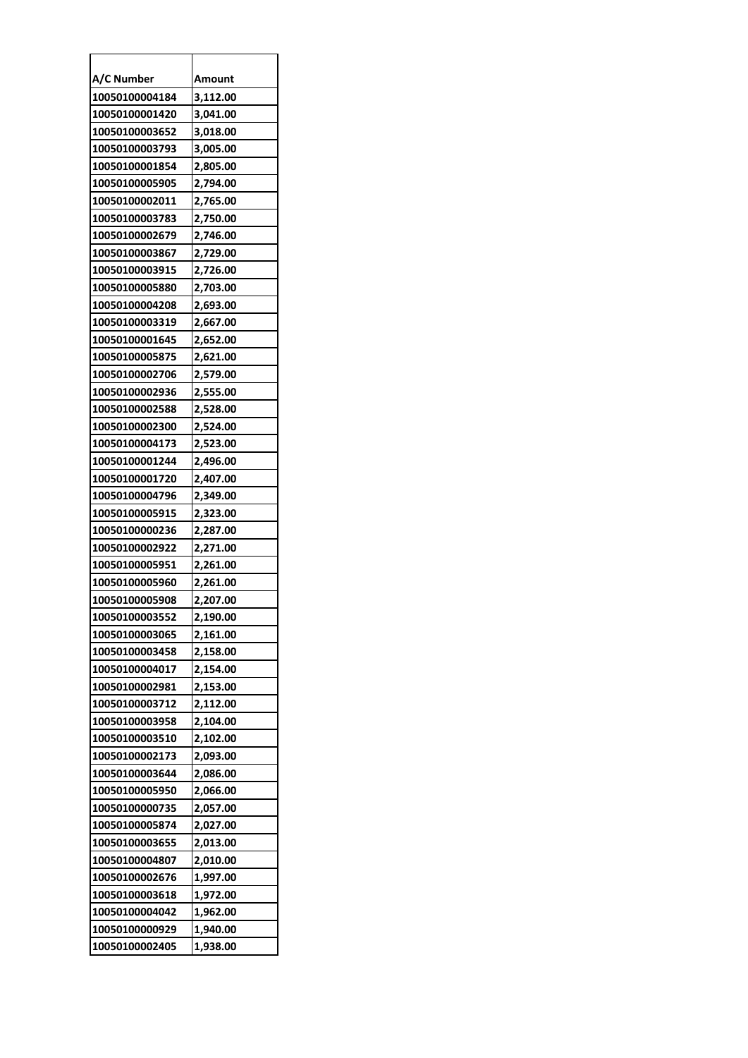| A/C Number | Amount |
| --- | --- |
| 10050100004184 | 3,112.00 |
| 10050100001420 | 3,041.00 |
| 10050100003652 | 3,018.00 |
| 10050100003793 | 3,005.00 |
| 10050100001854 | 2,805.00 |
| 10050100005905 | 2,794.00 |
| 10050100002011 | 2,765.00 |
| 10050100003783 | 2,750.00 |
| 10050100002679 | 2,746.00 |
| 10050100003867 | 2,729.00 |
| 10050100003915 | 2,726.00 |
| 10050100005880 | 2,703.00 |
| 10050100004208 | 2,693.00 |
| 10050100003319 | 2,667.00 |
| 10050100001645 | 2,652.00 |
| 10050100005875 | 2,621.00 |
| 10050100002706 | 2,579.00 |
| 10050100002936 | 2,555.00 |
| 10050100002588 | 2,528.00 |
| 10050100002300 | 2,524.00 |
| 10050100004173 | 2,523.00 |
| 10050100001244 | 2,496.00 |
| 10050100001720 | 2,407.00 |
| 10050100004796 | 2,349.00 |
| 10050100005915 | 2,323.00 |
| 10050100000236 | 2,287.00 |
| 10050100002922 | 2,271.00 |
| 10050100005951 | 2,261.00 |
| 10050100005960 | 2,261.00 |
| 10050100005908 | 2,207.00 |
| 10050100003552 | 2,190.00 |
| 10050100003065 | 2,161.00 |
| 10050100003458 | 2,158.00 |
| 10050100004017 | 2,154.00 |
| 10050100002981 | 2,153.00 |
| 10050100003712 | 2,112.00 |
| 10050100003958 | 2,104.00 |
| 10050100003510 | 2,102.00 |
| 10050100002173 | 2,093.00 |
| 10050100003644 | 2,086.00 |
| 10050100005950 | 2,066.00 |
| 10050100000735 | 2,057.00 |
| 10050100005874 | 2,027.00 |
| 10050100003655 | 2,013.00 |
| 10050100004807 | 2,010.00 |
| 10050100002676 | 1,997.00 |
| 10050100003618 | 1,972.00 |
| 10050100004042 | 1,962.00 |
| 10050100000929 | 1,940.00 |
| 10050100002405 | 1,938.00 |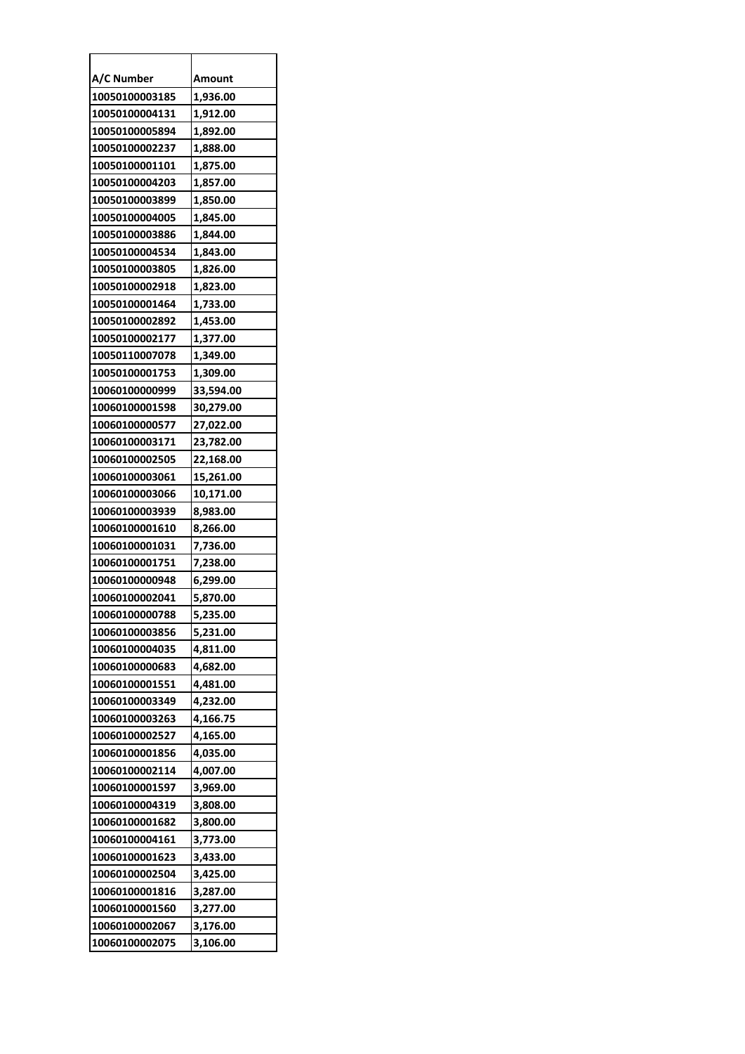| A/C Number | Amount |
| --- | --- |
| 10050100003185 | 1,936.00 |
| 10050100004131 | 1,912.00 |
| 10050100005894 | 1,892.00 |
| 10050100002237 | 1,888.00 |
| 10050100001101 | 1,875.00 |
| 10050100004203 | 1,857.00 |
| 10050100003899 | 1,850.00 |
| 10050100004005 | 1,845.00 |
| 10050100003886 | 1,844.00 |
| 10050100004534 | 1,843.00 |
| 10050100003805 | 1,826.00 |
| 10050100002918 | 1,823.00 |
| 10050100001464 | 1,733.00 |
| 10050100002892 | 1,453.00 |
| 10050100002177 | 1,377.00 |
| 10050110007078 | 1,349.00 |
| 10050100001753 | 1,309.00 |
| 10060100000999 | 33,594.00 |
| 10060100001598 | 30,279.00 |
| 10060100000577 | 27,022.00 |
| 10060100003171 | 23,782.00 |
| 10060100002505 | 22,168.00 |
| 10060100003061 | 15,261.00 |
| 10060100003066 | 10,171.00 |
| 10060100003939 | 8,983.00 |
| 10060100001610 | 8,266.00 |
| 10060100001031 | 7,736.00 |
| 10060100001751 | 7,238.00 |
| 10060100000948 | 6,299.00 |
| 10060100002041 | 5,870.00 |
| 10060100000788 | 5,235.00 |
| 10060100003856 | 5,231.00 |
| 10060100004035 | 4,811.00 |
| 10060100000683 | 4,682.00 |
| 10060100001551 | 4,481.00 |
| 10060100003349 | 4,232.00 |
| 10060100003263 | 4,166.75 |
| 10060100002527 | 4,165.00 |
| 10060100001856 | 4,035.00 |
| 10060100002114 | 4,007.00 |
| 10060100001597 | 3,969.00 |
| 10060100004319 | 3,808.00 |
| 10060100001682 | 3,800.00 |
| 10060100004161 | 3,773.00 |
| 10060100001623 | 3,433.00 |
| 10060100002504 | 3,425.00 |
| 10060100001816 | 3,287.00 |
| 10060100001560 | 3,277.00 |
| 10060100002067 | 3,176.00 |
| 10060100002075 | 3,106.00 |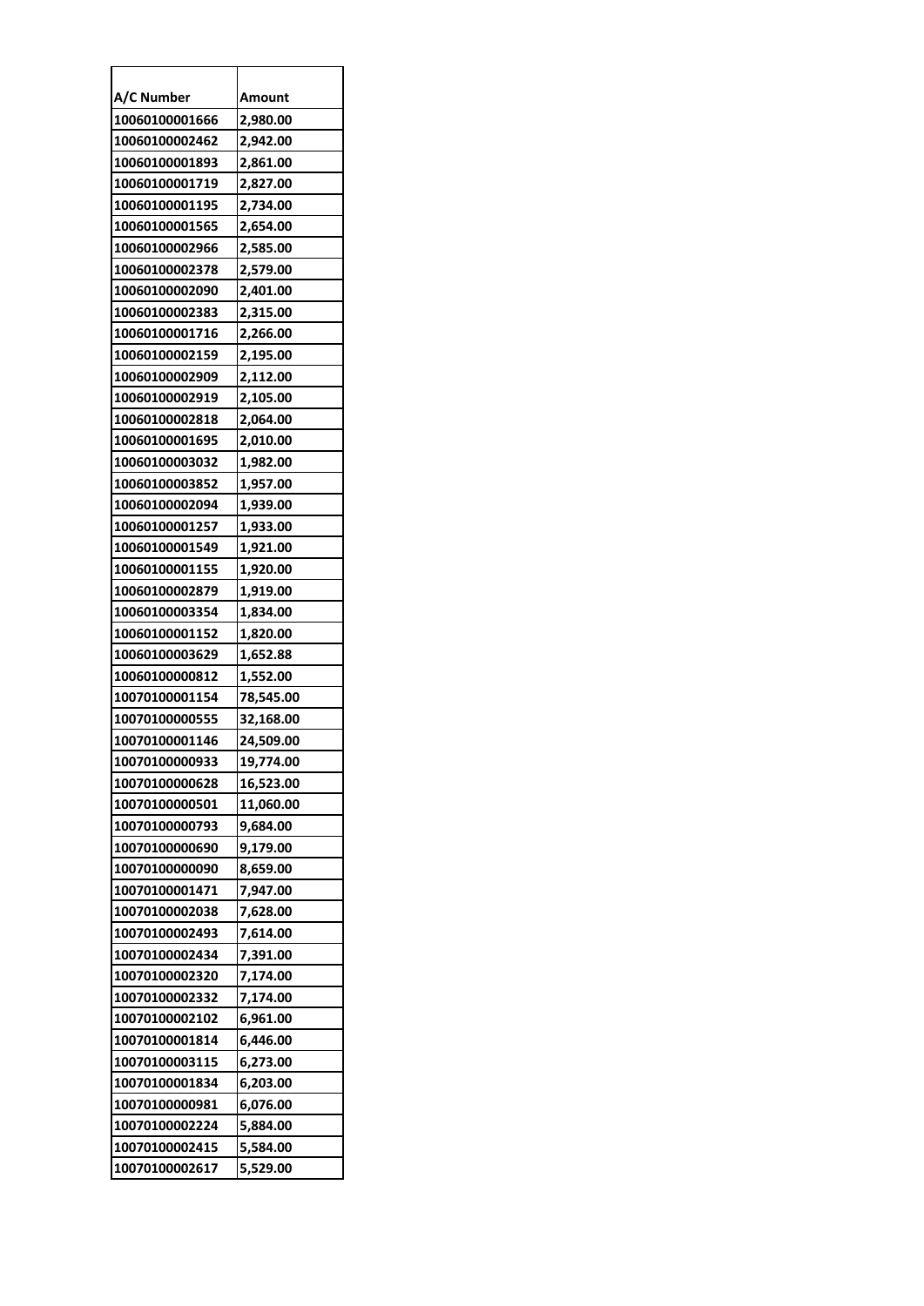| A/C Number | Amount |
|---|---|
| 10060100001666 | 2,980.00 |
| 10060100002462 | 2,942.00 |
| 10060100001893 | 2,861.00 |
| 10060100001719 | 2,827.00 |
| 10060100001195 | 2,734.00 |
| 10060100001565 | 2,654.00 |
| 10060100002966 | 2,585.00 |
| 10060100002378 | 2,579.00 |
| 10060100002090 | 2,401.00 |
| 10060100002383 | 2,315.00 |
| 10060100001716 | 2,266.00 |
| 10060100002159 | 2,195.00 |
| 10060100002909 | 2,112.00 |
| 10060100002919 | 2,105.00 |
| 10060100002818 | 2,064.00 |
| 10060100001695 | 2,010.00 |
| 10060100003032 | 1,982.00 |
| 10060100003852 | 1,957.00 |
| 10060100002094 | 1,939.00 |
| 10060100001257 | 1,933.00 |
| 10060100001549 | 1,921.00 |
| 10060100001155 | 1,920.00 |
| 10060100002879 | 1,919.00 |
| 10060100003354 | 1,834.00 |
| 10060100001152 | 1,820.00 |
| 10060100003629 | 1,652.88 |
| 10060100000812 | 1,552.00 |
| 10070100001154 | 78,545.00 |
| 10070100000555 | 32,168.00 |
| 10070100001146 | 24,509.00 |
| 10070100000933 | 19,774.00 |
| 10070100000628 | 16,523.00 |
| 10070100000501 | 11,060.00 |
| 10070100000793 | 9,684.00 |
| 10070100000690 | 9,179.00 |
| 10070100000090 | 8,659.00 |
| 10070100001471 | 7,947.00 |
| 10070100002038 | 7,628.00 |
| 10070100002493 | 7,614.00 |
| 10070100002434 | 7,391.00 |
| 10070100002320 | 7,174.00 |
| 10070100002332 | 7,174.00 |
| 10070100002102 | 6,961.00 |
| 10070100001814 | 6,446.00 |
| 10070100003115 | 6,273.00 |
| 10070100001834 | 6,203.00 |
| 10070100000981 | 6,076.00 |
| 10070100002224 | 5,884.00 |
| 10070100002415 | 5,584.00 |
| 10070100002617 | 5,529.00 |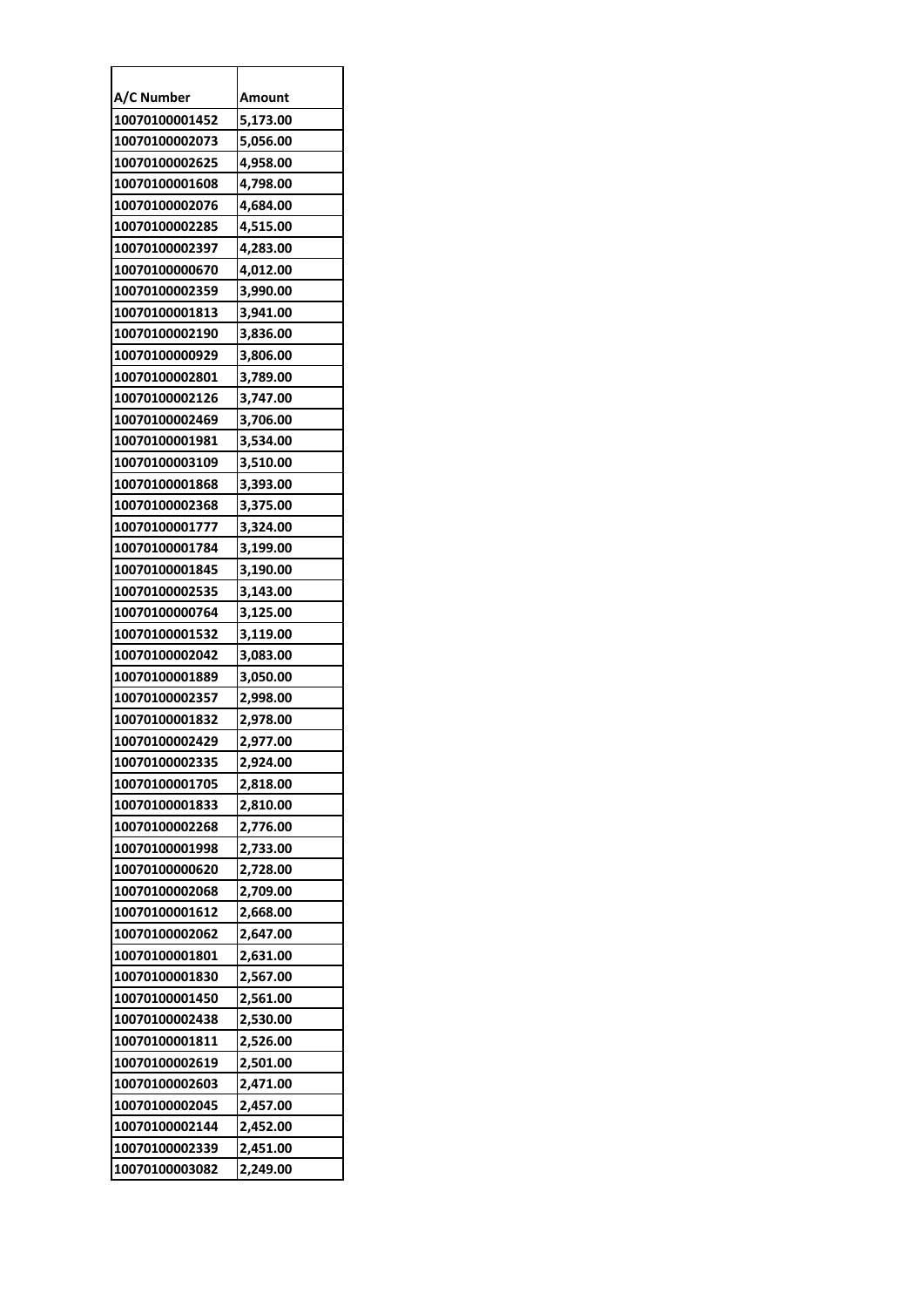| A/C Number | Amount |
|---|---|
| 10070100001452 | 5,173.00 |
| 10070100002073 | 5,056.00 |
| 10070100002625 | 4,958.00 |
| 10070100001608 | 4,798.00 |
| 10070100002076 | 4,684.00 |
| 10070100002285 | 4,515.00 |
| 10070100002397 | 4,283.00 |
| 10070100000670 | 4,012.00 |
| 10070100002359 | 3,990.00 |
| 10070100001813 | 3,941.00 |
| 10070100002190 | 3,836.00 |
| 10070100000929 | 3,806.00 |
| 10070100002801 | 3,789.00 |
| 10070100002126 | 3,747.00 |
| 10070100002469 | 3,706.00 |
| 10070100001981 | 3,534.00 |
| 10070100003109 | 3,510.00 |
| 10070100001868 | 3,393.00 |
| 10070100002368 | 3,375.00 |
| 10070100001777 | 3,324.00 |
| 10070100001784 | 3,199.00 |
| 10070100001845 | 3,190.00 |
| 10070100002535 | 3,143.00 |
| 10070100000764 | 3,125.00 |
| 10070100001532 | 3,119.00 |
| 10070100002042 | 3,083.00 |
| 10070100001889 | 3,050.00 |
| 10070100002357 | 2,998.00 |
| 10070100001832 | 2,978.00 |
| 10070100002429 | 2,977.00 |
| 10070100002335 | 2,924.00 |
| 10070100001705 | 2,818.00 |
| 10070100001833 | 2,810.00 |
| 10070100002268 | 2,776.00 |
| 10070100001998 | 2,733.00 |
| 10070100000620 | 2,728.00 |
| 10070100002068 | 2,709.00 |
| 10070100001612 | 2,668.00 |
| 10070100002062 | 2,647.00 |
| 10070100001801 | 2,631.00 |
| 10070100001830 | 2,567.00 |
| 10070100001450 | 2,561.00 |
| 10070100002438 | 2,530.00 |
| 10070100001811 | 2,526.00 |
| 10070100002619 | 2,501.00 |
| 10070100002603 | 2,471.00 |
| 10070100002045 | 2,457.00 |
| 10070100002144 | 2,452.00 |
| 10070100002339 | 2,451.00 |
| 10070100003082 | 2,249.00 |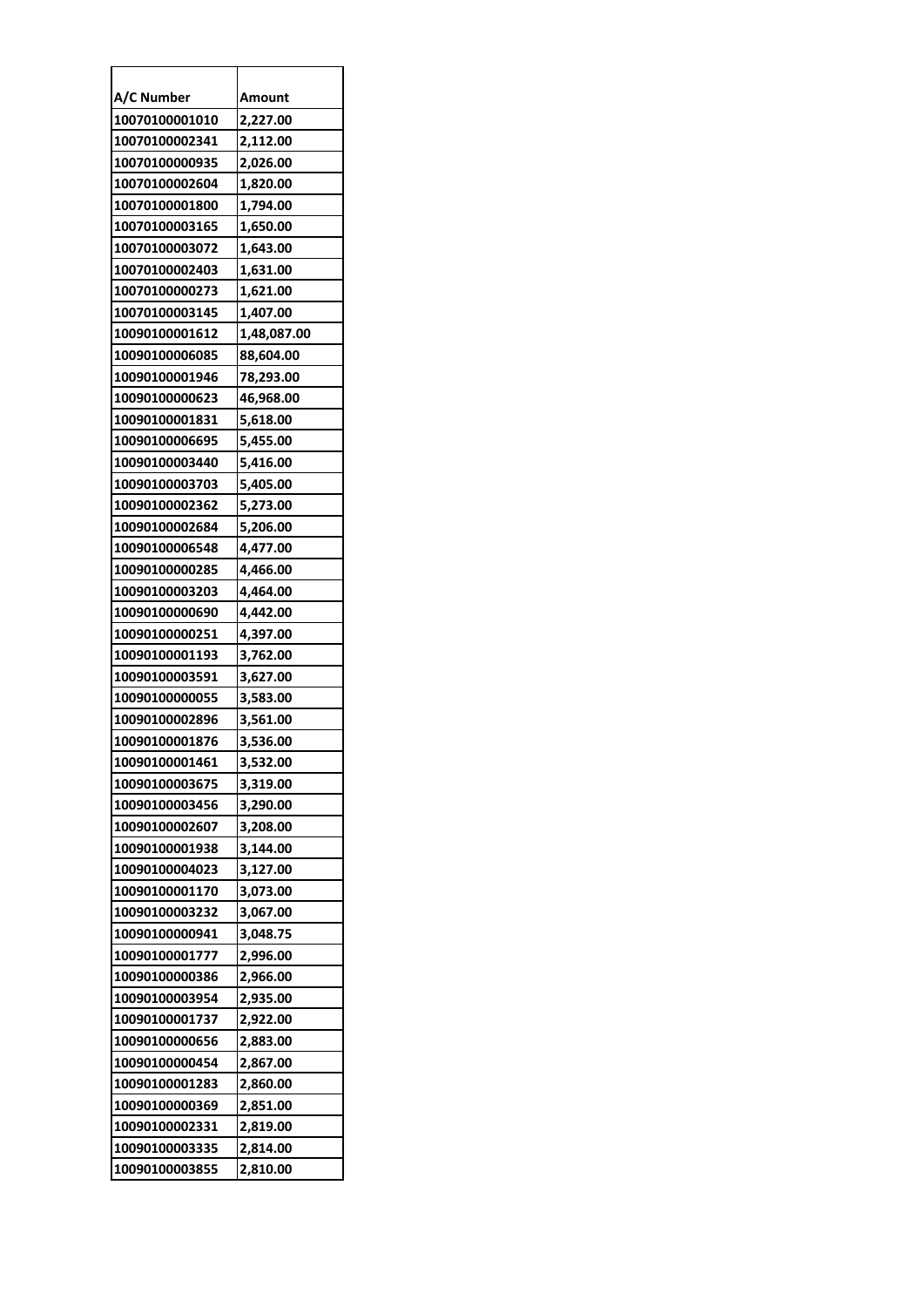| A/C Number | Amount |
|---|---|
| 10070100001010 | 2,227.00 |
| 10070100002341 | 2,112.00 |
| 10070100000935 | 2,026.00 |
| 10070100002604 | 1,820.00 |
| 10070100001800 | 1,794.00 |
| 10070100003165 | 1,650.00 |
| 10070100003072 | 1,643.00 |
| 10070100002403 | 1,631.00 |
| 10070100000273 | 1,621.00 |
| 10070100003145 | 1,407.00 |
| 10090100001612 | 1,48,087.00 |
| 10090100006085 | 88,604.00 |
| 10090100001946 | 78,293.00 |
| 10090100000623 | 46,968.00 |
| 10090100001831 | 5,618.00 |
| 10090100006695 | 5,455.00 |
| 10090100003440 | 5,416.00 |
| 10090100003703 | 5,405.00 |
| 10090100002362 | 5,273.00 |
| 10090100002684 | 5,206.00 |
| 10090100006548 | 4,477.00 |
| 10090100000285 | 4,466.00 |
| 10090100003203 | 4,464.00 |
| 10090100000690 | 4,442.00 |
| 10090100000251 | 4,397.00 |
| 10090100001193 | 3,762.00 |
| 10090100003591 | 3,627.00 |
| 10090100000055 | 3,583.00 |
| 10090100002896 | 3,561.00 |
| 10090100001876 | 3,536.00 |
| 10090100001461 | 3,532.00 |
| 10090100003675 | 3,319.00 |
| 10090100003456 | 3,290.00 |
| 10090100002607 | 3,208.00 |
| 10090100001938 | 3,144.00 |
| 10090100004023 | 3,127.00 |
| 10090100001170 | 3,073.00 |
| 10090100003232 | 3,067.00 |
| 10090100000941 | 3,048.75 |
| 10090100001777 | 2,996.00 |
| 10090100000386 | 2,966.00 |
| 10090100003954 | 2,935.00 |
| 10090100001737 | 2,922.00 |
| 10090100000656 | 2,883.00 |
| 10090100000454 | 2,867.00 |
| 10090100001283 | 2,860.00 |
| 10090100000369 | 2,851.00 |
| 10090100002331 | 2,819.00 |
| 10090100003335 | 2,814.00 |
| 10090100003855 | 2,810.00 |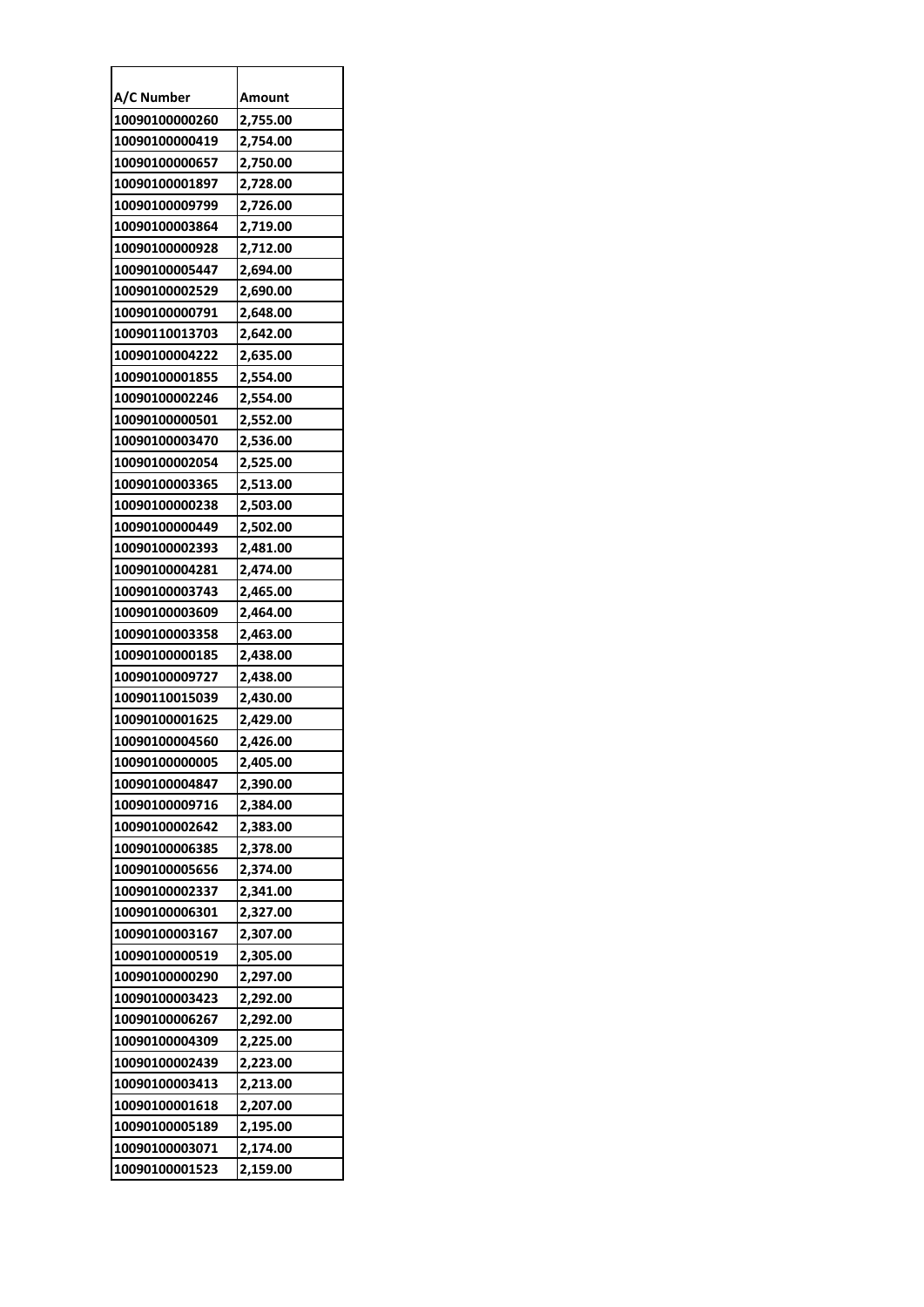| A/C Number | Amount |
|---|---|
| 10090100000260 | 2,755.00 |
| 10090100000419 | 2,754.00 |
| 10090100000657 | 2,750.00 |
| 10090100001897 | 2,728.00 |
| 10090100009799 | 2,726.00 |
| 10090100003864 | 2,719.00 |
| 10090100000928 | 2,712.00 |
| 10090100005447 | 2,694.00 |
| 10090100002529 | 2,690.00 |
| 10090100000791 | 2,648.00 |
| 10090110013703 | 2,642.00 |
| 10090100004222 | 2,635.00 |
| 10090100001855 | 2,554.00 |
| 10090100002246 | 2,554.00 |
| 10090100000501 | 2,552.00 |
| 10090100003470 | 2,536.00 |
| 10090100002054 | 2,525.00 |
| 10090100003365 | 2,513.00 |
| 10090100000238 | 2,503.00 |
| 10090100000449 | 2,502.00 |
| 10090100002393 | 2,481.00 |
| 10090100004281 | 2,474.00 |
| 10090100003743 | 2,465.00 |
| 10090100003609 | 2,464.00 |
| 10090100003358 | 2,463.00 |
| 10090100000185 | 2,438.00 |
| 10090100009727 | 2,438.00 |
| 10090110015039 | 2,430.00 |
| 10090100001625 | 2,429.00 |
| 10090100004560 | 2,426.00 |
| 10090100000005 | 2,405.00 |
| 10090100004847 | 2,390.00 |
| 10090100009716 | 2,384.00 |
| 10090100002642 | 2,383.00 |
| 10090100006385 | 2,378.00 |
| 10090100005656 | 2,374.00 |
| 10090100002337 | 2,341.00 |
| 10090100006301 | 2,327.00 |
| 10090100003167 | 2,307.00 |
| 10090100000519 | 2,305.00 |
| 10090100000290 | 2,297.00 |
| 10090100003423 | 2,292.00 |
| 10090100006267 | 2,292.00 |
| 10090100004309 | 2,225.00 |
| 10090100002439 | 2,223.00 |
| 10090100003413 | 2,213.00 |
| 10090100001618 | 2,207.00 |
| 10090100005189 | 2,195.00 |
| 10090100003071 | 2,174.00 |
| 10090100001523 | 2,159.00 |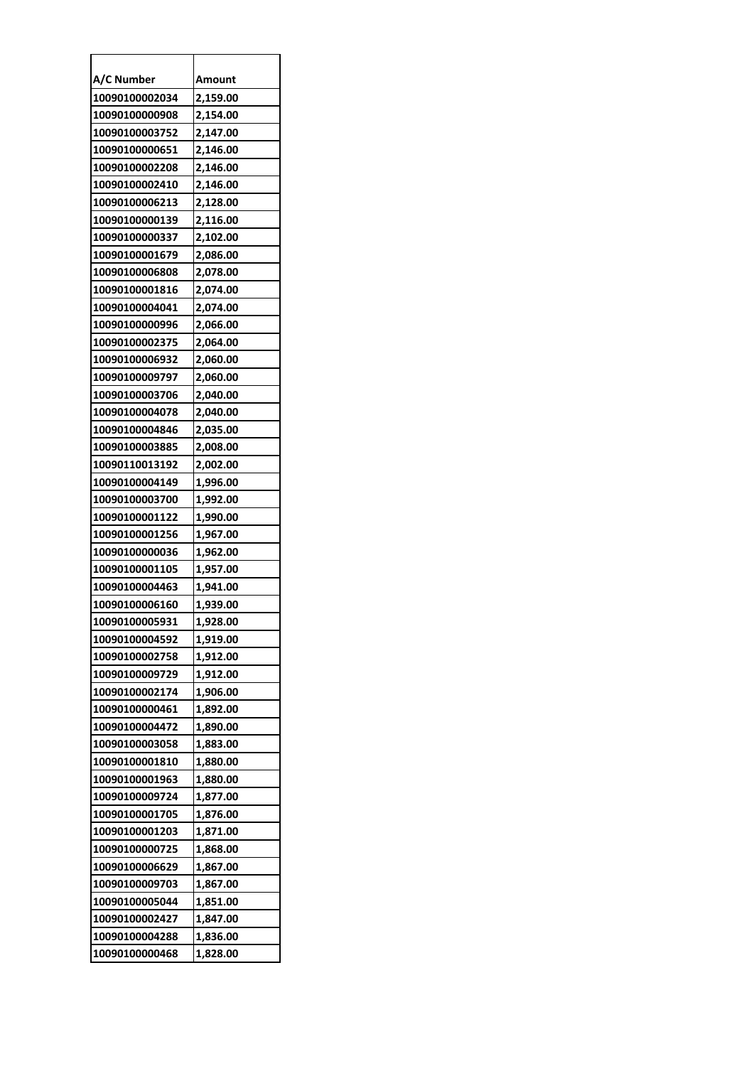| A/C Number | Amount |
|---|---|
| 10090100002034 | 2,159.00 |
| 10090100000908 | 2,154.00 |
| 10090100003752 | 2,147.00 |
| 10090100000651 | 2,146.00 |
| 10090100002208 | 2,146.00 |
| 10090100002410 | 2,146.00 |
| 10090100006213 | 2,128.00 |
| 10090100000139 | 2,116.00 |
| 10090100000337 | 2,102.00 |
| 10090100001679 | 2,086.00 |
| 10090100006808 | 2,078.00 |
| 10090100001816 | 2,074.00 |
| 10090100004041 | 2,074.00 |
| 10090100000996 | 2,066.00 |
| 10090100002375 | 2,064.00 |
| 10090100006932 | 2,060.00 |
| 10090100009797 | 2,060.00 |
| 10090100003706 | 2,040.00 |
| 10090100004078 | 2,040.00 |
| 10090100004846 | 2,035.00 |
| 10090100003885 | 2,008.00 |
| 10090110013192 | 2,002.00 |
| 10090100004149 | 1,996.00 |
| 10090100003700 | 1,992.00 |
| 10090100001122 | 1,990.00 |
| 10090100001256 | 1,967.00 |
| 10090100000036 | 1,962.00 |
| 10090100001105 | 1,957.00 |
| 10090100004463 | 1,941.00 |
| 10090100006160 | 1,939.00 |
| 10090100005931 | 1,928.00 |
| 10090100004592 | 1,919.00 |
| 10090100002758 | 1,912.00 |
| 10090100009729 | 1,912.00 |
| 10090100002174 | 1,906.00 |
| 10090100000461 | 1,892.00 |
| 10090100004472 | 1,890.00 |
| 10090100003058 | 1,883.00 |
| 10090100001810 | 1,880.00 |
| 10090100001963 | 1,880.00 |
| 10090100009724 | 1,877.00 |
| 10090100001705 | 1,876.00 |
| 10090100001203 | 1,871.00 |
| 10090100000725 | 1,868.00 |
| 10090100006629 | 1,867.00 |
| 10090100009703 | 1,867.00 |
| 10090100005044 | 1,851.00 |
| 10090100002427 | 1,847.00 |
| 10090100004288 | 1,836.00 |
| 10090100000468 | 1,828.00 |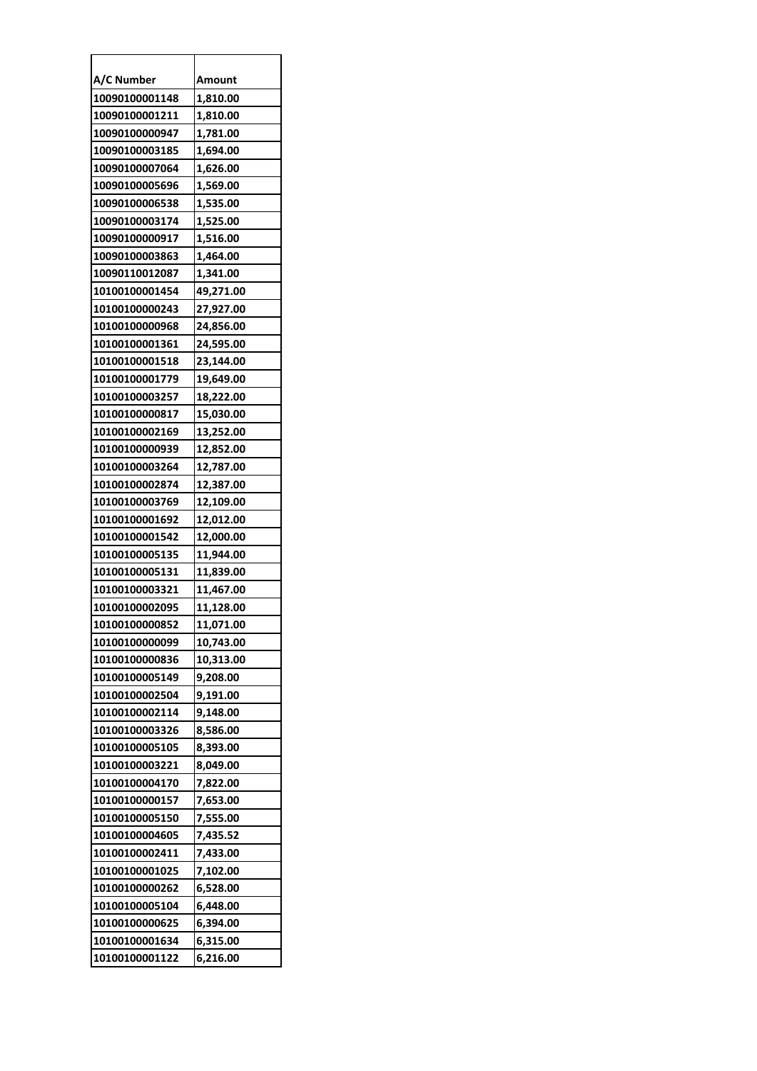| A/C Number | Amount |
|---|---|
| 10090100001148 | 1,810.00 |
| 10090100001211 | 1,810.00 |
| 10090100000947 | 1,781.00 |
| 10090100003185 | 1,694.00 |
| 10090100007064 | 1,626.00 |
| 10090100005696 | 1,569.00 |
| 10090100006538 | 1,535.00 |
| 10090100003174 | 1,525.00 |
| 10090100000917 | 1,516.00 |
| 10090100003863 | 1,464.00 |
| 10090110012087 | 1,341.00 |
| 10100100001454 | 49,271.00 |
| 10100100000243 | 27,927.00 |
| 10100100000968 | 24,856.00 |
| 10100100001361 | 24,595.00 |
| 10100100001518 | 23,144.00 |
| 10100100001779 | 19,649.00 |
| 10100100003257 | 18,222.00 |
| 10100100000817 | 15,030.00 |
| 10100100002169 | 13,252.00 |
| 10100100000939 | 12,852.00 |
| 10100100003264 | 12,787.00 |
| 10100100002874 | 12,387.00 |
| 10100100003769 | 12,109.00 |
| 10100100001692 | 12,012.00 |
| 10100100001542 | 12,000.00 |
| 10100100005135 | 11,944.00 |
| 10100100005131 | 11,839.00 |
| 10100100003321 | 11,467.00 |
| 10100100002095 | 11,128.00 |
| 10100100000852 | 11,071.00 |
| 10100100000099 | 10,743.00 |
| 10100100000836 | 10,313.00 |
| 10100100005149 | 9,208.00 |
| 10100100002504 | 9,191.00 |
| 10100100002114 | 9,148.00 |
| 10100100003326 | 8,586.00 |
| 10100100005105 | 8,393.00 |
| 10100100003221 | 8,049.00 |
| 10100100004170 | 7,822.00 |
| 10100100000157 | 7,653.00 |
| 10100100005150 | 7,555.00 |
| 10100100004605 | 7,435.52 |
| 10100100002411 | 7,433.00 |
| 10100100001025 | 7,102.00 |
| 10100100000262 | 6,528.00 |
| 10100100005104 | 6,448.00 |
| 10100100000625 | 6,394.00 |
| 10100100001634 | 6,315.00 |
| 10100100001122 | 6,216.00 |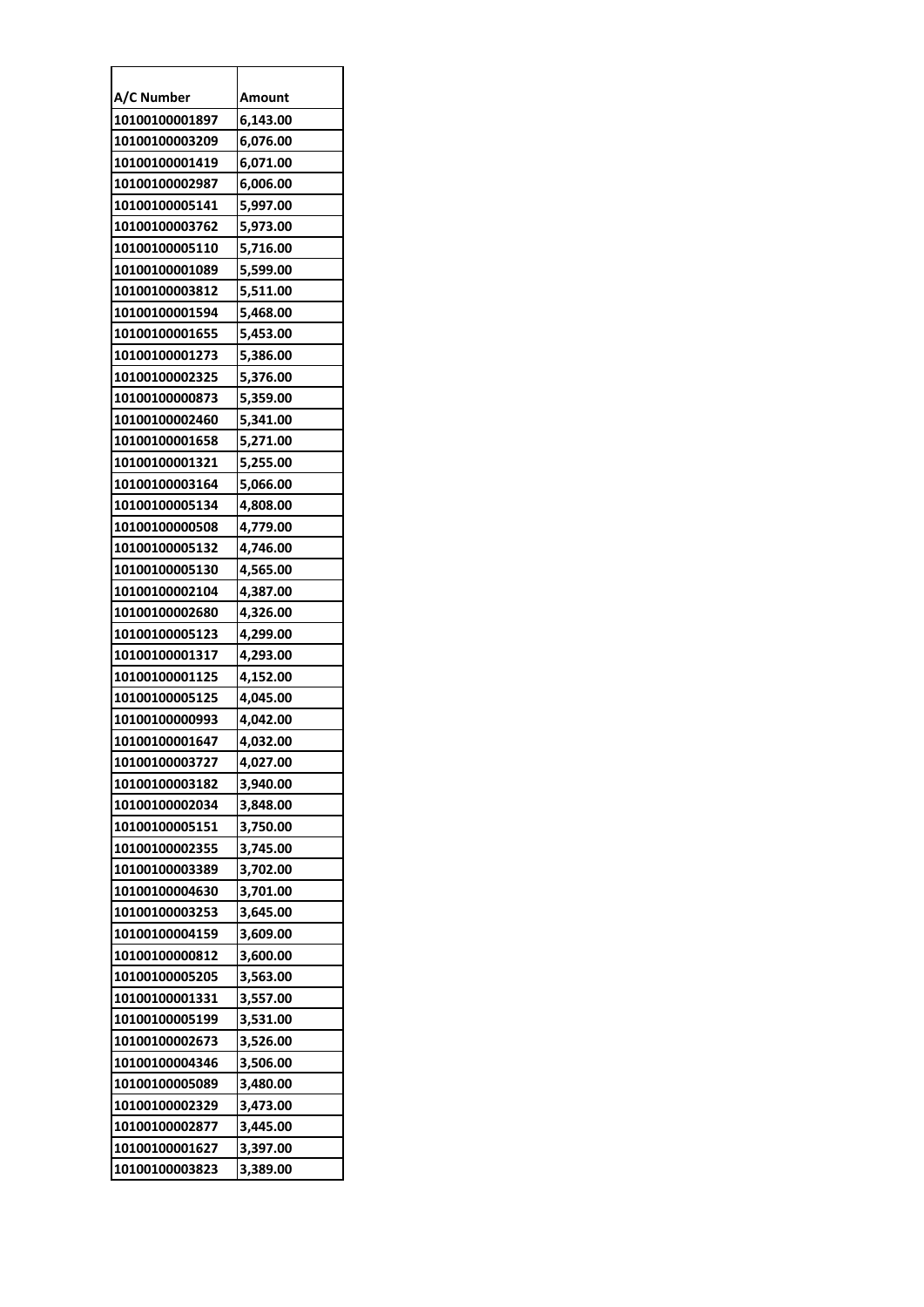| A/C Number | Amount |
|---|---|
| 10100100001897 | 6,143.00 |
| 10100100003209 | 6,076.00 |
| 10100100001419 | 6,071.00 |
| 10100100002987 | 6,006.00 |
| 10100100005141 | 5,997.00 |
| 10100100003762 | 5,973.00 |
| 10100100005110 | 5,716.00 |
| 10100100001089 | 5,599.00 |
| 10100100003812 | 5,511.00 |
| 10100100001594 | 5,468.00 |
| 10100100001655 | 5,453.00 |
| 10100100001273 | 5,386.00 |
| 10100100002325 | 5,376.00 |
| 10100100000873 | 5,359.00 |
| 10100100002460 | 5,341.00 |
| 10100100001658 | 5,271.00 |
| 10100100001321 | 5,255.00 |
| 10100100003164 | 5,066.00 |
| 10100100005134 | 4,808.00 |
| 10100100000508 | 4,779.00 |
| 10100100005132 | 4,746.00 |
| 10100100005130 | 4,565.00 |
| 10100100002104 | 4,387.00 |
| 10100100002680 | 4,326.00 |
| 10100100005123 | 4,299.00 |
| 10100100001317 | 4,293.00 |
| 10100100001125 | 4,152.00 |
| 10100100005125 | 4,045.00 |
| 10100100000993 | 4,042.00 |
| 10100100001647 | 4,032.00 |
| 10100100003727 | 4,027.00 |
| 10100100003182 | 3,940.00 |
| 10100100002034 | 3,848.00 |
| 10100100005151 | 3,750.00 |
| 10100100002355 | 3,745.00 |
| 10100100003389 | 3,702.00 |
| 10100100004630 | 3,701.00 |
| 10100100003253 | 3,645.00 |
| 10100100004159 | 3,609.00 |
| 10100100000812 | 3,600.00 |
| 10100100005205 | 3,563.00 |
| 10100100001331 | 3,557.00 |
| 10100100005199 | 3,531.00 |
| 10100100002673 | 3,526.00 |
| 10100100004346 | 3,506.00 |
| 10100100005089 | 3,480.00 |
| 10100100002329 | 3,473.00 |
| 10100100002877 | 3,445.00 |
| 10100100001627 | 3,397.00 |
| 10100100003823 | 3,389.00 |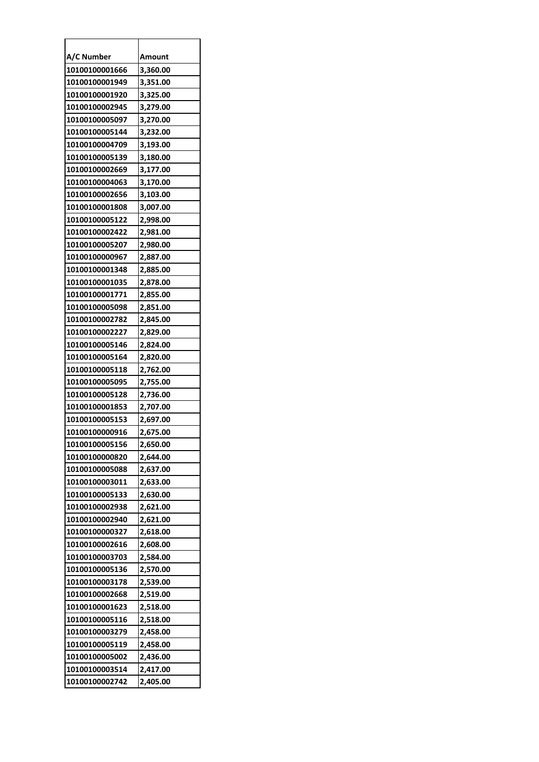| A/C Number | Amount |
|---|---|
| 10100100001666 | 3,360.00 |
| 10100100001949 | 3,351.00 |
| 10100100001920 | 3,325.00 |
| 10100100002945 | 3,279.00 |
| 10100100005097 | 3,270.00 |
| 10100100005144 | 3,232.00 |
| 10100100004709 | 3,193.00 |
| 10100100005139 | 3,180.00 |
| 10100100002669 | 3,177.00 |
| 10100100004063 | 3,170.00 |
| 10100100002656 | 3,103.00 |
| 10100100001808 | 3,007.00 |
| 10100100005122 | 2,998.00 |
| 10100100002422 | 2,981.00 |
| 10100100005207 | 2,980.00 |
| 10100100000967 | 2,887.00 |
| 10100100001348 | 2,885.00 |
| 10100100001035 | 2,878.00 |
| 10100100001771 | 2,855.00 |
| 10100100005098 | 2,851.00 |
| 10100100002782 | 2,845.00 |
| 10100100002227 | 2,829.00 |
| 10100100005146 | 2,824.00 |
| 10100100005164 | 2,820.00 |
| 10100100005118 | 2,762.00 |
| 10100100005095 | 2,755.00 |
| 10100100005128 | 2,736.00 |
| 10100100001853 | 2,707.00 |
| 10100100005153 | 2,697.00 |
| 10100100000916 | 2,675.00 |
| 10100100005156 | 2,650.00 |
| 10100100000820 | 2,644.00 |
| 10100100005088 | 2,637.00 |
| 10100100003011 | 2,633.00 |
| 10100100005133 | 2,630.00 |
| 10100100002938 | 2,621.00 |
| 10100100002940 | 2,621.00 |
| 10100100000327 | 2,618.00 |
| 10100100002616 | 2,608.00 |
| 10100100003703 | 2,584.00 |
| 10100100005136 | 2,570.00 |
| 10100100003178 | 2,539.00 |
| 10100100002668 | 2,519.00 |
| 10100100001623 | 2,518.00 |
| 10100100005116 | 2,518.00 |
| 10100100003279 | 2,458.00 |
| 10100100005119 | 2,458.00 |
| 10100100005002 | 2,436.00 |
| 10100100003514 | 2,417.00 |
| 10100100002742 | 2,405.00 |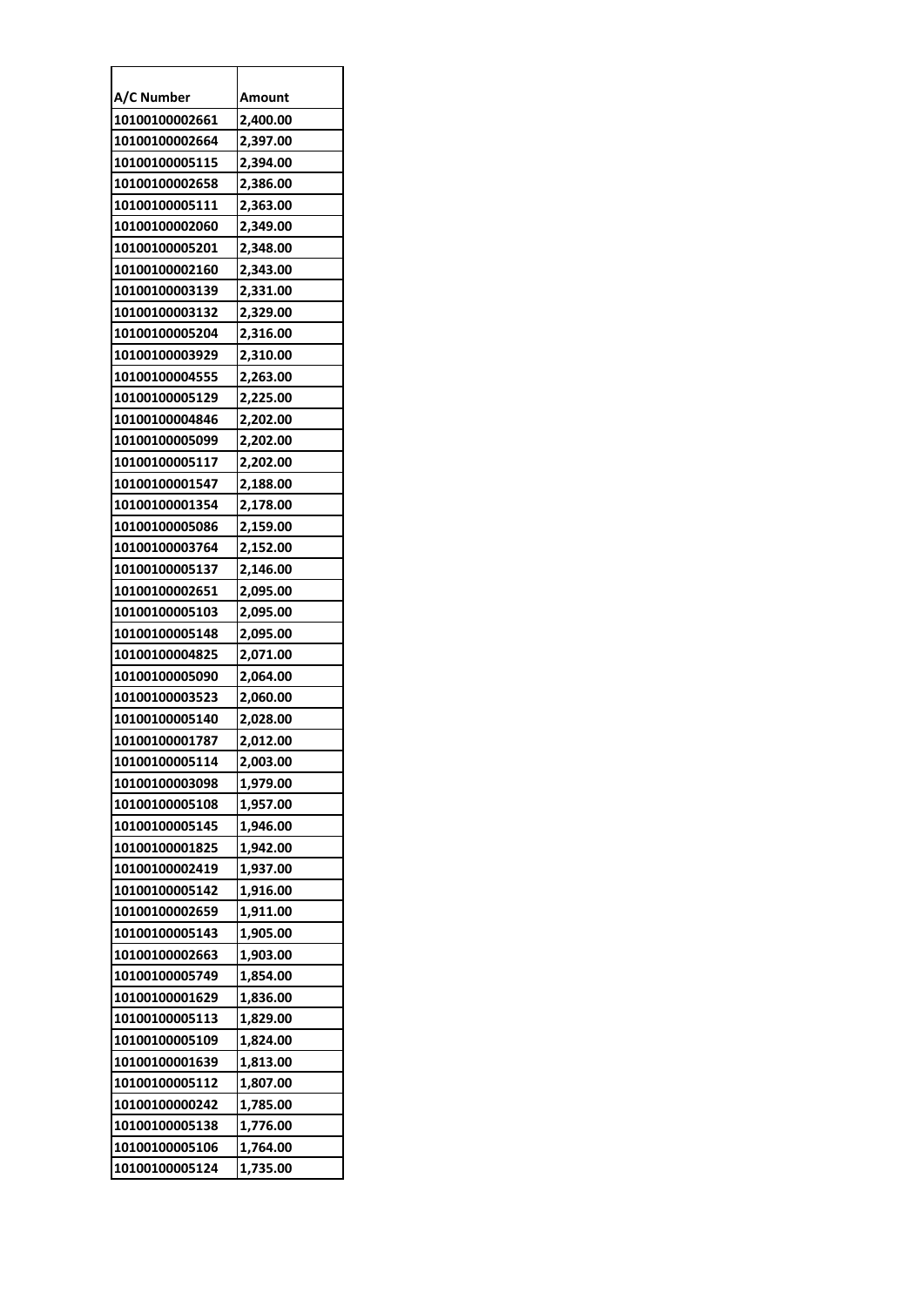| A/C Number | Amount |
|---|---|
| 10100100002661 | 2,400.00 |
| 10100100002664 | 2,397.00 |
| 10100100005115 | 2,394.00 |
| 10100100002658 | 2,386.00 |
| 10100100005111 | 2,363.00 |
| 10100100002060 | 2,349.00 |
| 10100100005201 | 2,348.00 |
| 10100100002160 | 2,343.00 |
| 10100100003139 | 2,331.00 |
| 10100100003132 | 2,329.00 |
| 10100100005204 | 2,316.00 |
| 10100100003929 | 2,310.00 |
| 10100100004555 | 2,263.00 |
| 10100100005129 | 2,225.00 |
| 10100100004846 | 2,202.00 |
| 10100100005099 | 2,202.00 |
| 10100100005117 | 2,202.00 |
| 10100100001547 | 2,188.00 |
| 10100100001354 | 2,178.00 |
| 10100100005086 | 2,159.00 |
| 10100100003764 | 2,152.00 |
| 10100100005137 | 2,146.00 |
| 10100100002651 | 2,095.00 |
| 10100100005103 | 2,095.00 |
| 10100100005148 | 2,095.00 |
| 10100100004825 | 2,071.00 |
| 10100100005090 | 2,064.00 |
| 10100100003523 | 2,060.00 |
| 10100100005140 | 2,028.00 |
| 10100100001787 | 2,012.00 |
| 10100100005114 | 2,003.00 |
| 10100100003098 | 1,979.00 |
| 10100100005108 | 1,957.00 |
| 10100100005145 | 1,946.00 |
| 10100100001825 | 1,942.00 |
| 10100100002419 | 1,937.00 |
| 10100100005142 | 1,916.00 |
| 10100100002659 | 1,911.00 |
| 10100100005143 | 1,905.00 |
| 10100100002663 | 1,903.00 |
| 10100100005749 | 1,854.00 |
| 10100100001629 | 1,836.00 |
| 10100100005113 | 1,829.00 |
| 10100100005109 | 1,824.00 |
| 10100100001639 | 1,813.00 |
| 10100100005112 | 1,807.00 |
| 10100100000242 | 1,785.00 |
| 10100100005138 | 1,776.00 |
| 10100100005106 | 1,764.00 |
| 10100100005124 | 1,735.00 |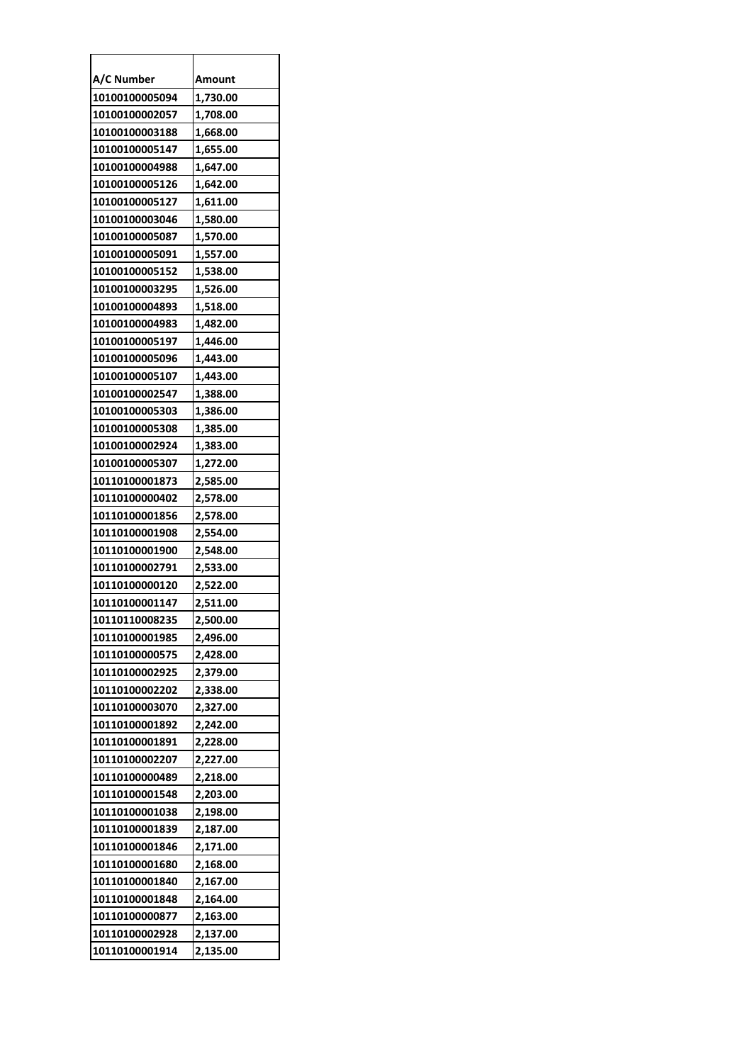| A/C Number | Amount |
|---|---|
| 10100100005094 | 1,730.00 |
| 10100100002057 | 1,708.00 |
| 10100100003188 | 1,668.00 |
| 10100100005147 | 1,655.00 |
| 10100100004988 | 1,647.00 |
| 10100100005126 | 1,642.00 |
| 10100100005127 | 1,611.00 |
| 10100100003046 | 1,580.00 |
| 10100100005087 | 1,570.00 |
| 10100100005091 | 1,557.00 |
| 10100100005152 | 1,538.00 |
| 10100100003295 | 1,526.00 |
| 10100100004893 | 1,518.00 |
| 10100100004983 | 1,482.00 |
| 10100100005197 | 1,446.00 |
| 10100100005096 | 1,443.00 |
| 10100100005107 | 1,443.00 |
| 10100100002547 | 1,388.00 |
| 10100100005303 | 1,386.00 |
| 10100100005308 | 1,385.00 |
| 10100100002924 | 1,383.00 |
| 10100100005307 | 1,272.00 |
| 10110100001873 | 2,585.00 |
| 10110100000402 | 2,578.00 |
| 10110100001856 | 2,578.00 |
| 10110100001908 | 2,554.00 |
| 10110100001900 | 2,548.00 |
| 10110100002791 | 2,533.00 |
| 10110100000120 | 2,522.00 |
| 10110100001147 | 2,511.00 |
| 10110110008235 | 2,500.00 |
| 10110100001985 | 2,496.00 |
| 10110100000575 | 2,428.00 |
| 10110100002925 | 2,379.00 |
| 10110100002202 | 2,338.00 |
| 10110100003070 | 2,327.00 |
| 10110100001892 | 2,242.00 |
| 10110100001891 | 2,228.00 |
| 10110100002207 | 2,227.00 |
| 10110100000489 | 2,218.00 |
| 10110100001548 | 2,203.00 |
| 10110100001038 | 2,198.00 |
| 10110100001839 | 2,187.00 |
| 10110100001846 | 2,171.00 |
| 10110100001680 | 2,168.00 |
| 10110100001840 | 2,167.00 |
| 10110100001848 | 2,164.00 |
| 10110100000877 | 2,163.00 |
| 10110100002928 | 2,137.00 |
| 10110100001914 | 2,135.00 |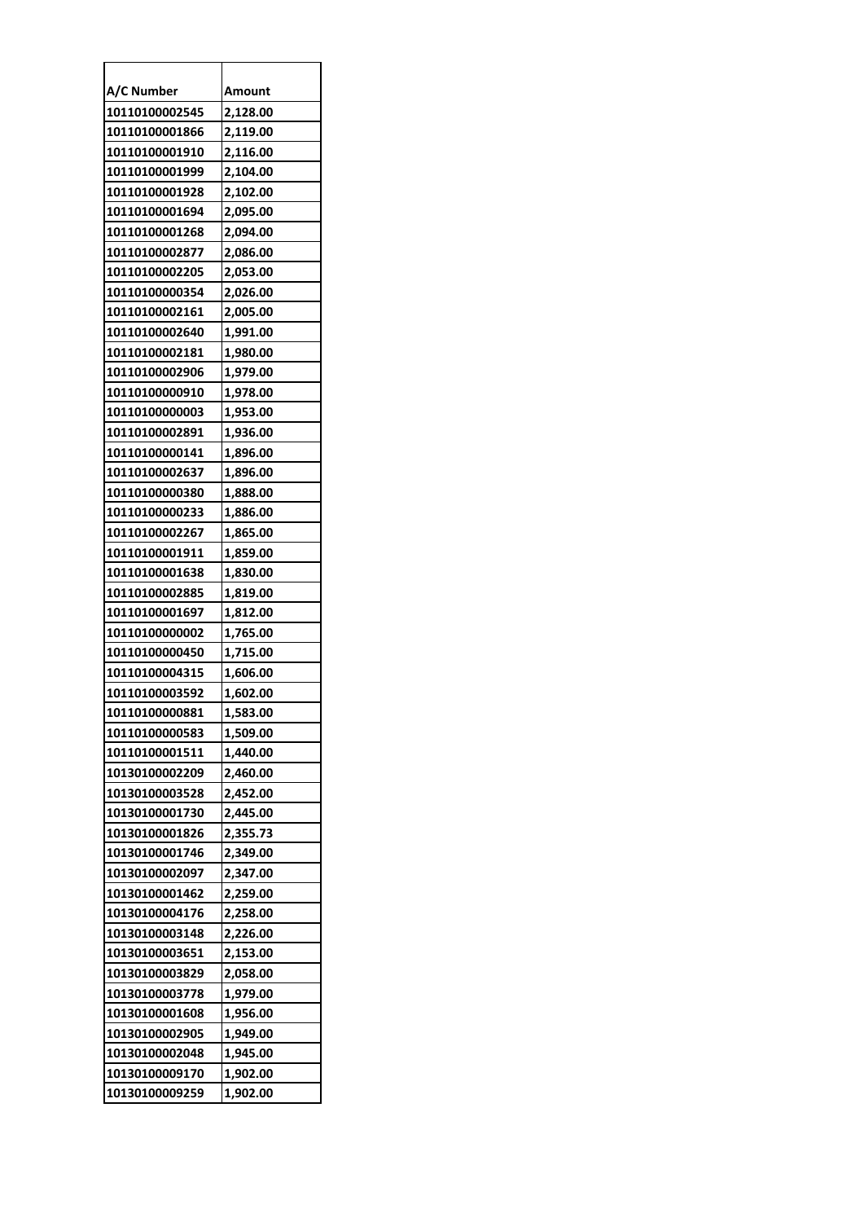| A/C Number | Amount |
| --- | --- |
| 10110100002545 | 2,128.00 |
| 10110100001866 | 2,119.00 |
| 10110100001910 | 2,116.00 |
| 10110100001999 | 2,104.00 |
| 10110100001928 | 2,102.00 |
| 10110100001694 | 2,095.00 |
| 10110100001268 | 2,094.00 |
| 10110100002877 | 2,086.00 |
| 10110100002205 | 2,053.00 |
| 10110100000354 | 2,026.00 |
| 10110100002161 | 2,005.00 |
| 10110100002640 | 1,991.00 |
| 10110100002181 | 1,980.00 |
| 10110100002906 | 1,979.00 |
| 10110100000910 | 1,978.00 |
| 10110100000003 | 1,953.00 |
| 10110100002891 | 1,936.00 |
| 10110100000141 | 1,896.00 |
| 10110100002637 | 1,896.00 |
| 10110100000380 | 1,888.00 |
| 10110100000233 | 1,886.00 |
| 10110100002267 | 1,865.00 |
| 10110100001911 | 1,859.00 |
| 10110100001638 | 1,830.00 |
| 10110100002885 | 1,819.00 |
| 10110100001697 | 1,812.00 |
| 10110100000002 | 1,765.00 |
| 10110100000450 | 1,715.00 |
| 10110100004315 | 1,606.00 |
| 10110100003592 | 1,602.00 |
| 10110100000881 | 1,583.00 |
| 10110100000583 | 1,509.00 |
| 10110100001511 | 1,440.00 |
| 10130100002209 | 2,460.00 |
| 10130100003528 | 2,452.00 |
| 10130100001730 | 2,445.00 |
| 10130100001826 | 2,355.73 |
| 10130100001746 | 2,349.00 |
| 10130100002097 | 2,347.00 |
| 10130100001462 | 2,259.00 |
| 10130100004176 | 2,258.00 |
| 10130100003148 | 2,226.00 |
| 10130100003651 | 2,153.00 |
| 10130100003829 | 2,058.00 |
| 10130100003778 | 1,979.00 |
| 10130100001608 | 1,956.00 |
| 10130100002905 | 1,949.00 |
| 10130100002048 | 1,945.00 |
| 10130100009170 | 1,902.00 |
| 10130100009259 | 1,902.00 |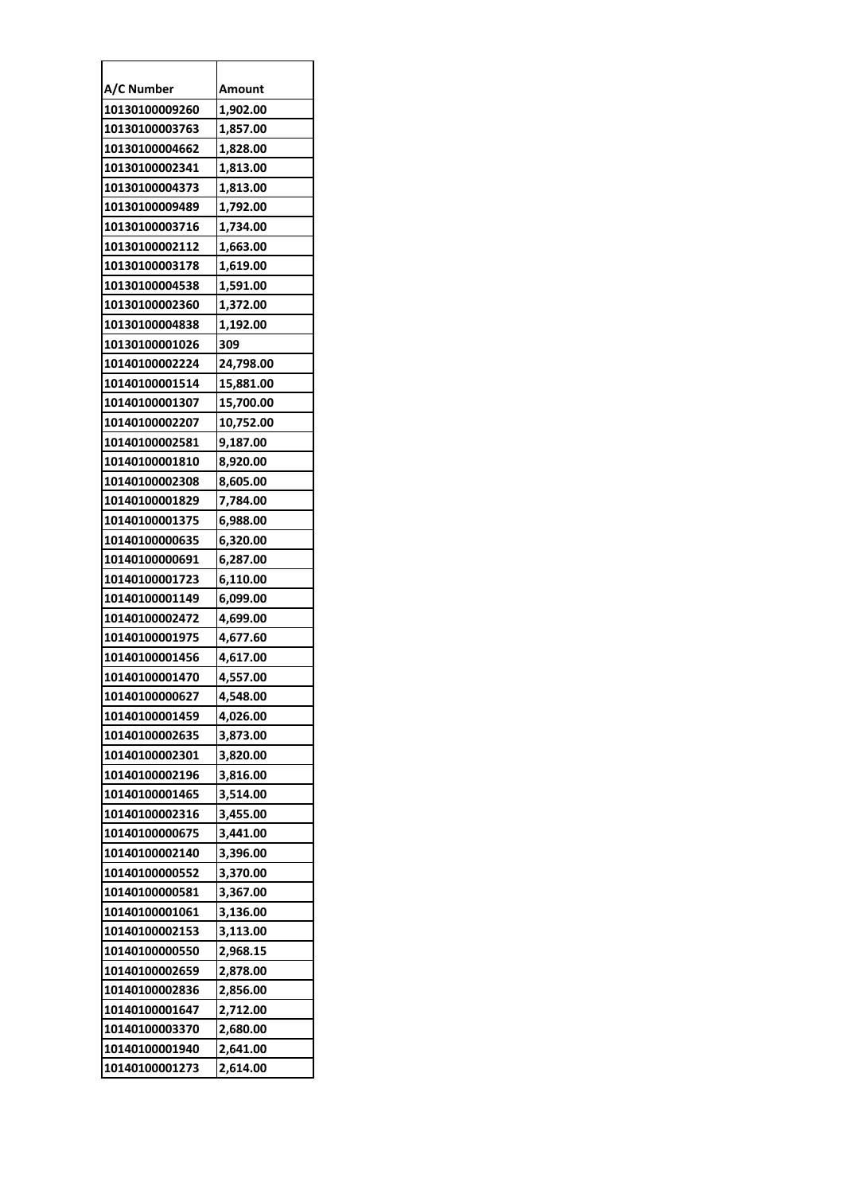| A/C Number | Amount |
|---|---|
| 10130100009260 | 1,902.00 |
| 10130100003763 | 1,857.00 |
| 10130100004662 | 1,828.00 |
| 10130100002341 | 1,813.00 |
| 10130100004373 | 1,813.00 |
| 10130100009489 | 1,792.00 |
| 10130100003716 | 1,734.00 |
| 10130100002112 | 1,663.00 |
| 10130100003178 | 1,619.00 |
| 10130100004538 | 1,591.00 |
| 10130100002360 | 1,372.00 |
| 10130100004838 | 1,192.00 |
| 10130100001026 | 309 |
| 10140100002224 | 24,798.00 |
| 10140100001514 | 15,881.00 |
| 10140100001307 | 15,700.00 |
| 10140100002207 | 10,752.00 |
| 10140100002581 | 9,187.00 |
| 10140100001810 | 8,920.00 |
| 10140100002308 | 8,605.00 |
| 10140100001829 | 7,784.00 |
| 10140100001375 | 6,988.00 |
| 10140100000635 | 6,320.00 |
| 10140100000691 | 6,287.00 |
| 10140100001723 | 6,110.00 |
| 10140100001149 | 6,099.00 |
| 10140100002472 | 4,699.00 |
| 10140100001975 | 4,677.60 |
| 10140100001456 | 4,617.00 |
| 10140100001470 | 4,557.00 |
| 10140100000627 | 4,548.00 |
| 10140100001459 | 4,026.00 |
| 10140100002635 | 3,873.00 |
| 10140100002301 | 3,820.00 |
| 10140100002196 | 3,816.00 |
| 10140100001465 | 3,514.00 |
| 10140100002316 | 3,455.00 |
| 10140100000675 | 3,441.00 |
| 10140100002140 | 3,396.00 |
| 10140100000552 | 3,370.00 |
| 10140100000581 | 3,367.00 |
| 10140100001061 | 3,136.00 |
| 10140100002153 | 3,113.00 |
| 10140100000550 | 2,968.15 |
| 10140100002659 | 2,878.00 |
| 10140100002836 | 2,856.00 |
| 10140100001647 | 2,712.00 |
| 10140100003370 | 2,680.00 |
| 10140100001940 | 2,641.00 |
| 10140100001273 | 2,614.00 |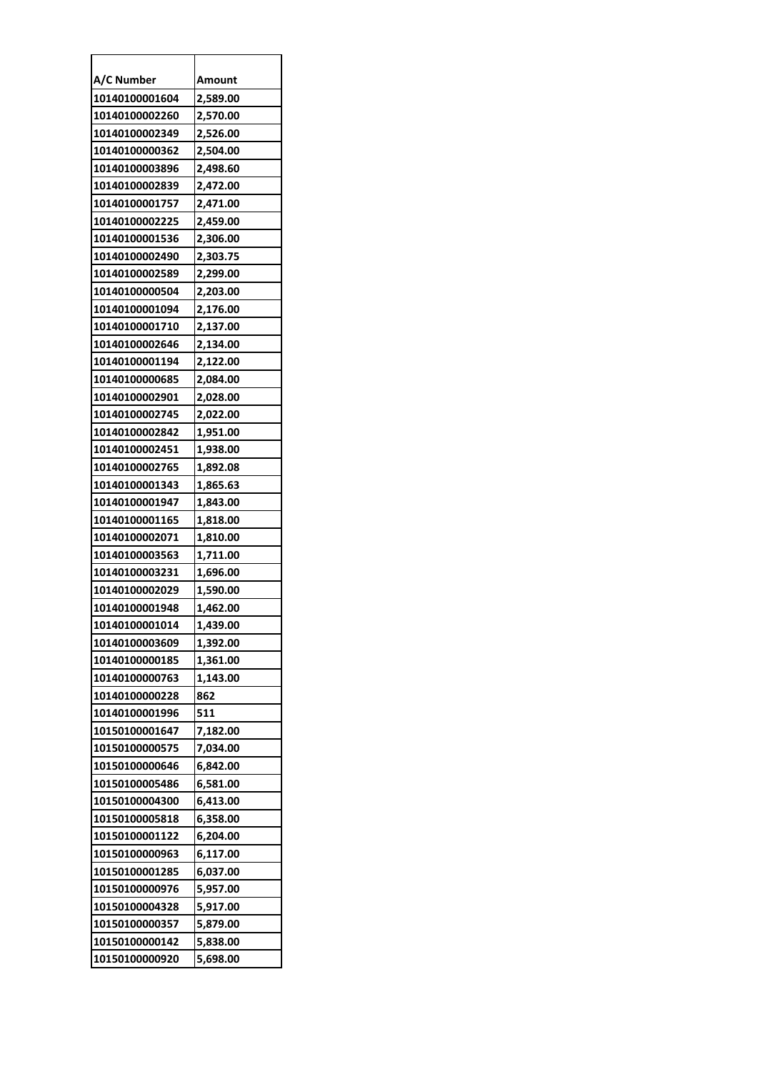| A/C Number | Amount |
| --- | --- |
| 10140100001604 | 2,589.00 |
| 10140100002260 | 2,570.00 |
| 10140100002349 | 2,526.00 |
| 10140100000362 | 2,504.00 |
| 10140100003896 | 2,498.60 |
| 10140100002839 | 2,472.00 |
| 10140100001757 | 2,471.00 |
| 10140100002225 | 2,459.00 |
| 10140100001536 | 2,306.00 |
| 10140100002490 | 2,303.75 |
| 10140100002589 | 2,299.00 |
| 10140100000504 | 2,203.00 |
| 10140100001094 | 2,176.00 |
| 10140100001710 | 2,137.00 |
| 10140100002646 | 2,134.00 |
| 10140100001194 | 2,122.00 |
| 10140100000685 | 2,084.00 |
| 10140100002901 | 2,028.00 |
| 10140100002745 | 2,022.00 |
| 10140100002842 | 1,951.00 |
| 10140100002451 | 1,938.00 |
| 10140100002765 | 1,892.08 |
| 10140100001343 | 1,865.63 |
| 10140100001947 | 1,843.00 |
| 10140100001165 | 1,818.00 |
| 10140100002071 | 1,810.00 |
| 10140100003563 | 1,711.00 |
| 10140100003231 | 1,696.00 |
| 10140100002029 | 1,590.00 |
| 10140100001948 | 1,462.00 |
| 10140100001014 | 1,439.00 |
| 10140100003609 | 1,392.00 |
| 10140100000185 | 1,361.00 |
| 10140100000763 | 1,143.00 |
| 10140100000228 | 862 |
| 10140100001996 | 511 |
| 10150100001647 | 7,182.00 |
| 10150100000575 | 7,034.00 |
| 10150100000646 | 6,842.00 |
| 10150100005486 | 6,581.00 |
| 10150100004300 | 6,413.00 |
| 10150100005818 | 6,358.00 |
| 10150100001122 | 6,204.00 |
| 10150100000963 | 6,117.00 |
| 10150100001285 | 6,037.00 |
| 10150100000976 | 5,957.00 |
| 10150100004328 | 5,917.00 |
| 10150100000357 | 5,879.00 |
| 10150100000142 | 5,838.00 |
| 10150100000920 | 5,698.00 |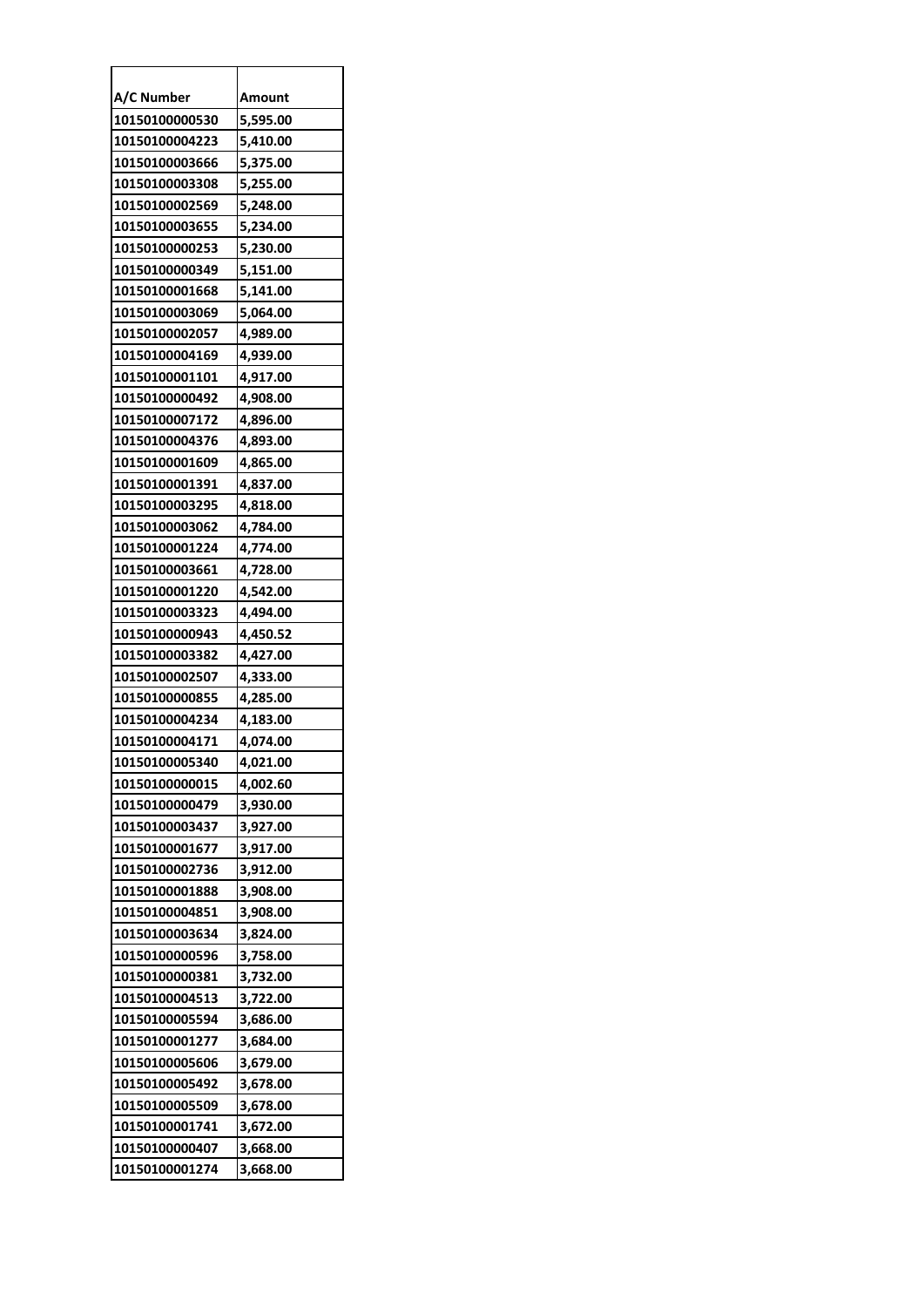| A/C Number | Amount |
|---|---|
| 10150100000530 | 5,595.00 |
| 10150100004223 | 5,410.00 |
| 10150100003666 | 5,375.00 |
| 10150100003308 | 5,255.00 |
| 10150100002569 | 5,248.00 |
| 10150100003655 | 5,234.00 |
| 10150100000253 | 5,230.00 |
| 10150100000349 | 5,151.00 |
| 10150100001668 | 5,141.00 |
| 10150100003069 | 5,064.00 |
| 10150100002057 | 4,989.00 |
| 10150100004169 | 4,939.00 |
| 10150100001101 | 4,917.00 |
| 10150100000492 | 4,908.00 |
| 10150100007172 | 4,896.00 |
| 10150100004376 | 4,893.00 |
| 10150100001609 | 4,865.00 |
| 10150100001391 | 4,837.00 |
| 10150100003295 | 4,818.00 |
| 10150100003062 | 4,784.00 |
| 10150100001224 | 4,774.00 |
| 10150100003661 | 4,728.00 |
| 10150100001220 | 4,542.00 |
| 10150100003323 | 4,494.00 |
| 10150100000943 | 4,450.52 |
| 10150100003382 | 4,427.00 |
| 10150100002507 | 4,333.00 |
| 10150100000855 | 4,285.00 |
| 10150100004234 | 4,183.00 |
| 10150100004171 | 4,074.00 |
| 10150100005340 | 4,021.00 |
| 10150100000015 | 4,002.60 |
| 10150100000479 | 3,930.00 |
| 10150100003437 | 3,927.00 |
| 10150100001677 | 3,917.00 |
| 10150100002736 | 3,912.00 |
| 10150100001888 | 3,908.00 |
| 10150100004851 | 3,908.00 |
| 10150100003634 | 3,824.00 |
| 10150100000596 | 3,758.00 |
| 10150100000381 | 3,732.00 |
| 10150100004513 | 3,722.00 |
| 10150100005594 | 3,686.00 |
| 10150100001277 | 3,684.00 |
| 10150100005606 | 3,679.00 |
| 10150100005492 | 3,678.00 |
| 10150100005509 | 3,678.00 |
| 10150100001741 | 3,672.00 |
| 10150100000407 | 3,668.00 |
| 10150100001274 | 3,668.00 |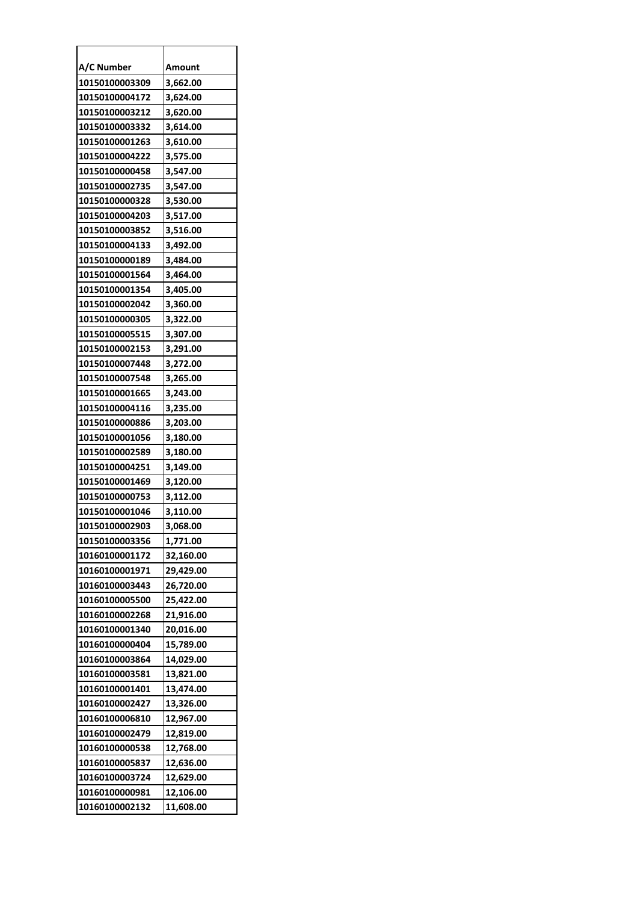| A/C Number | Amount |
|---|---|
| 10150100003309 | 3,662.00 |
| 10150100004172 | 3,624.00 |
| 10150100003212 | 3,620.00 |
| 10150100003332 | 3,614.00 |
| 10150100001263 | 3,610.00 |
| 10150100004222 | 3,575.00 |
| 10150100000458 | 3,547.00 |
| 10150100002735 | 3,547.00 |
| 10150100000328 | 3,530.00 |
| 10150100004203 | 3,517.00 |
| 10150100003852 | 3,516.00 |
| 10150100004133 | 3,492.00 |
| 10150100000189 | 3,484.00 |
| 10150100001564 | 3,464.00 |
| 10150100001354 | 3,405.00 |
| 10150100002042 | 3,360.00 |
| 10150100000305 | 3,322.00 |
| 10150100005515 | 3,307.00 |
| 10150100002153 | 3,291.00 |
| 10150100007448 | 3,272.00 |
| 10150100007548 | 3,265.00 |
| 10150100001665 | 3,243.00 |
| 10150100004116 | 3,235.00 |
| 10150100000886 | 3,203.00 |
| 10150100001056 | 3,180.00 |
| 10150100002589 | 3,180.00 |
| 10150100004251 | 3,149.00 |
| 10150100001469 | 3,120.00 |
| 10150100000753 | 3,112.00 |
| 10150100001046 | 3,110.00 |
| 10150100002903 | 3,068.00 |
| 10150100003356 | 1,771.00 |
| 10160100001172 | 32,160.00 |
| 10160100001971 | 29,429.00 |
| 10160100003443 | 26,720.00 |
| 10160100005500 | 25,422.00 |
| 10160100002268 | 21,916.00 |
| 10160100001340 | 20,016.00 |
| 10160100000404 | 15,789.00 |
| 10160100003864 | 14,029.00 |
| 10160100003581 | 13,821.00 |
| 10160100001401 | 13,474.00 |
| 10160100002427 | 13,326.00 |
| 10160100006810 | 12,967.00 |
| 10160100002479 | 12,819.00 |
| 10160100000538 | 12,768.00 |
| 10160100005837 | 12,636.00 |
| 10160100003724 | 12,629.00 |
| 10160100000981 | 12,106.00 |
| 10160100002132 | 11,608.00 |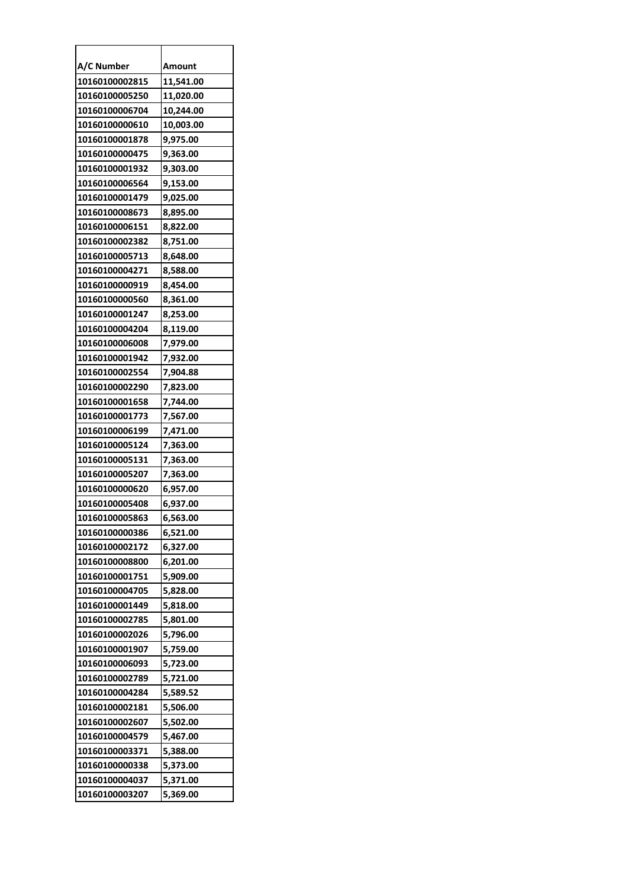| A/C Number | Amount |
|---|---|
| 10160100002815 | 11,541.00 |
| 10160100005250 | 11,020.00 |
| 10160100006704 | 10,244.00 |
| 10160100000610 | 10,003.00 |
| 10160100001878 | 9,975.00 |
| 10160100000475 | 9,363.00 |
| 10160100001932 | 9,303.00 |
| 10160100006564 | 9,153.00 |
| 10160100001479 | 9,025.00 |
| 10160100008673 | 8,895.00 |
| 10160100006151 | 8,822.00 |
| 10160100002382 | 8,751.00 |
| 10160100005713 | 8,648.00 |
| 10160100004271 | 8,588.00 |
| 10160100000919 | 8,454.00 |
| 10160100000560 | 8,361.00 |
| 10160100001247 | 8,253.00 |
| 10160100004204 | 8,119.00 |
| 10160100006008 | 7,979.00 |
| 10160100001942 | 7,932.00 |
| 10160100002554 | 7,904.88 |
| 10160100002290 | 7,823.00 |
| 10160100001658 | 7,744.00 |
| 10160100001773 | 7,567.00 |
| 10160100006199 | 7,471.00 |
| 10160100005124 | 7,363.00 |
| 10160100005131 | 7,363.00 |
| 10160100005207 | 7,363.00 |
| 10160100000620 | 6,957.00 |
| 10160100005408 | 6,937.00 |
| 10160100005863 | 6,563.00 |
| 10160100000386 | 6,521.00 |
| 10160100002172 | 6,327.00 |
| 10160100008800 | 6,201.00 |
| 10160100001751 | 5,909.00 |
| 10160100004705 | 5,828.00 |
| 10160100001449 | 5,818.00 |
| 10160100002785 | 5,801.00 |
| 10160100002026 | 5,796.00 |
| 10160100001907 | 5,759.00 |
| 10160100006093 | 5,723.00 |
| 10160100002789 | 5,721.00 |
| 10160100004284 | 5,589.52 |
| 10160100002181 | 5,506.00 |
| 10160100002607 | 5,502.00 |
| 10160100004579 | 5,467.00 |
| 10160100003371 | 5,388.00 |
| 10160100000338 | 5,373.00 |
| 10160100004037 | 5,371.00 |
| 10160100003207 | 5,369.00 |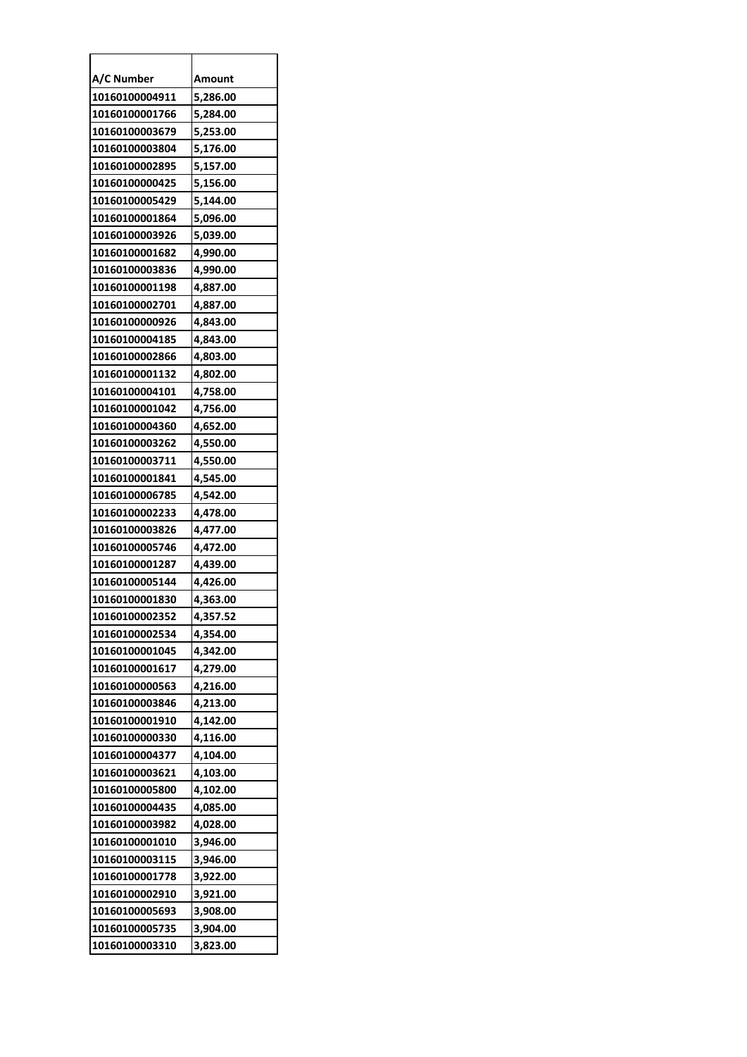| A/C Number | Amount |
| --- | --- |
| 10160100004911 | 5,286.00 |
| 10160100001766 | 5,284.00 |
| 10160100003679 | 5,253.00 |
| 10160100003804 | 5,176.00 |
| 10160100002895 | 5,157.00 |
| 10160100000425 | 5,156.00 |
| 10160100005429 | 5,144.00 |
| 10160100001864 | 5,096.00 |
| 10160100003926 | 5,039.00 |
| 10160100001682 | 4,990.00 |
| 10160100003836 | 4,990.00 |
| 10160100001198 | 4,887.00 |
| 10160100002701 | 4,887.00 |
| 10160100000926 | 4,843.00 |
| 10160100004185 | 4,843.00 |
| 10160100002866 | 4,803.00 |
| 10160100001132 | 4,802.00 |
| 10160100004101 | 4,758.00 |
| 10160100001042 | 4,756.00 |
| 10160100004360 | 4,652.00 |
| 10160100003262 | 4,550.00 |
| 10160100003711 | 4,550.00 |
| 10160100001841 | 4,545.00 |
| 10160100006785 | 4,542.00 |
| 10160100002233 | 4,478.00 |
| 10160100003826 | 4,477.00 |
| 10160100005746 | 4,472.00 |
| 10160100001287 | 4,439.00 |
| 10160100005144 | 4,426.00 |
| 10160100001830 | 4,363.00 |
| 10160100002352 | 4,357.52 |
| 10160100002534 | 4,354.00 |
| 10160100001045 | 4,342.00 |
| 10160100001617 | 4,279.00 |
| 10160100000563 | 4,216.00 |
| 10160100003846 | 4,213.00 |
| 10160100001910 | 4,142.00 |
| 10160100000330 | 4,116.00 |
| 10160100004377 | 4,104.00 |
| 10160100003621 | 4,103.00 |
| 10160100005800 | 4,102.00 |
| 10160100004435 | 4,085.00 |
| 10160100003982 | 4,028.00 |
| 10160100001010 | 3,946.00 |
| 10160100003115 | 3,946.00 |
| 10160100001778 | 3,922.00 |
| 10160100002910 | 3,921.00 |
| 10160100005693 | 3,908.00 |
| 10160100005735 | 3,904.00 |
| 10160100003310 | 3,823.00 |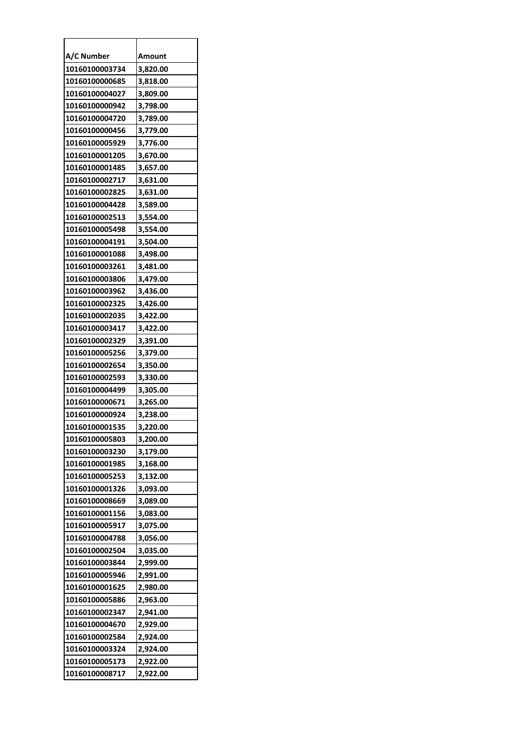| A/C Number | Amount |
|---|---|
| 10160100003734 | 3,820.00 |
| 10160100000685 | 3,818.00 |
| 10160100004027 | 3,809.00 |
| 10160100000942 | 3,798.00 |
| 10160100004720 | 3,789.00 |
| 10160100000456 | 3,779.00 |
| 10160100005929 | 3,776.00 |
| 10160100001205 | 3,670.00 |
| 10160100001485 | 3,657.00 |
| 10160100002717 | 3,631.00 |
| 10160100002825 | 3,631.00 |
| 10160100004428 | 3,589.00 |
| 10160100002513 | 3,554.00 |
| 10160100005498 | 3,554.00 |
| 10160100004191 | 3,504.00 |
| 10160100001088 | 3,498.00 |
| 10160100003261 | 3,481.00 |
| 10160100003806 | 3,479.00 |
| 10160100003962 | 3,436.00 |
| 10160100002325 | 3,426.00 |
| 10160100002035 | 3,422.00 |
| 10160100003417 | 3,422.00 |
| 10160100002329 | 3,391.00 |
| 10160100005256 | 3,379.00 |
| 10160100002654 | 3,350.00 |
| 10160100002593 | 3,330.00 |
| 10160100004499 | 3,305.00 |
| 10160100000671 | 3,265.00 |
| 10160100000924 | 3,238.00 |
| 10160100001535 | 3,220.00 |
| 10160100005803 | 3,200.00 |
| 10160100003230 | 3,179.00 |
| 10160100001985 | 3,168.00 |
| 10160100005253 | 3,132.00 |
| 10160100001326 | 3,093.00 |
| 10160100008669 | 3,089.00 |
| 10160100001156 | 3,083.00 |
| 10160100005917 | 3,075.00 |
| 10160100004788 | 3,056.00 |
| 10160100002504 | 3,035.00 |
| 10160100003844 | 2,999.00 |
| 10160100005946 | 2,991.00 |
| 10160100001625 | 2,980.00 |
| 10160100005886 | 2,963.00 |
| 10160100002347 | 2,941.00 |
| 10160100004670 | 2,929.00 |
| 10160100002584 | 2,924.00 |
| 10160100003324 | 2,924.00 |
| 10160100005173 | 2,922.00 |
| 10160100008717 | 2,922.00 |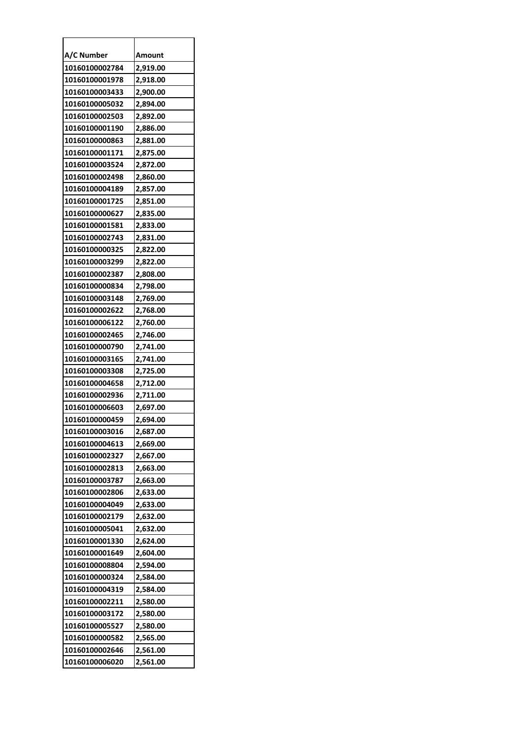| A/C Number | Amount |
|---|---|
| 10160100002784 | 2,919.00 |
| 10160100001978 | 2,918.00 |
| 10160100003433 | 2,900.00 |
| 10160100005032 | 2,894.00 |
| 10160100002503 | 2,892.00 |
| 10160100001190 | 2,886.00 |
| 10160100000863 | 2,881.00 |
| 10160100001171 | 2,875.00 |
| 10160100003524 | 2,872.00 |
| 10160100002498 | 2,860.00 |
| 10160100004189 | 2,857.00 |
| 10160100001725 | 2,851.00 |
| 10160100000627 | 2,835.00 |
| 10160100001581 | 2,833.00 |
| 10160100002743 | 2,831.00 |
| 10160100000325 | 2,822.00 |
| 10160100003299 | 2,822.00 |
| 10160100002387 | 2,808.00 |
| 10160100000834 | 2,798.00 |
| 10160100003148 | 2,769.00 |
| 10160100002622 | 2,768.00 |
| 10160100006122 | 2,760.00 |
| 10160100002465 | 2,746.00 |
| 10160100000790 | 2,741.00 |
| 10160100003165 | 2,741.00 |
| 10160100003308 | 2,725.00 |
| 10160100004658 | 2,712.00 |
| 10160100002936 | 2,711.00 |
| 10160100006603 | 2,697.00 |
| 10160100000459 | 2,694.00 |
| 10160100003016 | 2,687.00 |
| 10160100004613 | 2,669.00 |
| 10160100002327 | 2,667.00 |
| 10160100002813 | 2,663.00 |
| 10160100003787 | 2,663.00 |
| 10160100002806 | 2,633.00 |
| 10160100004049 | 2,633.00 |
| 10160100002179 | 2,632.00 |
| 10160100005041 | 2,632.00 |
| 10160100001330 | 2,624.00 |
| 10160100001649 | 2,604.00 |
| 10160100008804 | 2,594.00 |
| 10160100000324 | 2,584.00 |
| 10160100004319 | 2,584.00 |
| 10160100002211 | 2,580.00 |
| 10160100003172 | 2,580.00 |
| 10160100005527 | 2,580.00 |
| 10160100000582 | 2,565.00 |
| 10160100002646 | 2,561.00 |
| 10160100006020 | 2,561.00 |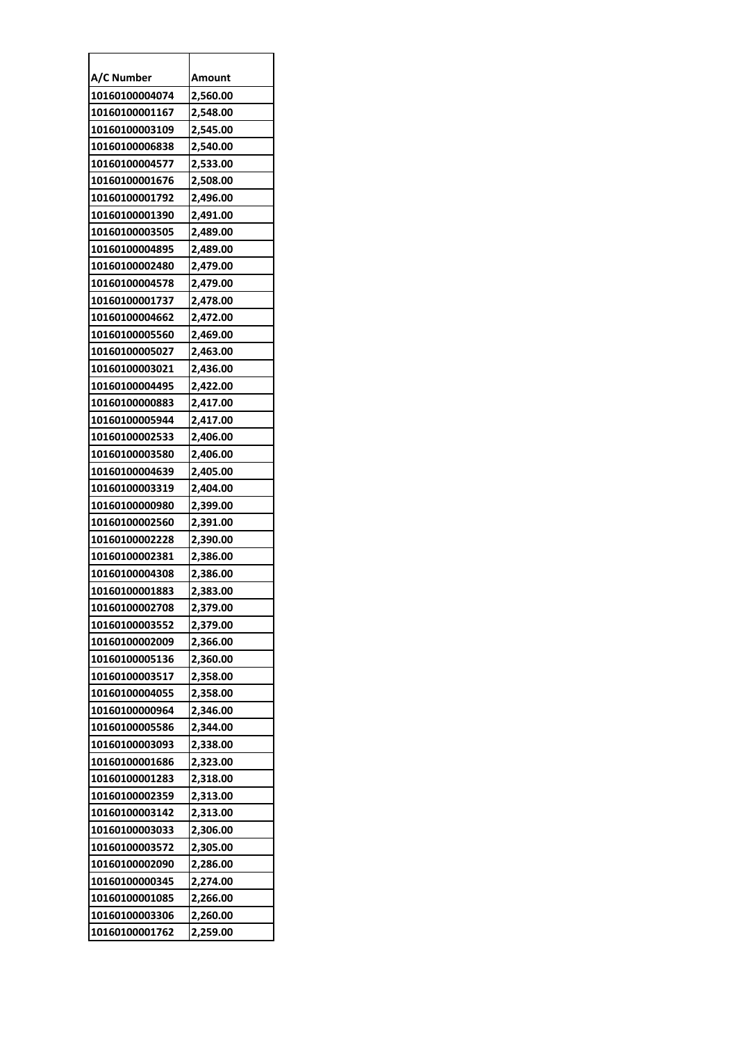| A/C Number | Amount |
|---|---|
| 10160100004074 | 2,560.00 |
| 10160100001167 | 2,548.00 |
| 10160100003109 | 2,545.00 |
| 10160100006838 | 2,540.00 |
| 10160100004577 | 2,533.00 |
| 10160100001676 | 2,508.00 |
| 10160100001792 | 2,496.00 |
| 10160100001390 | 2,491.00 |
| 10160100003505 | 2,489.00 |
| 10160100004895 | 2,489.00 |
| 10160100002480 | 2,479.00 |
| 10160100004578 | 2,479.00 |
| 10160100001737 | 2,478.00 |
| 10160100004662 | 2,472.00 |
| 10160100005560 | 2,469.00 |
| 10160100005027 | 2,463.00 |
| 10160100003021 | 2,436.00 |
| 10160100004495 | 2,422.00 |
| 10160100000883 | 2,417.00 |
| 10160100005944 | 2,417.00 |
| 10160100002533 | 2,406.00 |
| 10160100003580 | 2,406.00 |
| 10160100004639 | 2,405.00 |
| 10160100003319 | 2,404.00 |
| 10160100000980 | 2,399.00 |
| 10160100002560 | 2,391.00 |
| 10160100002228 | 2,390.00 |
| 10160100002381 | 2,386.00 |
| 10160100004308 | 2,386.00 |
| 10160100001883 | 2,383.00 |
| 10160100002708 | 2,379.00 |
| 10160100003552 | 2,379.00 |
| 10160100002009 | 2,366.00 |
| 10160100005136 | 2,360.00 |
| 10160100003517 | 2,358.00 |
| 10160100004055 | 2,358.00 |
| 10160100000964 | 2,346.00 |
| 10160100005586 | 2,344.00 |
| 10160100003093 | 2,338.00 |
| 10160100001686 | 2,323.00 |
| 10160100001283 | 2,318.00 |
| 10160100002359 | 2,313.00 |
| 10160100003142 | 2,313.00 |
| 10160100003033 | 2,306.00 |
| 10160100003572 | 2,305.00 |
| 10160100002090 | 2,286.00 |
| 10160100000345 | 2,274.00 |
| 10160100001085 | 2,266.00 |
| 10160100003306 | 2,260.00 |
| 10160100001762 | 2,259.00 |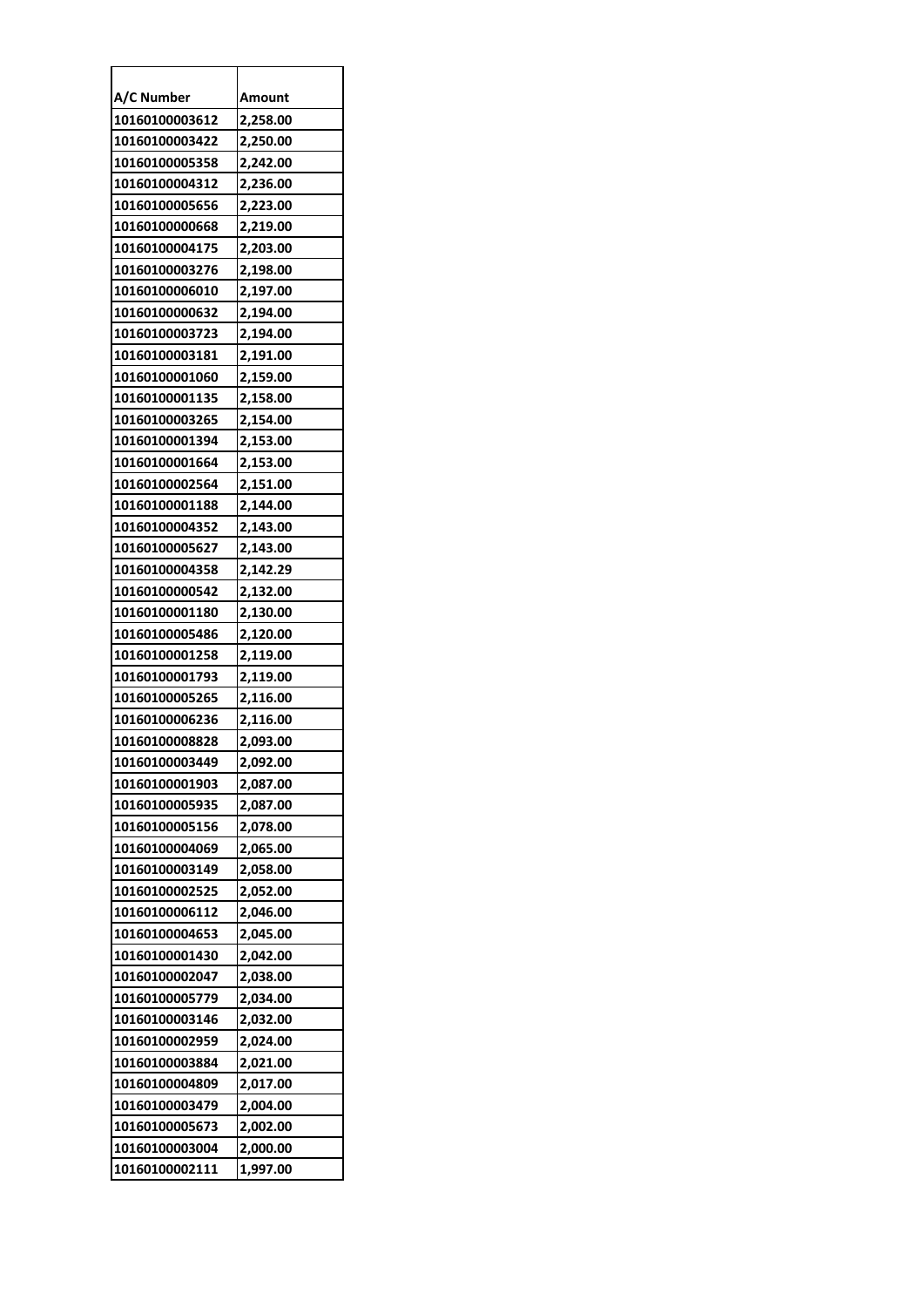| A/C Number | Amount |
| --- | --- |
| 10160100003612 | 2,258.00 |
| 10160100003422 | 2,250.00 |
| 10160100005358 | 2,242.00 |
| 10160100004312 | 2,236.00 |
| 10160100005656 | 2,223.00 |
| 10160100000668 | 2,219.00 |
| 10160100004175 | 2,203.00 |
| 10160100003276 | 2,198.00 |
| 10160100006010 | 2,197.00 |
| 10160100000632 | 2,194.00 |
| 10160100003723 | 2,194.00 |
| 10160100003181 | 2,191.00 |
| 10160100001060 | 2,159.00 |
| 10160100001135 | 2,158.00 |
| 10160100003265 | 2,154.00 |
| 10160100001394 | 2,153.00 |
| 10160100001664 | 2,153.00 |
| 10160100002564 | 2,151.00 |
| 10160100001188 | 2,144.00 |
| 10160100004352 | 2,143.00 |
| 10160100005627 | 2,143.00 |
| 10160100004358 | 2,142.29 |
| 10160100000542 | 2,132.00 |
| 10160100001180 | 2,130.00 |
| 10160100005486 | 2,120.00 |
| 10160100001258 | 2,119.00 |
| 10160100001793 | 2,119.00 |
| 10160100005265 | 2,116.00 |
| 10160100006236 | 2,116.00 |
| 10160100008828 | 2,093.00 |
| 10160100003449 | 2,092.00 |
| 10160100001903 | 2,087.00 |
| 10160100005935 | 2,087.00 |
| 10160100005156 | 2,078.00 |
| 10160100004069 | 2,065.00 |
| 10160100003149 | 2,058.00 |
| 10160100002525 | 2,052.00 |
| 10160100006112 | 2,046.00 |
| 10160100004653 | 2,045.00 |
| 10160100001430 | 2,042.00 |
| 10160100002047 | 2,038.00 |
| 10160100005779 | 2,034.00 |
| 10160100003146 | 2,032.00 |
| 10160100002959 | 2,024.00 |
| 10160100003884 | 2,021.00 |
| 10160100004809 | 2,017.00 |
| 10160100003479 | 2,004.00 |
| 10160100005673 | 2,002.00 |
| 10160100003004 | 2,000.00 |
| 10160100002111 | 1,997.00 |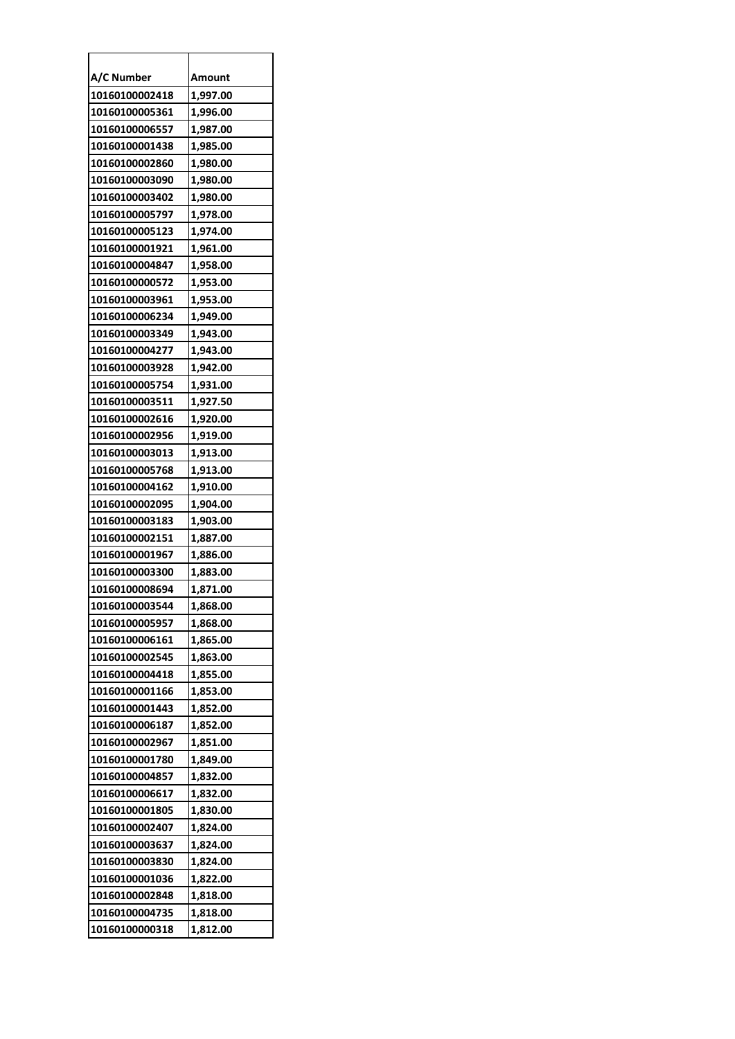| A/C Number | Amount |
|---|---|
| 10160100002418 | 1,997.00 |
| 10160100005361 | 1,996.00 |
| 10160100006557 | 1,987.00 |
| 10160100001438 | 1,985.00 |
| 10160100002860 | 1,980.00 |
| 10160100003090 | 1,980.00 |
| 10160100003402 | 1,980.00 |
| 10160100005797 | 1,978.00 |
| 10160100005123 | 1,974.00 |
| 10160100001921 | 1,961.00 |
| 10160100004847 | 1,958.00 |
| 10160100000572 | 1,953.00 |
| 10160100003961 | 1,953.00 |
| 10160100006234 | 1,949.00 |
| 10160100003349 | 1,943.00 |
| 10160100004277 | 1,943.00 |
| 10160100003928 | 1,942.00 |
| 10160100005754 | 1,931.00 |
| 10160100003511 | 1,927.50 |
| 10160100002616 | 1,920.00 |
| 10160100002956 | 1,919.00 |
| 10160100003013 | 1,913.00 |
| 10160100005768 | 1,913.00 |
| 10160100004162 | 1,910.00 |
| 10160100002095 | 1,904.00 |
| 10160100003183 | 1,903.00 |
| 10160100002151 | 1,887.00 |
| 10160100001967 | 1,886.00 |
| 10160100003300 | 1,883.00 |
| 10160100008694 | 1,871.00 |
| 10160100003544 | 1,868.00 |
| 10160100005957 | 1,868.00 |
| 10160100006161 | 1,865.00 |
| 10160100002545 | 1,863.00 |
| 10160100004418 | 1,855.00 |
| 10160100001166 | 1,853.00 |
| 10160100001443 | 1,852.00 |
| 10160100006187 | 1,852.00 |
| 10160100002967 | 1,851.00 |
| 10160100001780 | 1,849.00 |
| 10160100004857 | 1,832.00 |
| 10160100006617 | 1,832.00 |
| 10160100001805 | 1,830.00 |
| 10160100002407 | 1,824.00 |
| 10160100003637 | 1,824.00 |
| 10160100003830 | 1,824.00 |
| 10160100001036 | 1,822.00 |
| 10160100002848 | 1,818.00 |
| 10160100004735 | 1,818.00 |
| 10160100000318 | 1,812.00 |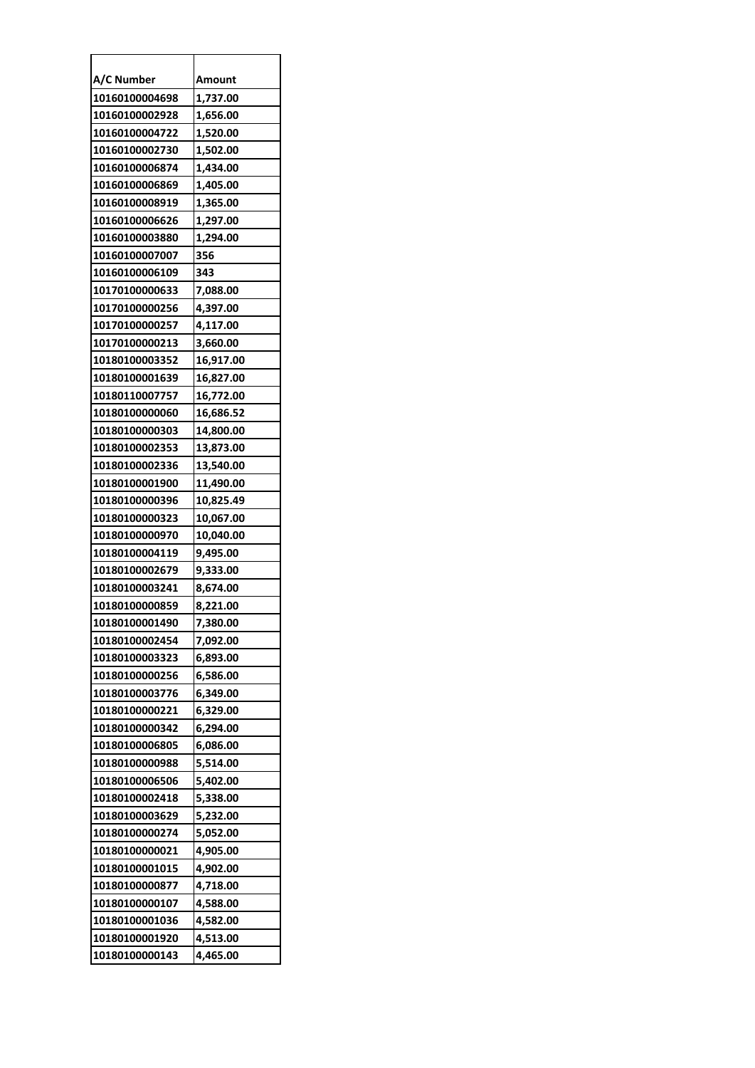| A/C Number | Amount |
|---|---|
| 10160100004698 | 1,737.00 |
| 10160100002928 | 1,656.00 |
| 10160100004722 | 1,520.00 |
| 10160100002730 | 1,502.00 |
| 10160100006874 | 1,434.00 |
| 10160100006869 | 1,405.00 |
| 10160100008919 | 1,365.00 |
| 10160100006626 | 1,297.00 |
| 10160100003880 | 1,294.00 |
| 10160100007007 | 356 |
| 10160100006109 | 343 |
| 10170100000633 | 7,088.00 |
| 10170100000256 | 4,397.00 |
| 10170100000257 | 4,117.00 |
| 10170100000213 | 3,660.00 |
| 10180100003352 | 16,917.00 |
| 10180100001639 | 16,827.00 |
| 10180110007757 | 16,772.00 |
| 10180100000060 | 16,686.52 |
| 10180100000303 | 14,800.00 |
| 10180100002353 | 13,873.00 |
| 10180100002336 | 13,540.00 |
| 10180100001900 | 11,490.00 |
| 10180100000396 | 10,825.49 |
| 10180100000323 | 10,067.00 |
| 10180100000970 | 10,040.00 |
| 10180100004119 | 9,495.00 |
| 10180100002679 | 9,333.00 |
| 10180100003241 | 8,674.00 |
| 10180100000859 | 8,221.00 |
| 10180100001490 | 7,380.00 |
| 10180100002454 | 7,092.00 |
| 10180100003323 | 6,893.00 |
| 10180100000256 | 6,586.00 |
| 10180100003776 | 6,349.00 |
| 10180100000221 | 6,329.00 |
| 10180100000342 | 6,294.00 |
| 10180100006805 | 6,086.00 |
| 10180100000988 | 5,514.00 |
| 10180100006506 | 5,402.00 |
| 10180100002418 | 5,338.00 |
| 10180100003629 | 5,232.00 |
| 10180100000274 | 5,052.00 |
| 10180100000021 | 4,905.00 |
| 10180100001015 | 4,902.00 |
| 10180100000877 | 4,718.00 |
| 10180100000107 | 4,588.00 |
| 10180100001036 | 4,582.00 |
| 10180100001920 | 4,513.00 |
| 10180100000143 | 4,465.00 |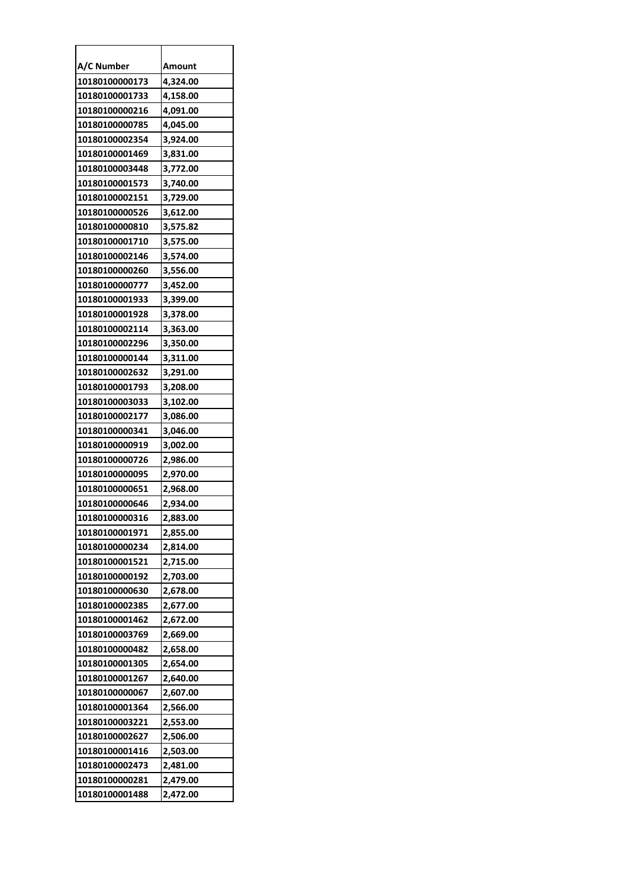| A/C Number | Amount |
|---|---|
| 10180100000173 | 4,324.00 |
| 10180100001733 | 4,158.00 |
| 10180100000216 | 4,091.00 |
| 10180100000785 | 4,045.00 |
| 10180100002354 | 3,924.00 |
| 10180100001469 | 3,831.00 |
| 10180100003448 | 3,772.00 |
| 10180100001573 | 3,740.00 |
| 10180100002151 | 3,729.00 |
| 10180100000526 | 3,612.00 |
| 10180100000810 | 3,575.82 |
| 10180100001710 | 3,575.00 |
| 10180100002146 | 3,574.00 |
| 10180100000260 | 3,556.00 |
| 10180100000777 | 3,452.00 |
| 10180100001933 | 3,399.00 |
| 10180100001928 | 3,378.00 |
| 10180100002114 | 3,363.00 |
| 10180100002296 | 3,350.00 |
| 10180100000144 | 3,311.00 |
| 10180100002632 | 3,291.00 |
| 10180100001793 | 3,208.00 |
| 10180100003033 | 3,102.00 |
| 10180100002177 | 3,086.00 |
| 10180100000341 | 3,046.00 |
| 10180100000919 | 3,002.00 |
| 10180100000726 | 2,986.00 |
| 10180100000095 | 2,970.00 |
| 10180100000651 | 2,968.00 |
| 10180100000646 | 2,934.00 |
| 10180100000316 | 2,883.00 |
| 10180100001971 | 2,855.00 |
| 10180100000234 | 2,814.00 |
| 10180100001521 | 2,715.00 |
| 10180100000192 | 2,703.00 |
| 10180100000630 | 2,678.00 |
| 10180100002385 | 2,677.00 |
| 10180100001462 | 2,672.00 |
| 10180100003769 | 2,669.00 |
| 10180100000482 | 2,658.00 |
| 10180100001305 | 2,654.00 |
| 10180100001267 | 2,640.00 |
| 10180100000067 | 2,607.00 |
| 10180100001364 | 2,566.00 |
| 10180100003221 | 2,553.00 |
| 10180100002627 | 2,506.00 |
| 10180100001416 | 2,503.00 |
| 10180100002473 | 2,481.00 |
| 10180100000281 | 2,479.00 |
| 10180100001488 | 2,472.00 |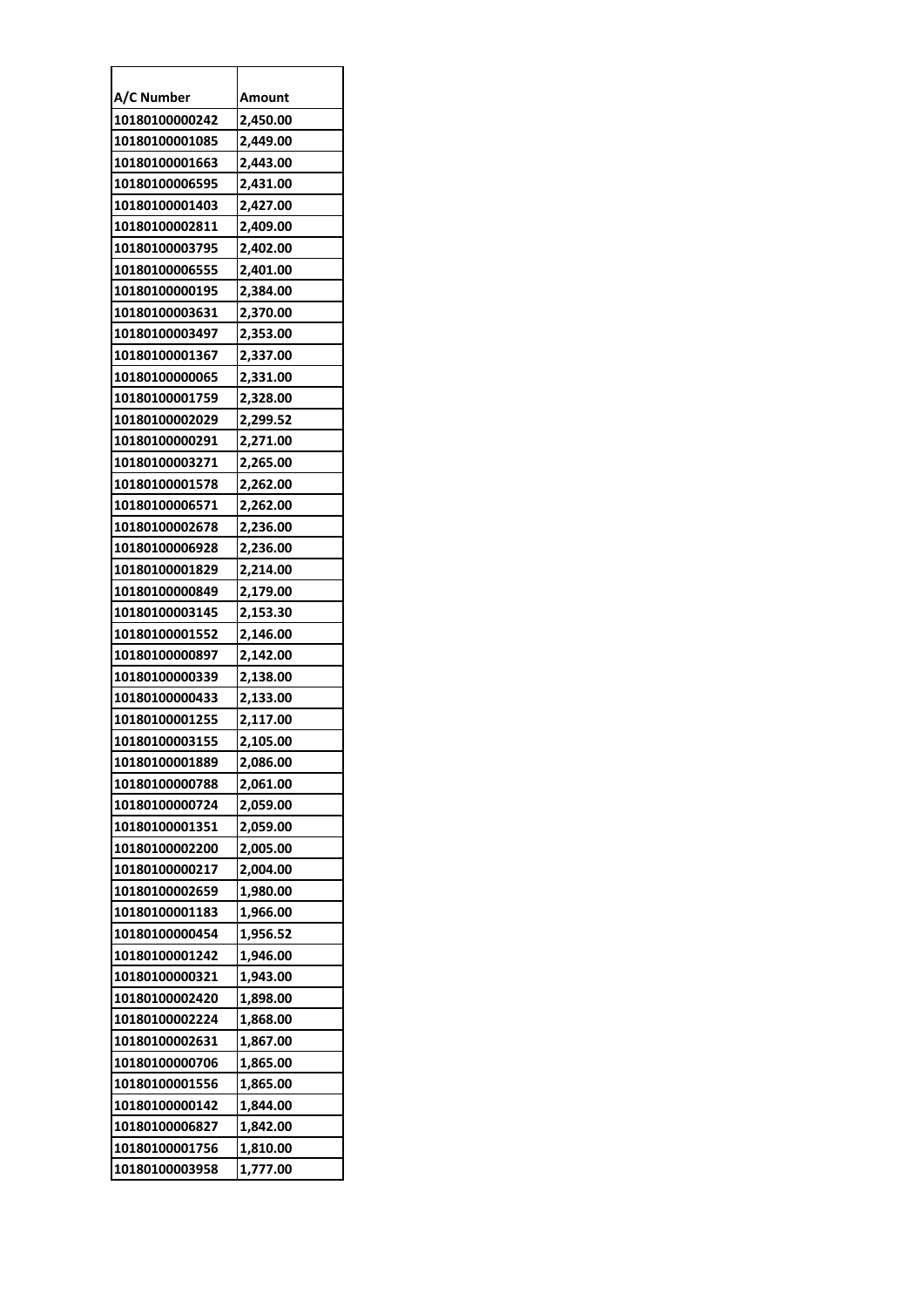| A/C Number | Amount |
|---|---|
| 10180100000242 | 2,450.00 |
| 10180100001085 | 2,449.00 |
| 10180100001663 | 2,443.00 |
| 10180100006595 | 2,431.00 |
| 10180100001403 | 2,427.00 |
| 10180100002811 | 2,409.00 |
| 10180100003795 | 2,402.00 |
| 10180100006555 | 2,401.00 |
| 10180100000195 | 2,384.00 |
| 10180100003631 | 2,370.00 |
| 10180100003497 | 2,353.00 |
| 10180100001367 | 2,337.00 |
| 10180100000065 | 2,331.00 |
| 10180100001759 | 2,328.00 |
| 10180100002029 | 2,299.52 |
| 10180100000291 | 2,271.00 |
| 10180100003271 | 2,265.00 |
| 10180100001578 | 2,262.00 |
| 10180100006571 | 2,262.00 |
| 10180100002678 | 2,236.00 |
| 10180100006928 | 2,236.00 |
| 10180100001829 | 2,214.00 |
| 10180100000849 | 2,179.00 |
| 10180100003145 | 2,153.30 |
| 10180100001552 | 2,146.00 |
| 10180100000897 | 2,142.00 |
| 10180100000339 | 2,138.00 |
| 10180100000433 | 2,133.00 |
| 10180100001255 | 2,117.00 |
| 10180100003155 | 2,105.00 |
| 10180100001889 | 2,086.00 |
| 10180100000788 | 2,061.00 |
| 10180100000724 | 2,059.00 |
| 10180100001351 | 2,059.00 |
| 10180100002200 | 2,005.00 |
| 10180100000217 | 2,004.00 |
| 10180100002659 | 1,980.00 |
| 10180100001183 | 1,966.00 |
| 10180100000454 | 1,956.52 |
| 10180100001242 | 1,946.00 |
| 10180100000321 | 1,943.00 |
| 10180100002420 | 1,898.00 |
| 10180100002224 | 1,868.00 |
| 10180100002631 | 1,867.00 |
| 10180100000706 | 1,865.00 |
| 10180100001556 | 1,865.00 |
| 10180100000142 | 1,844.00 |
| 10180100006827 | 1,842.00 |
| 10180100001756 | 1,810.00 |
| 10180100003958 | 1,777.00 |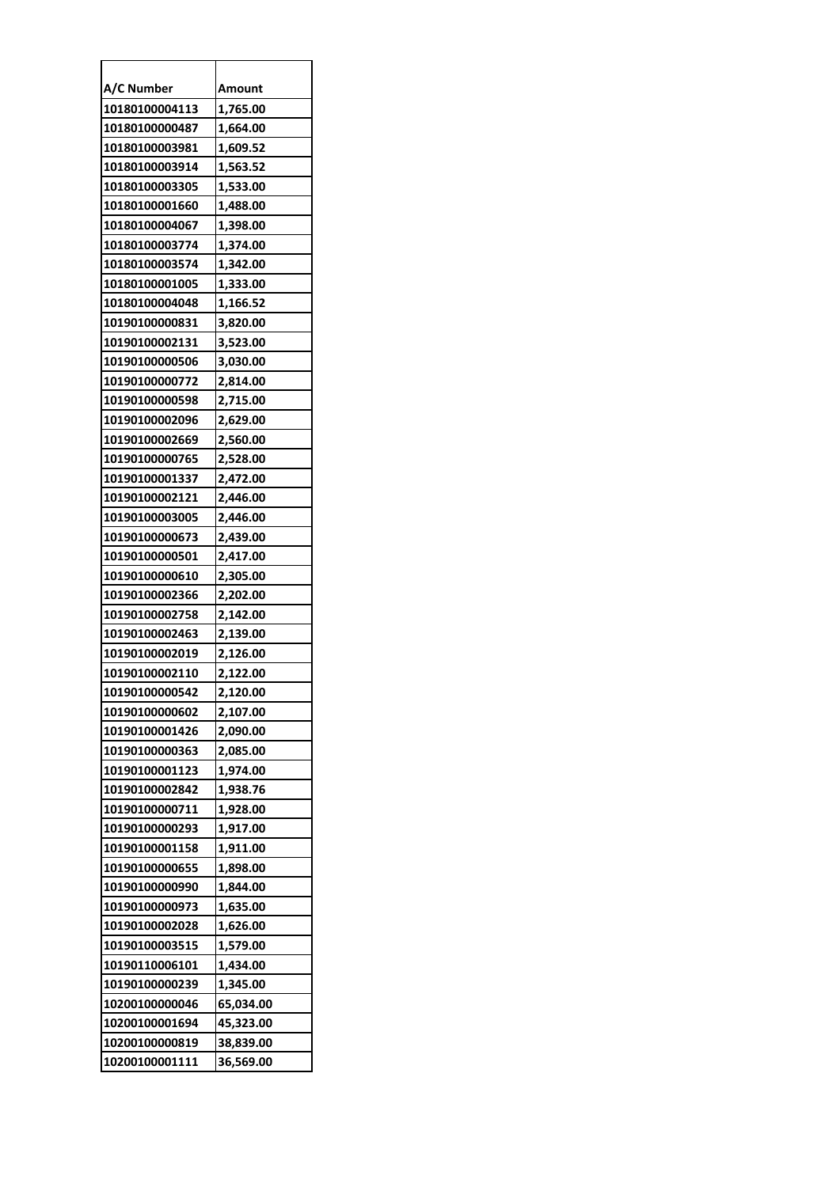| A/C Number | Amount |
|---|---|
| 10180100004113 | 1,765.00 |
| 10180100000487 | 1,664.00 |
| 10180100003981 | 1,609.52 |
| 10180100003914 | 1,563.52 |
| 10180100003305 | 1,533.00 |
| 10180100001660 | 1,488.00 |
| 10180100004067 | 1,398.00 |
| 10180100003774 | 1,374.00 |
| 10180100003574 | 1,342.00 |
| 10180100001005 | 1,333.00 |
| 10180100004048 | 1,166.52 |
| 10190100000831 | 3,820.00 |
| 10190100002131 | 3,523.00 |
| 10190100000506 | 3,030.00 |
| 10190100000772 | 2,814.00 |
| 10190100000598 | 2,715.00 |
| 10190100002096 | 2,629.00 |
| 10190100002669 | 2,560.00 |
| 10190100000765 | 2,528.00 |
| 10190100001337 | 2,472.00 |
| 10190100002121 | 2,446.00 |
| 10190100003005 | 2,446.00 |
| 10190100000673 | 2,439.00 |
| 10190100000501 | 2,417.00 |
| 10190100000610 | 2,305.00 |
| 10190100002366 | 2,202.00 |
| 10190100002758 | 2,142.00 |
| 10190100002463 | 2,139.00 |
| 10190100002019 | 2,126.00 |
| 10190100002110 | 2,122.00 |
| 10190100000542 | 2,120.00 |
| 10190100000602 | 2,107.00 |
| 10190100001426 | 2,090.00 |
| 10190100000363 | 2,085.00 |
| 10190100001123 | 1,974.00 |
| 10190100002842 | 1,938.76 |
| 10190100000711 | 1,928.00 |
| 10190100000293 | 1,917.00 |
| 10190100001158 | 1,911.00 |
| 10190100000655 | 1,898.00 |
| 10190100000990 | 1,844.00 |
| 10190100000973 | 1,635.00 |
| 10190100002028 | 1,626.00 |
| 10190100003515 | 1,579.00 |
| 10190110006101 | 1,434.00 |
| 10190100000239 | 1,345.00 |
| 10200100000046 | 65,034.00 |
| 10200100001694 | 45,323.00 |
| 10200100000819 | 38,839.00 |
| 10200100001111 | 36,569.00 |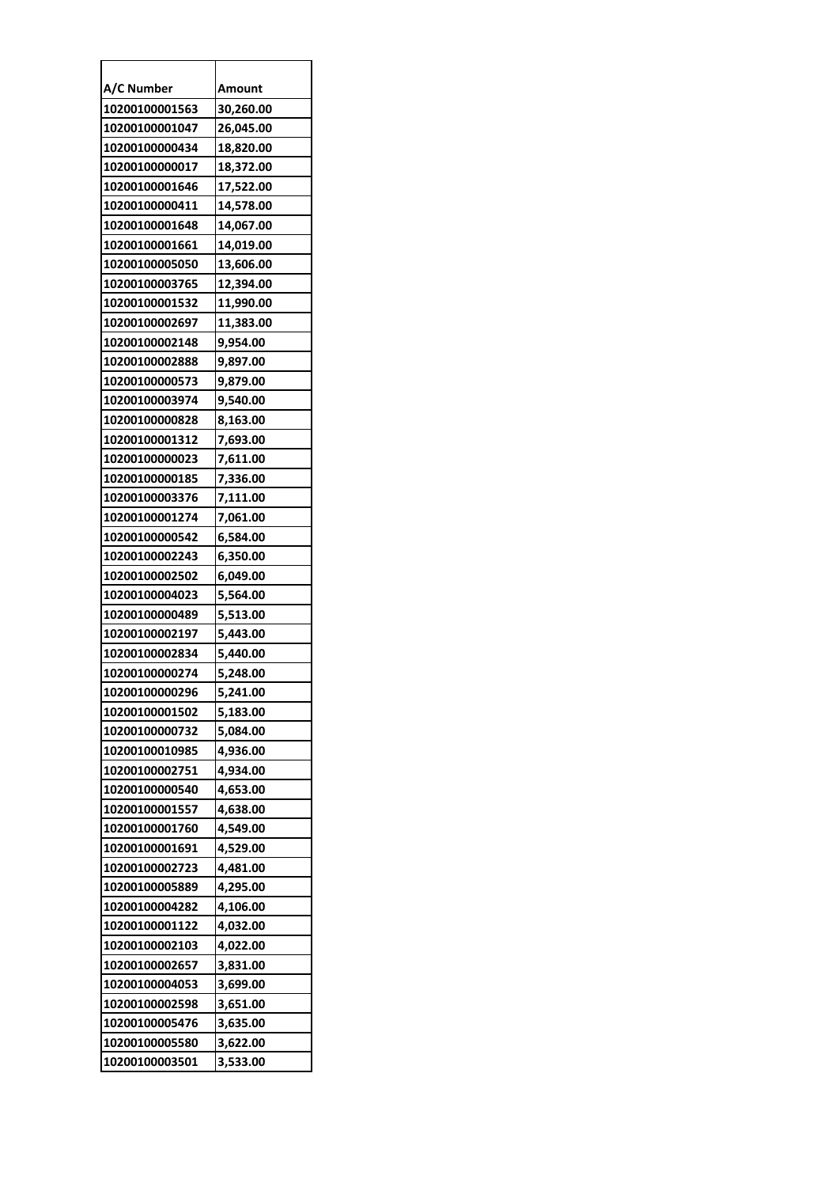| A/C Number | Amount |
|---|---|
| 10200100001563 | 30,260.00 |
| 10200100001047 | 26,045.00 |
| 10200100000434 | 18,820.00 |
| 10200100000017 | 18,372.00 |
| 10200100001646 | 17,522.00 |
| 10200100000411 | 14,578.00 |
| 10200100001648 | 14,067.00 |
| 10200100001661 | 14,019.00 |
| 10200100005050 | 13,606.00 |
| 10200100003765 | 12,394.00 |
| 10200100001532 | 11,990.00 |
| 10200100002697 | 11,383.00 |
| 10200100002148 | 9,954.00 |
| 10200100002888 | 9,897.00 |
| 10200100000573 | 9,879.00 |
| 10200100003974 | 9,540.00 |
| 10200100000828 | 8,163.00 |
| 10200100001312 | 7,693.00 |
| 10200100000023 | 7,611.00 |
| 10200100000185 | 7,336.00 |
| 10200100003376 | 7,111.00 |
| 10200100001274 | 7,061.00 |
| 10200100000542 | 6,584.00 |
| 10200100002243 | 6,350.00 |
| 10200100002502 | 6,049.00 |
| 10200100004023 | 5,564.00 |
| 10200100000489 | 5,513.00 |
| 10200100002197 | 5,443.00 |
| 10200100002834 | 5,440.00 |
| 10200100000274 | 5,248.00 |
| 10200100000296 | 5,241.00 |
| 10200100001502 | 5,183.00 |
| 10200100000732 | 5,084.00 |
| 10200100010985 | 4,936.00 |
| 10200100002751 | 4,934.00 |
| 10200100000540 | 4,653.00 |
| 10200100001557 | 4,638.00 |
| 10200100001760 | 4,549.00 |
| 10200100001691 | 4,529.00 |
| 10200100002723 | 4,481.00 |
| 10200100005889 | 4,295.00 |
| 10200100004282 | 4,106.00 |
| 10200100001122 | 4,032.00 |
| 10200100002103 | 4,022.00 |
| 10200100002657 | 3,831.00 |
| 10200100004053 | 3,699.00 |
| 10200100002598 | 3,651.00 |
| 10200100005476 | 3,635.00 |
| 10200100005580 | 3,622.00 |
| 10200100003501 | 3,533.00 |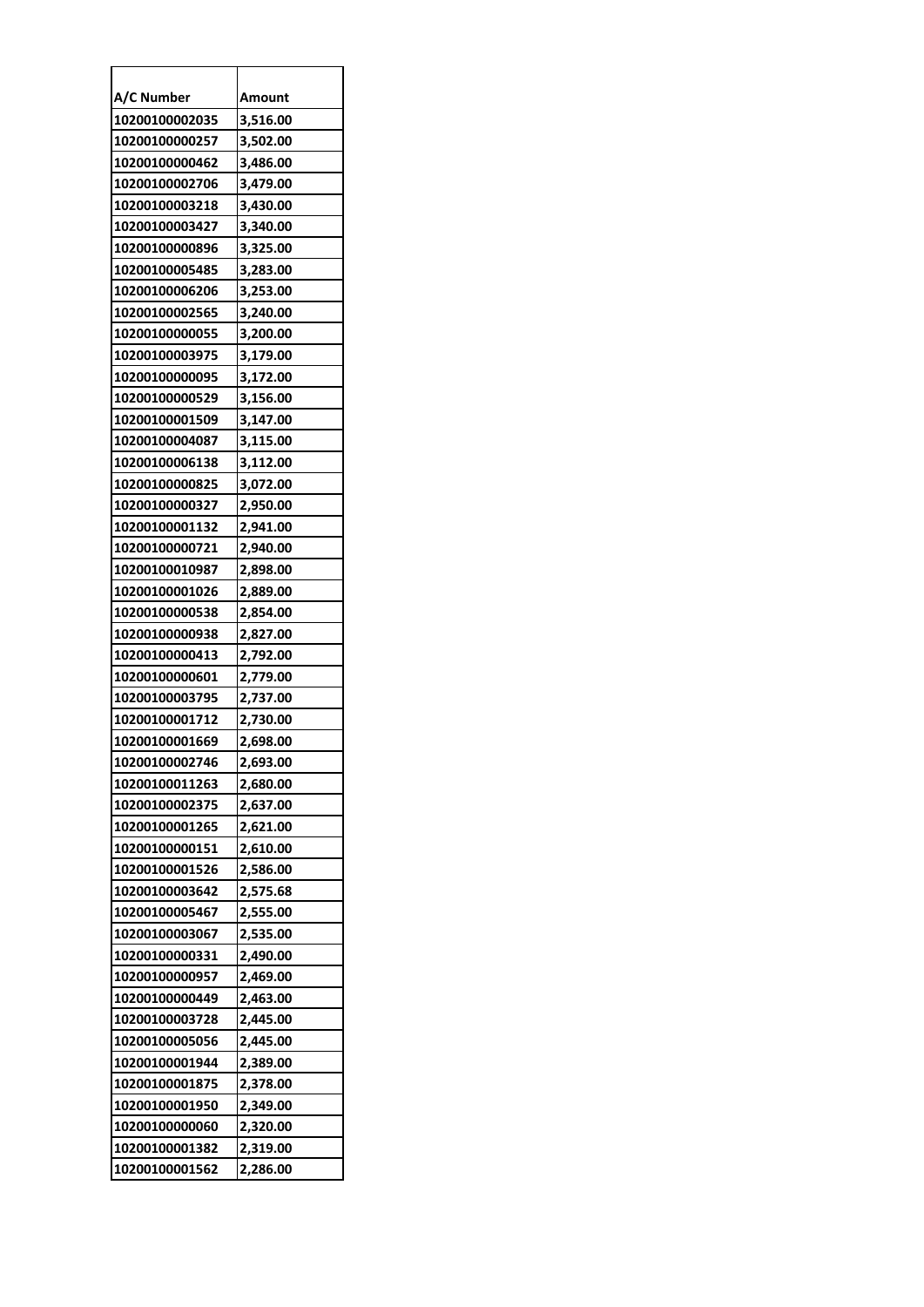| A/C Number | Amount |
|---|---|
| 10200100002035 | 3,516.00 |
| 10200100000257 | 3,502.00 |
| 10200100000462 | 3,486.00 |
| 10200100002706 | 3,479.00 |
| 10200100003218 | 3,430.00 |
| 10200100003427 | 3,340.00 |
| 10200100000896 | 3,325.00 |
| 10200100005485 | 3,283.00 |
| 10200100006206 | 3,253.00 |
| 10200100002565 | 3,240.00 |
| 10200100000055 | 3,200.00 |
| 10200100003975 | 3,179.00 |
| 10200100000095 | 3,172.00 |
| 10200100000529 | 3,156.00 |
| 10200100001509 | 3,147.00 |
| 10200100004087 | 3,115.00 |
| 10200100006138 | 3,112.00 |
| 10200100000825 | 3,072.00 |
| 10200100000327 | 2,950.00 |
| 10200100001132 | 2,941.00 |
| 10200100000721 | 2,940.00 |
| 10200100010987 | 2,898.00 |
| 10200100001026 | 2,889.00 |
| 10200100000538 | 2,854.00 |
| 10200100000938 | 2,827.00 |
| 10200100000413 | 2,792.00 |
| 10200100000601 | 2,779.00 |
| 10200100003795 | 2,737.00 |
| 10200100001712 | 2,730.00 |
| 10200100001669 | 2,698.00 |
| 10200100002746 | 2,693.00 |
| 10200100011263 | 2,680.00 |
| 10200100002375 | 2,637.00 |
| 10200100001265 | 2,621.00 |
| 10200100000151 | 2,610.00 |
| 10200100001526 | 2,586.00 |
| 10200100003642 | 2,575.68 |
| 10200100005467 | 2,555.00 |
| 10200100003067 | 2,535.00 |
| 10200100000331 | 2,490.00 |
| 10200100000957 | 2,469.00 |
| 10200100000449 | 2,463.00 |
| 10200100003728 | 2,445.00 |
| 10200100005056 | 2,445.00 |
| 10200100001944 | 2,389.00 |
| 10200100001875 | 2,378.00 |
| 10200100001950 | 2,349.00 |
| 10200100000060 | 2,320.00 |
| 10200100001382 | 2,319.00 |
| 10200100001562 | 2,286.00 |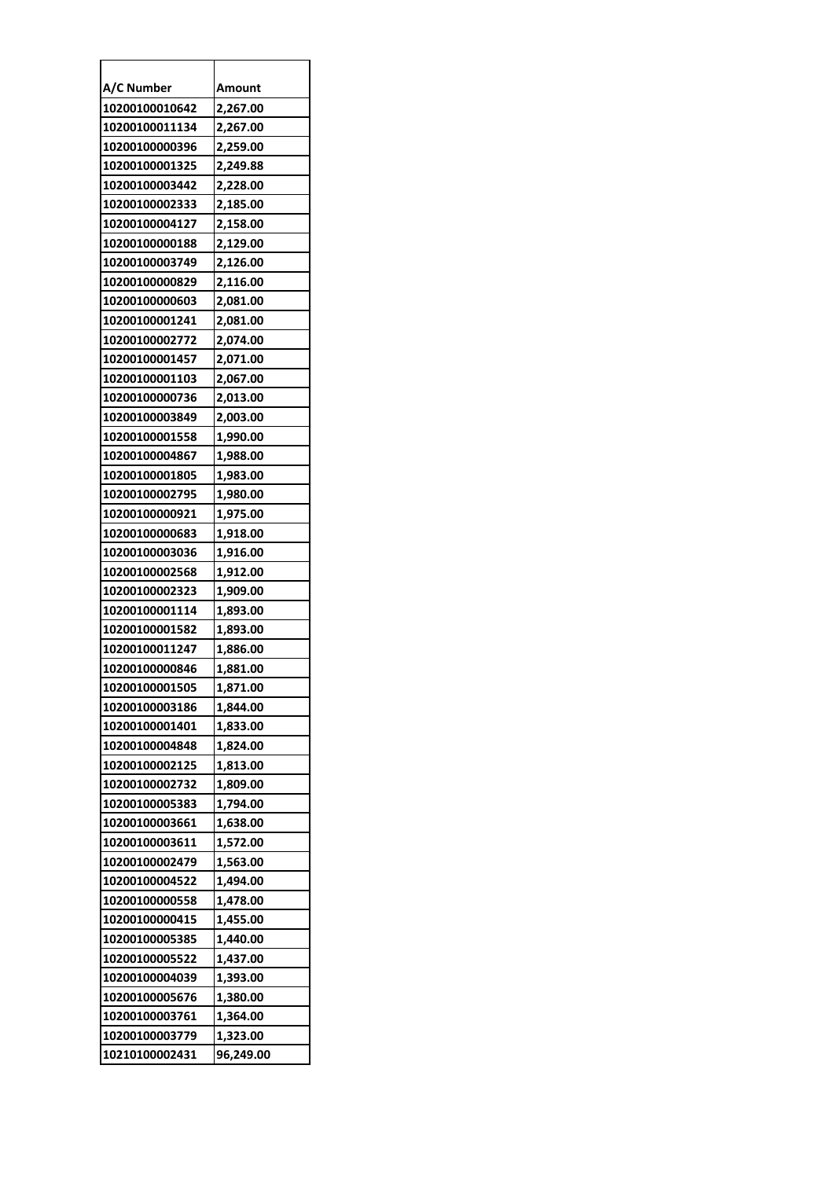| A/C Number | Amount |
|---|---|
| 10200100010642 | 2,267.00 |
| 10200100011134 | 2,267.00 |
| 10200100000396 | 2,259.00 |
| 10200100001325 | 2,249.88 |
| 10200100003442 | 2,228.00 |
| 10200100002333 | 2,185.00 |
| 10200100004127 | 2,158.00 |
| 10200100000188 | 2,129.00 |
| 10200100003749 | 2,126.00 |
| 10200100000829 | 2,116.00 |
| 10200100000603 | 2,081.00 |
| 10200100001241 | 2,081.00 |
| 10200100002772 | 2,074.00 |
| 10200100001457 | 2,071.00 |
| 10200100001103 | 2,067.00 |
| 10200100000736 | 2,013.00 |
| 10200100003849 | 2,003.00 |
| 10200100001558 | 1,990.00 |
| 10200100004867 | 1,988.00 |
| 10200100001805 | 1,983.00 |
| 10200100002795 | 1,980.00 |
| 10200100000921 | 1,975.00 |
| 10200100000683 | 1,918.00 |
| 10200100003036 | 1,916.00 |
| 10200100002568 | 1,912.00 |
| 10200100002323 | 1,909.00 |
| 10200100001114 | 1,893.00 |
| 10200100001582 | 1,893.00 |
| 10200100011247 | 1,886.00 |
| 10200100000846 | 1,881.00 |
| 10200100001505 | 1,871.00 |
| 10200100003186 | 1,844.00 |
| 10200100001401 | 1,833.00 |
| 10200100004848 | 1,824.00 |
| 10200100002125 | 1,813.00 |
| 10200100002732 | 1,809.00 |
| 10200100005383 | 1,794.00 |
| 10200100003661 | 1,638.00 |
| 10200100003611 | 1,572.00 |
| 10200100002479 | 1,563.00 |
| 10200100004522 | 1,494.00 |
| 10200100000558 | 1,478.00 |
| 10200100000415 | 1,455.00 |
| 10200100005385 | 1,440.00 |
| 10200100005522 | 1,437.00 |
| 10200100004039 | 1,393.00 |
| 10200100005676 | 1,380.00 |
| 10200100003761 | 1,364.00 |
| 10200100003779 | 1,323.00 |
| 10210100002431 | 96,249.00 |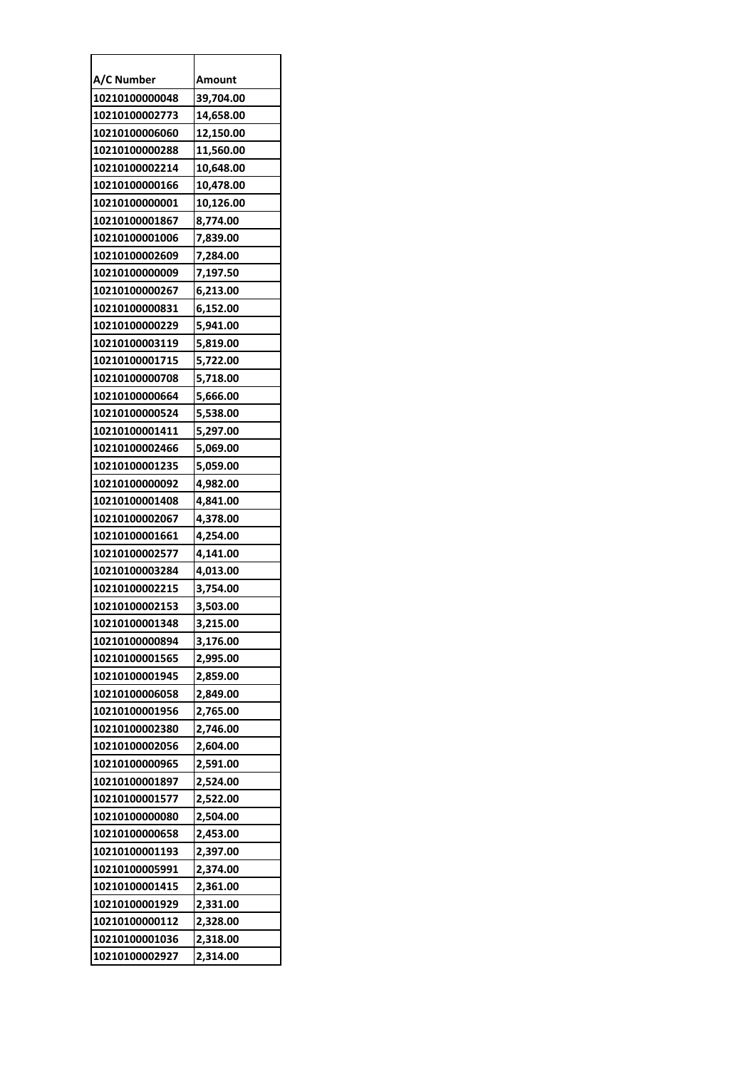| A/C Number | Amount |
|---|---|
| 10210100000048 | 39,704.00 |
| 10210100002773 | 14,658.00 |
| 10210100006060 | 12,150.00 |
| 10210100000288 | 11,560.00 |
| 10210100002214 | 10,648.00 |
| 10210100000166 | 10,478.00 |
| 10210100000001 | 10,126.00 |
| 10210100001867 | 8,774.00 |
| 10210100001006 | 7,839.00 |
| 10210100002609 | 7,284.00 |
| 10210100000009 | 7,197.50 |
| 10210100000267 | 6,213.00 |
| 10210100000831 | 6,152.00 |
| 10210100000229 | 5,941.00 |
| 10210100003119 | 5,819.00 |
| 10210100001715 | 5,722.00 |
| 10210100000708 | 5,718.00 |
| 10210100000664 | 5,666.00 |
| 10210100000524 | 5,538.00 |
| 10210100001411 | 5,297.00 |
| 10210100002466 | 5,069.00 |
| 10210100001235 | 5,059.00 |
| 10210100000092 | 4,982.00 |
| 10210100001408 | 4,841.00 |
| 10210100002067 | 4,378.00 |
| 10210100001661 | 4,254.00 |
| 10210100002577 | 4,141.00 |
| 10210100003284 | 4,013.00 |
| 10210100002215 | 3,754.00 |
| 10210100002153 | 3,503.00 |
| 10210100001348 | 3,215.00 |
| 10210100000894 | 3,176.00 |
| 10210100001565 | 2,995.00 |
| 10210100001945 | 2,859.00 |
| 10210100006058 | 2,849.00 |
| 10210100001956 | 2,765.00 |
| 10210100002380 | 2,746.00 |
| 10210100002056 | 2,604.00 |
| 10210100000965 | 2,591.00 |
| 10210100001897 | 2,524.00 |
| 10210100001577 | 2,522.00 |
| 10210100000080 | 2,504.00 |
| 10210100000658 | 2,453.00 |
| 10210100001193 | 2,397.00 |
| 10210100005991 | 2,374.00 |
| 10210100001415 | 2,361.00 |
| 10210100001929 | 2,331.00 |
| 10210100000112 | 2,328.00 |
| 10210100001036 | 2,318.00 |
| 10210100002927 | 2,314.00 |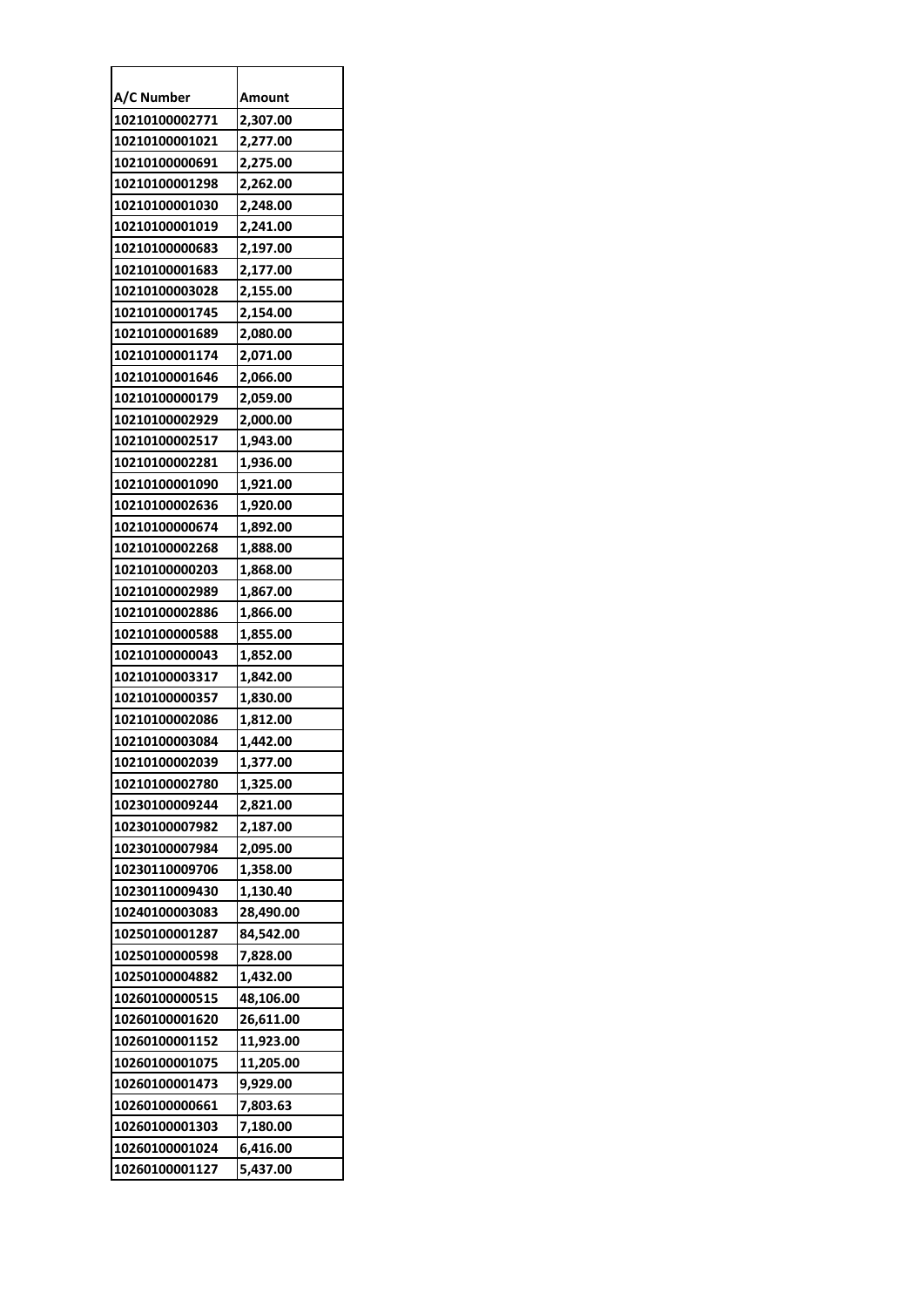| A/C Number | Amount |
|---|---|
| 10210100002771 | 2,307.00 |
| 10210100001021 | 2,277.00 |
| 10210100000691 | 2,275.00 |
| 10210100001298 | 2,262.00 |
| 10210100001030 | 2,248.00 |
| 10210100001019 | 2,241.00 |
| 10210100000683 | 2,197.00 |
| 10210100001683 | 2,177.00 |
| 10210100003028 | 2,155.00 |
| 10210100001745 | 2,154.00 |
| 10210100001689 | 2,080.00 |
| 10210100001174 | 2,071.00 |
| 10210100001646 | 2,066.00 |
| 10210100000179 | 2,059.00 |
| 10210100002929 | 2,000.00 |
| 10210100002517 | 1,943.00 |
| 10210100002281 | 1,936.00 |
| 10210100001090 | 1,921.00 |
| 10210100002636 | 1,920.00 |
| 10210100000674 | 1,892.00 |
| 10210100002268 | 1,888.00 |
| 10210100000203 | 1,868.00 |
| 10210100002989 | 1,867.00 |
| 10210100002886 | 1,866.00 |
| 10210100000588 | 1,855.00 |
| 10210100000043 | 1,852.00 |
| 10210100003317 | 1,842.00 |
| 10210100000357 | 1,830.00 |
| 10210100002086 | 1,812.00 |
| 10210100003084 | 1,442.00 |
| 10210100002039 | 1,377.00 |
| 10210100002780 | 1,325.00 |
| 10230100009244 | 2,821.00 |
| 10230100007982 | 2,187.00 |
| 10230100007984 | 2,095.00 |
| 10230110009706 | 1,358.00 |
| 10230110009430 | 1,130.40 |
| 10240100003083 | 28,490.00 |
| 10250100001287 | 84,542.00 |
| 10250100000598 | 7,828.00 |
| 10250100004882 | 1,432.00 |
| 10260100000515 | 48,106.00 |
| 10260100001620 | 26,611.00 |
| 10260100001152 | 11,923.00 |
| 10260100001075 | 11,205.00 |
| 10260100001473 | 9,929.00 |
| 10260100000661 | 7,803.63 |
| 10260100001303 | 7,180.00 |
| 10260100001024 | 6,416.00 |
| 10260100001127 | 5,437.00 |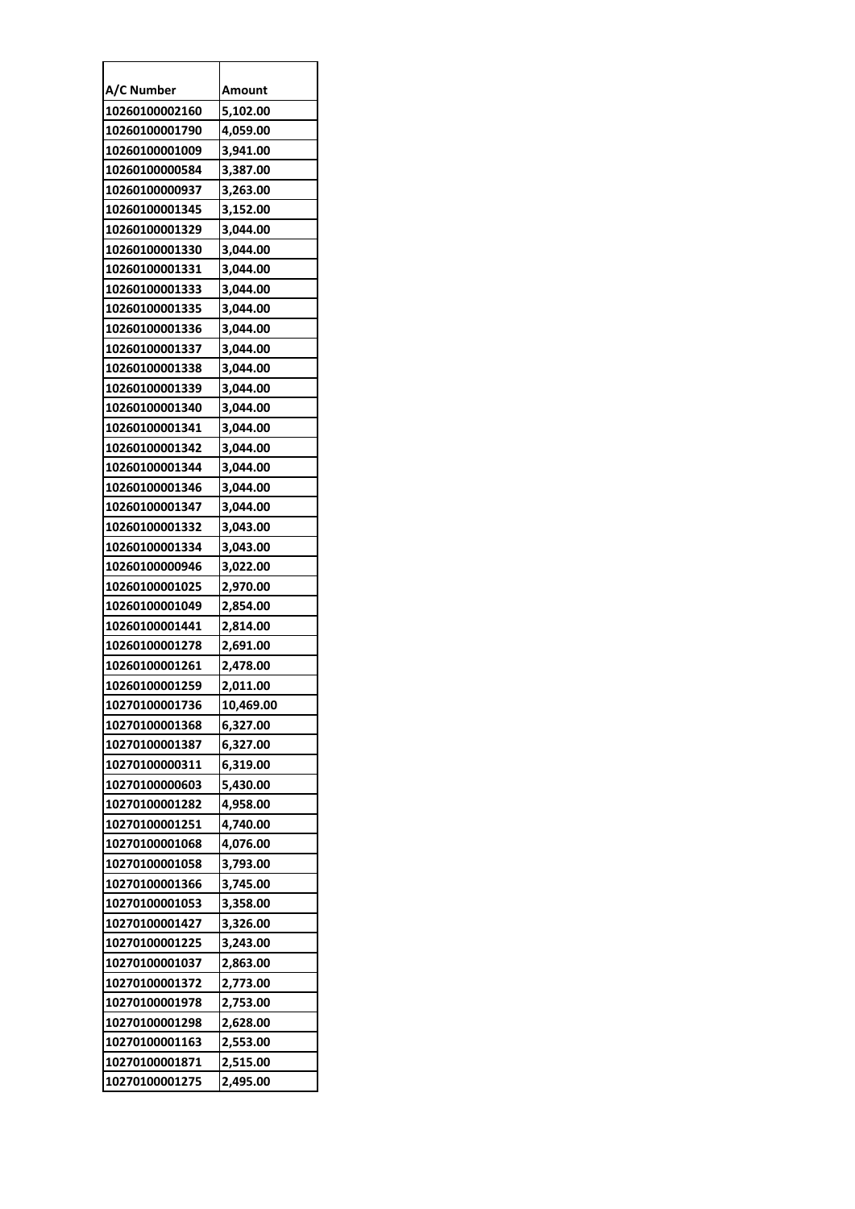| A/C Number | Amount |
|---|---|
| 10260100002160 | 5,102.00 |
| 10260100001790 | 4,059.00 |
| 10260100001009 | 3,941.00 |
| 10260100000584 | 3,387.00 |
| 10260100000937 | 3,263.00 |
| 10260100001345 | 3,152.00 |
| 10260100001329 | 3,044.00 |
| 10260100001330 | 3,044.00 |
| 10260100001331 | 3,044.00 |
| 10260100001333 | 3,044.00 |
| 10260100001335 | 3,044.00 |
| 10260100001336 | 3,044.00 |
| 10260100001337 | 3,044.00 |
| 10260100001338 | 3,044.00 |
| 10260100001339 | 3,044.00 |
| 10260100001340 | 3,044.00 |
| 10260100001341 | 3,044.00 |
| 10260100001342 | 3,044.00 |
| 10260100001344 | 3,044.00 |
| 10260100001346 | 3,044.00 |
| 10260100001347 | 3,044.00 |
| 10260100001332 | 3,043.00 |
| 10260100001334 | 3,043.00 |
| 10260100000946 | 3,022.00 |
| 10260100001025 | 2,970.00 |
| 10260100001049 | 2,854.00 |
| 10260100001441 | 2,814.00 |
| 10260100001278 | 2,691.00 |
| 10260100001261 | 2,478.00 |
| 10260100001259 | 2,011.00 |
| 10270100001736 | 10,469.00 |
| 10270100001368 | 6,327.00 |
| 10270100001387 | 6,327.00 |
| 10270100000311 | 6,319.00 |
| 10270100000603 | 5,430.00 |
| 10270100001282 | 4,958.00 |
| 10270100001251 | 4,740.00 |
| 10270100001068 | 4,076.00 |
| 10270100001058 | 3,793.00 |
| 10270100001366 | 3,745.00 |
| 10270100001053 | 3,358.00 |
| 10270100001427 | 3,326.00 |
| 10270100001225 | 3,243.00 |
| 10270100001037 | 2,863.00 |
| 10270100001372 | 2,773.00 |
| 10270100001978 | 2,753.00 |
| 10270100001298 | 2,628.00 |
| 10270100001163 | 2,553.00 |
| 10270100001871 | 2,515.00 |
| 10270100001275 | 2,495.00 |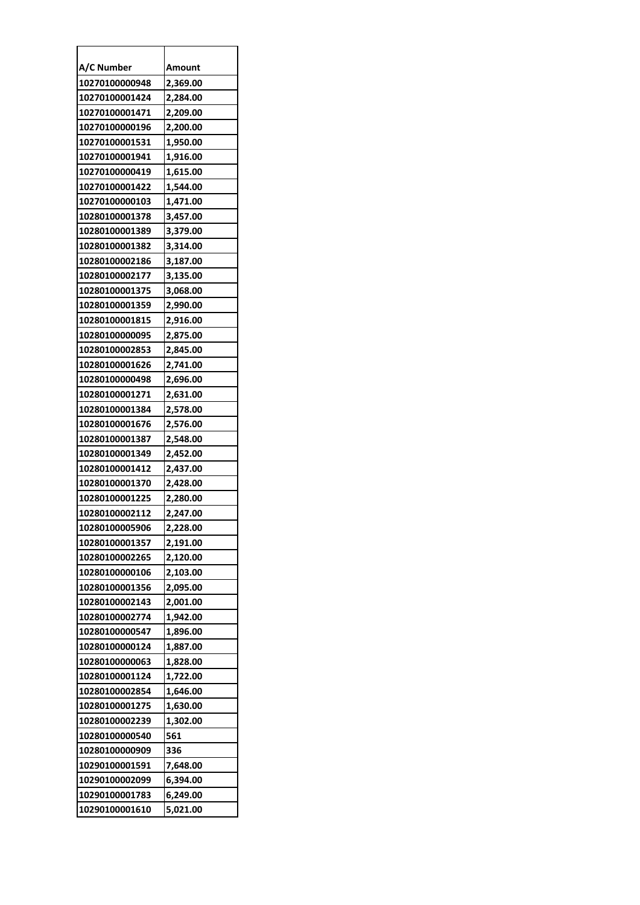| A/C Number | Amount |
|---|---|
| 10270100000948 | 2,369.00 |
| 10270100001424 | 2,284.00 |
| 10270100001471 | 2,209.00 |
| 10270100000196 | 2,200.00 |
| 10270100001531 | 1,950.00 |
| 10270100001941 | 1,916.00 |
| 10270100000419 | 1,615.00 |
| 10270100001422 | 1,544.00 |
| 10270100000103 | 1,471.00 |
| 10280100001378 | 3,457.00 |
| 10280100001389 | 3,379.00 |
| 10280100001382 | 3,314.00 |
| 10280100002186 | 3,187.00 |
| 10280100002177 | 3,135.00 |
| 10280100001375 | 3,068.00 |
| 10280100001359 | 2,990.00 |
| 10280100001815 | 2,916.00 |
| 10280100000095 | 2,875.00 |
| 10280100002853 | 2,845.00 |
| 10280100001626 | 2,741.00 |
| 10280100000498 | 2,696.00 |
| 10280100001271 | 2,631.00 |
| 10280100001384 | 2,578.00 |
| 10280100001676 | 2,576.00 |
| 10280100001387 | 2,548.00 |
| 10280100001349 | 2,452.00 |
| 10280100001412 | 2,437.00 |
| 10280100001370 | 2,428.00 |
| 10280100001225 | 2,280.00 |
| 10280100002112 | 2,247.00 |
| 10280100005906 | 2,228.00 |
| 10280100001357 | 2,191.00 |
| 10280100002265 | 2,120.00 |
| 10280100000106 | 2,103.00 |
| 10280100001356 | 2,095.00 |
| 10280100002143 | 2,001.00 |
| 10280100002774 | 1,942.00 |
| 10280100000547 | 1,896.00 |
| 10280100000124 | 1,887.00 |
| 10280100000063 | 1,828.00 |
| 10280100001124 | 1,722.00 |
| 10280100002854 | 1,646.00 |
| 10280100001275 | 1,630.00 |
| 10280100002239 | 1,302.00 |
| 10280100000540 | 561 |
| 10280100000909 | 336 |
| 10290100001591 | 7,648.00 |
| 10290100002099 | 6,394.00 |
| 10290100001783 | 6,249.00 |
| 10290100001610 | 5,021.00 |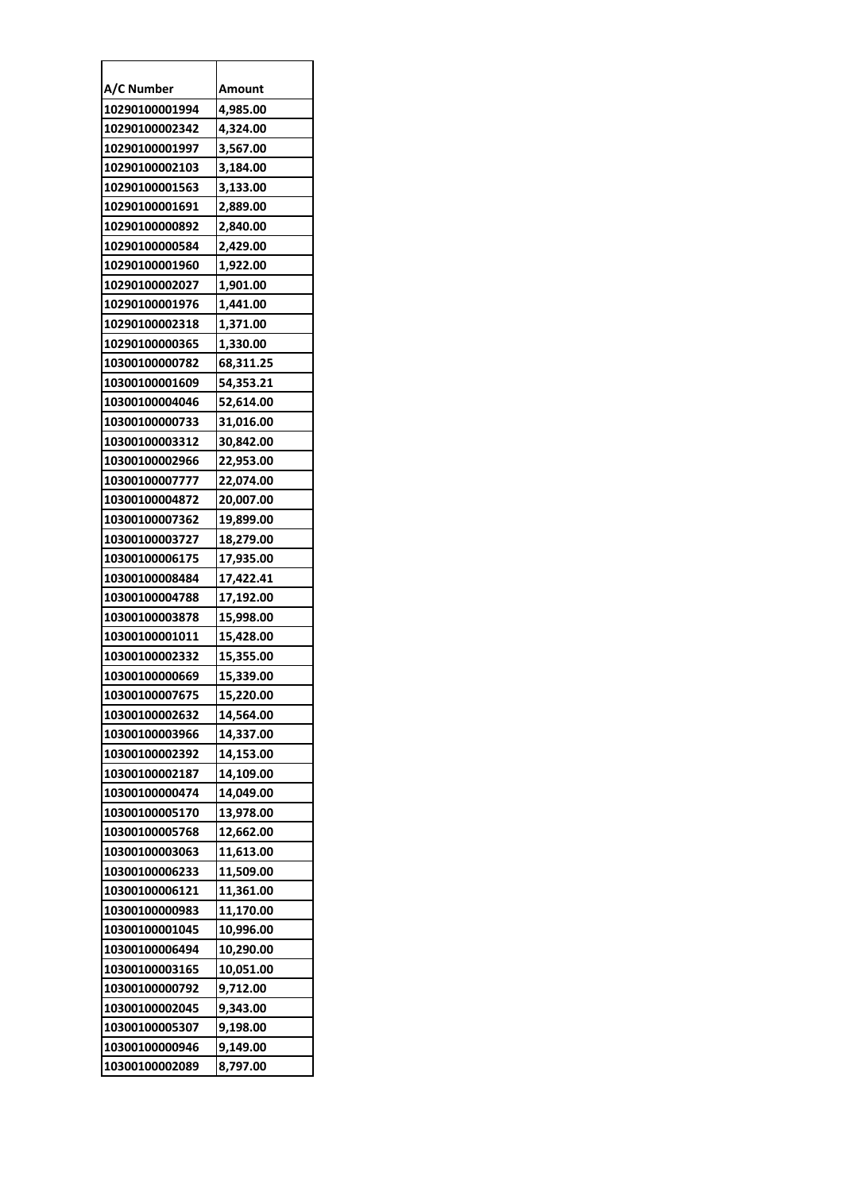| A/C Number | Amount |
| --- | --- |
| 10290100001994 | 4,985.00 |
| 10290100002342 | 4,324.00 |
| 10290100001997 | 3,567.00 |
| 10290100002103 | 3,184.00 |
| 10290100001563 | 3,133.00 |
| 10290100001691 | 2,889.00 |
| 10290100000892 | 2,840.00 |
| 10290100000584 | 2,429.00 |
| 10290100001960 | 1,922.00 |
| 10290100002027 | 1,901.00 |
| 10290100001976 | 1,441.00 |
| 10290100002318 | 1,371.00 |
| 10290100000365 | 1,330.00 |
| 10300100000782 | 68,311.25 |
| 10300100001609 | 54,353.21 |
| 10300100004046 | 52,614.00 |
| 10300100000733 | 31,016.00 |
| 10300100003312 | 30,842.00 |
| 10300100002966 | 22,953.00 |
| 10300100007777 | 22,074.00 |
| 10300100004872 | 20,007.00 |
| 10300100007362 | 19,899.00 |
| 10300100003727 | 18,279.00 |
| 10300100006175 | 17,935.00 |
| 10300100008484 | 17,422.41 |
| 10300100004788 | 17,192.00 |
| 10300100003878 | 15,998.00 |
| 10300100001011 | 15,428.00 |
| 10300100002332 | 15,355.00 |
| 10300100000669 | 15,339.00 |
| 10300100007675 | 15,220.00 |
| 10300100002632 | 14,564.00 |
| 10300100003966 | 14,337.00 |
| 10300100002392 | 14,153.00 |
| 10300100002187 | 14,109.00 |
| 10300100000474 | 14,049.00 |
| 10300100005170 | 13,978.00 |
| 10300100005768 | 12,662.00 |
| 10300100003063 | 11,613.00 |
| 10300100006233 | 11,509.00 |
| 10300100006121 | 11,361.00 |
| 10300100000983 | 11,170.00 |
| 10300100001045 | 10,996.00 |
| 10300100006494 | 10,290.00 |
| 10300100003165 | 10,051.00 |
| 10300100000792 | 9,712.00 |
| 10300100002045 | 9,343.00 |
| 10300100005307 | 9,198.00 |
| 10300100000946 | 9,149.00 |
| 10300100002089 | 8,797.00 |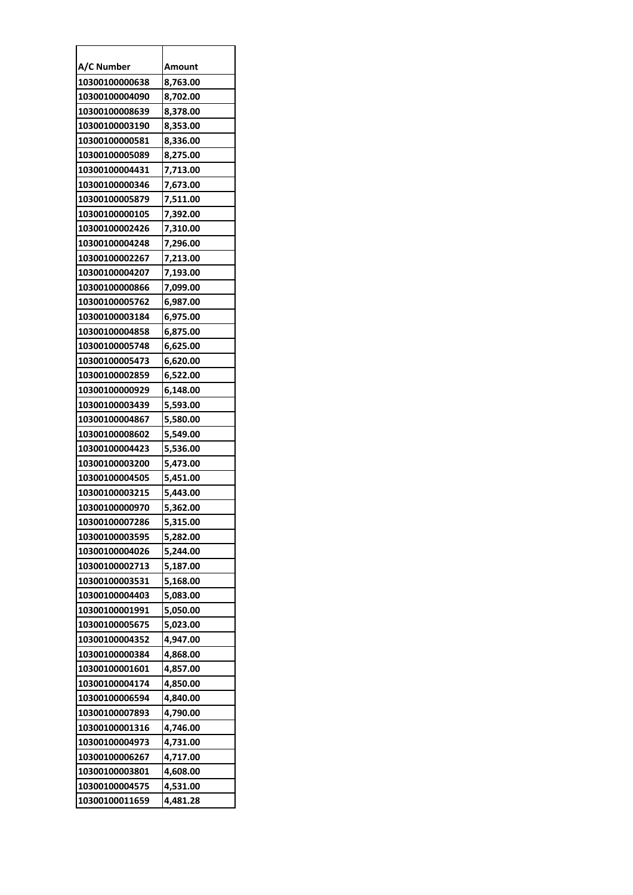| A/C Number | Amount |
|---|---|
| 10300100000638 | 8,763.00 |
| 10300100004090 | 8,702.00 |
| 10300100008639 | 8,378.00 |
| 10300100003190 | 8,353.00 |
| 10300100000581 | 8,336.00 |
| 10300100005089 | 8,275.00 |
| 10300100004431 | 7,713.00 |
| 10300100000346 | 7,673.00 |
| 10300100005879 | 7,511.00 |
| 10300100000105 | 7,392.00 |
| 10300100002426 | 7,310.00 |
| 10300100004248 | 7,296.00 |
| 10300100002267 | 7,213.00 |
| 10300100004207 | 7,193.00 |
| 10300100000866 | 7,099.00 |
| 10300100005762 | 6,987.00 |
| 10300100003184 | 6,975.00 |
| 10300100004858 | 6,875.00 |
| 10300100005748 | 6,625.00 |
| 10300100005473 | 6,620.00 |
| 10300100002859 | 6,522.00 |
| 10300100000929 | 6,148.00 |
| 10300100003439 | 5,593.00 |
| 10300100004867 | 5,580.00 |
| 10300100008602 | 5,549.00 |
| 10300100004423 | 5,536.00 |
| 10300100003200 | 5,473.00 |
| 10300100004505 | 5,451.00 |
| 10300100003215 | 5,443.00 |
| 10300100000970 | 5,362.00 |
| 10300100007286 | 5,315.00 |
| 10300100003595 | 5,282.00 |
| 10300100004026 | 5,244.00 |
| 10300100002713 | 5,187.00 |
| 10300100003531 | 5,168.00 |
| 10300100004403 | 5,083.00 |
| 10300100001991 | 5,050.00 |
| 10300100005675 | 5,023.00 |
| 10300100004352 | 4,947.00 |
| 10300100000384 | 4,868.00 |
| 10300100001601 | 4,857.00 |
| 10300100004174 | 4,850.00 |
| 10300100006594 | 4,840.00 |
| 10300100007893 | 4,790.00 |
| 10300100001316 | 4,746.00 |
| 10300100004973 | 4,731.00 |
| 10300100006267 | 4,717.00 |
| 10300100003801 | 4,608.00 |
| 10300100004575 | 4,531.00 |
| 10300100011659 | 4,481.28 |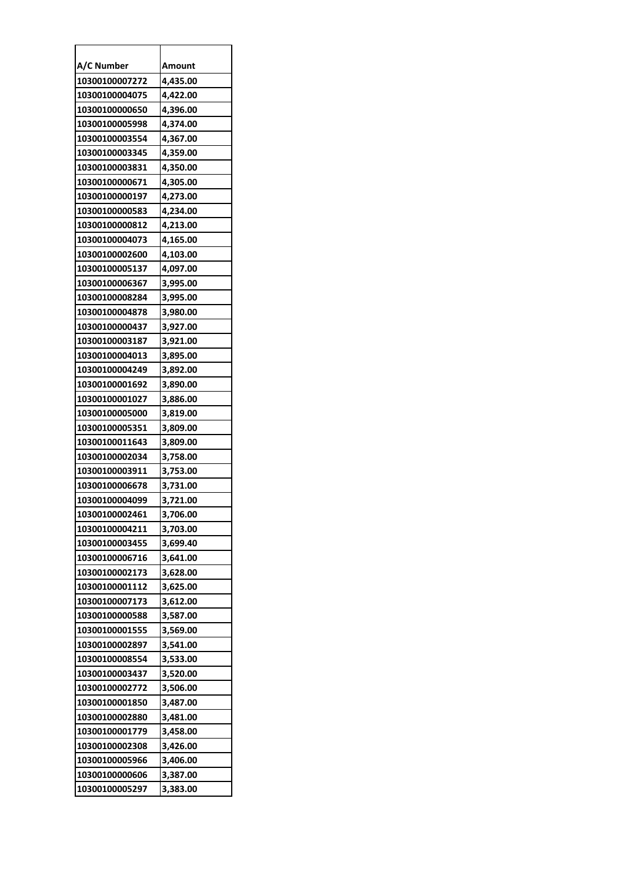| A/C Number | Amount |
| --- | --- |
| 10300100007272 | 4,435.00 |
| 10300100004075 | 4,422.00 |
| 10300100000650 | 4,396.00 |
| 10300100005998 | 4,374.00 |
| 10300100003554 | 4,367.00 |
| 10300100003345 | 4,359.00 |
| 10300100003831 | 4,350.00 |
| 10300100000671 | 4,305.00 |
| 10300100000197 | 4,273.00 |
| 10300100000583 | 4,234.00 |
| 10300100000812 | 4,213.00 |
| 10300100004073 | 4,165.00 |
| 10300100002600 | 4,103.00 |
| 10300100005137 | 4,097.00 |
| 10300100006367 | 3,995.00 |
| 10300100008284 | 3,995.00 |
| 10300100004878 | 3,980.00 |
| 10300100000437 | 3,927.00 |
| 10300100003187 | 3,921.00 |
| 10300100004013 | 3,895.00 |
| 10300100004249 | 3,892.00 |
| 10300100001692 | 3,890.00 |
| 10300100001027 | 3,886.00 |
| 10300100005000 | 3,819.00 |
| 10300100005351 | 3,809.00 |
| 10300100011643 | 3,809.00 |
| 10300100002034 | 3,758.00 |
| 10300100003911 | 3,753.00 |
| 10300100006678 | 3,731.00 |
| 10300100004099 | 3,721.00 |
| 10300100002461 | 3,706.00 |
| 10300100004211 | 3,703.00 |
| 10300100003455 | 3,699.40 |
| 10300100006716 | 3,641.00 |
| 10300100002173 | 3,628.00 |
| 10300100001112 | 3,625.00 |
| 10300100007173 | 3,612.00 |
| 10300100000588 | 3,587.00 |
| 10300100001555 | 3,569.00 |
| 10300100002897 | 3,541.00 |
| 10300100008554 | 3,533.00 |
| 10300100003437 | 3,520.00 |
| 10300100002772 | 3,506.00 |
| 10300100001850 | 3,487.00 |
| 10300100002880 | 3,481.00 |
| 10300100001779 | 3,458.00 |
| 10300100002308 | 3,426.00 |
| 10300100005966 | 3,406.00 |
| 10300100000606 | 3,387.00 |
| 10300100005297 | 3,383.00 |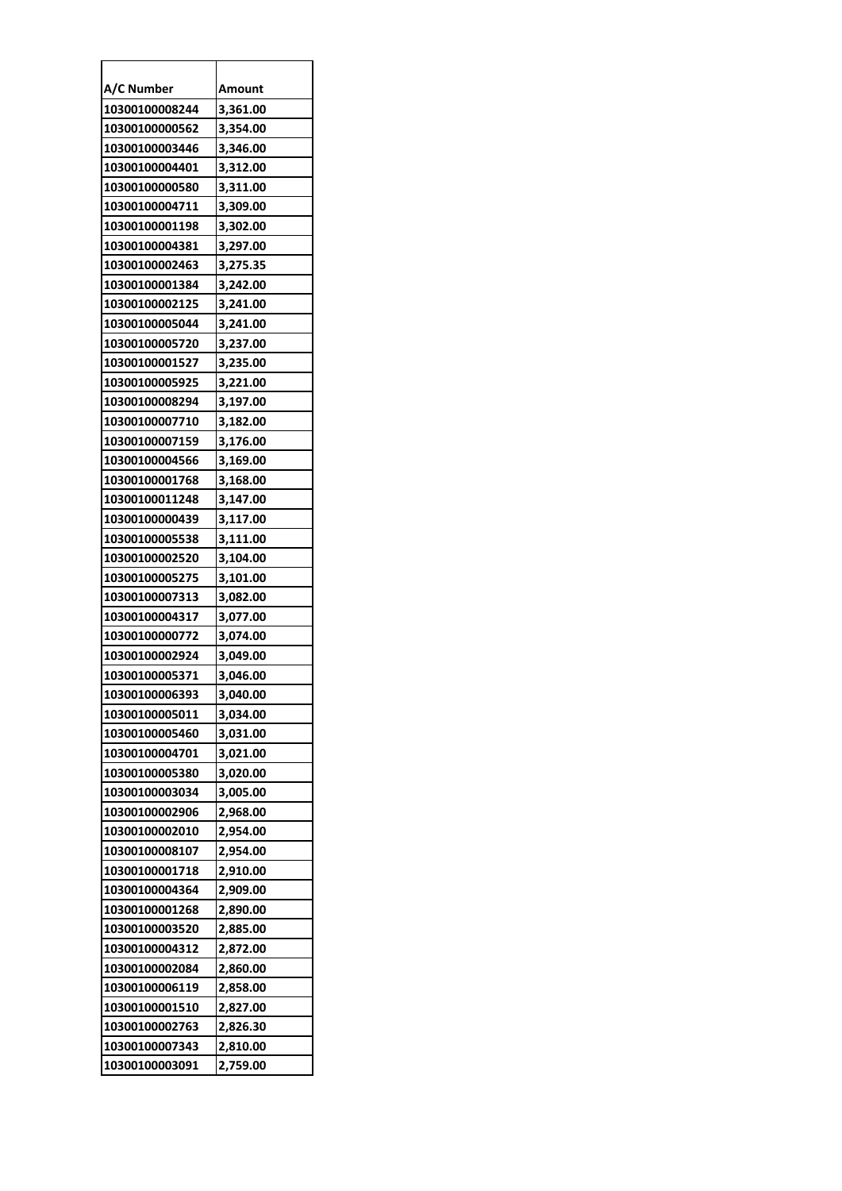| A/C Number | Amount |
|---|---|
| 10300100008244 | 3,361.00 |
| 10300100000562 | 3,354.00 |
| 10300100003446 | 3,346.00 |
| 10300100004401 | 3,312.00 |
| 10300100000580 | 3,311.00 |
| 10300100004711 | 3,309.00 |
| 10300100001198 | 3,302.00 |
| 10300100004381 | 3,297.00 |
| 10300100002463 | 3,275.35 |
| 10300100001384 | 3,242.00 |
| 10300100002125 | 3,241.00 |
| 10300100005044 | 3,241.00 |
| 10300100005720 | 3,237.00 |
| 10300100001527 | 3,235.00 |
| 10300100005925 | 3,221.00 |
| 10300100008294 | 3,197.00 |
| 10300100007710 | 3,182.00 |
| 10300100007159 | 3,176.00 |
| 10300100004566 | 3,169.00 |
| 10300100001768 | 3,168.00 |
| 10300100011248 | 3,147.00 |
| 10300100000439 | 3,117.00 |
| 10300100005538 | 3,111.00 |
| 10300100002520 | 3,104.00 |
| 10300100005275 | 3,101.00 |
| 10300100007313 | 3,082.00 |
| 10300100004317 | 3,077.00 |
| 10300100000772 | 3,074.00 |
| 10300100002924 | 3,049.00 |
| 10300100005371 | 3,046.00 |
| 10300100006393 | 3,040.00 |
| 10300100005011 | 3,034.00 |
| 10300100005460 | 3,031.00 |
| 10300100004701 | 3,021.00 |
| 10300100005380 | 3,020.00 |
| 10300100003034 | 3,005.00 |
| 10300100002906 | 2,968.00 |
| 10300100002010 | 2,954.00 |
| 10300100008107 | 2,954.00 |
| 10300100001718 | 2,910.00 |
| 10300100004364 | 2,909.00 |
| 10300100001268 | 2,890.00 |
| 10300100003520 | 2,885.00 |
| 10300100004312 | 2,872.00 |
| 10300100002084 | 2,860.00 |
| 10300100006119 | 2,858.00 |
| 10300100001510 | 2,827.00 |
| 10300100002763 | 2,826.30 |
| 10300100007343 | 2,810.00 |
| 10300100003091 | 2,759.00 |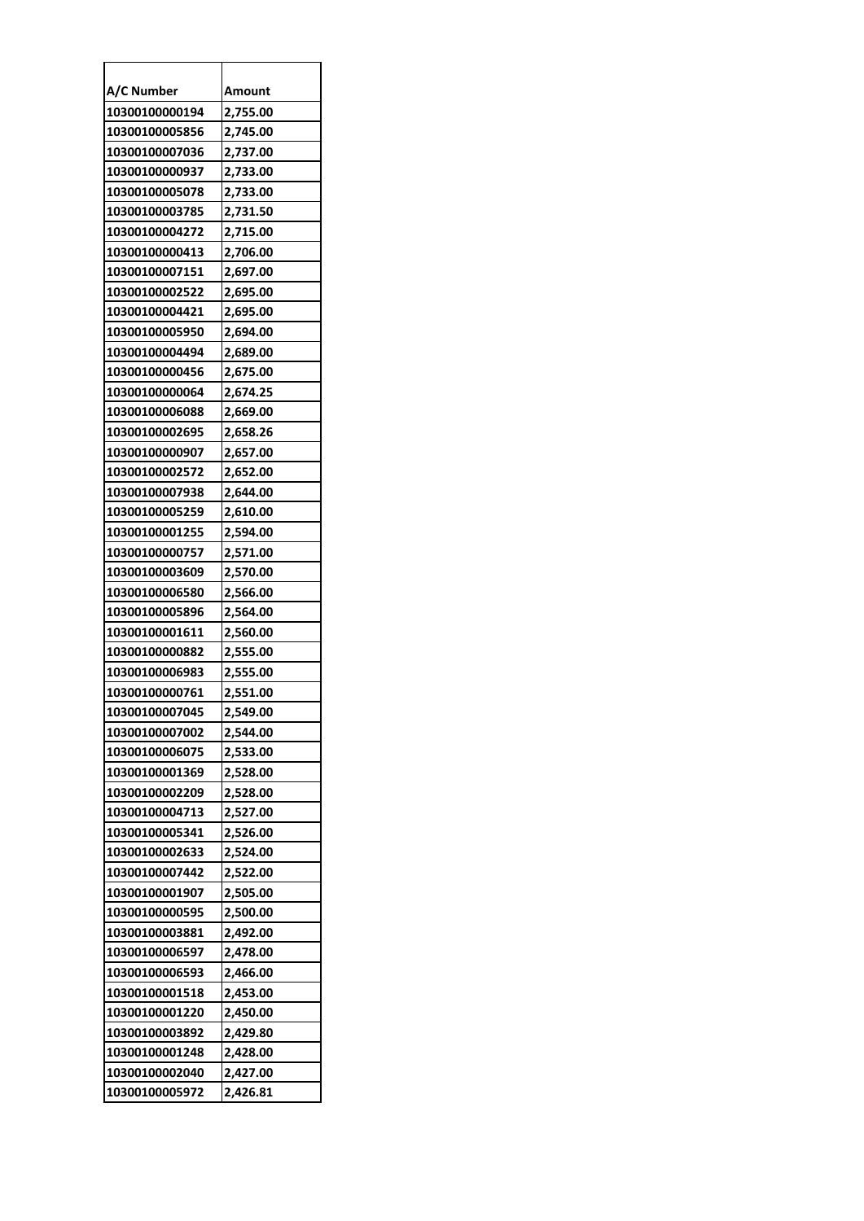| A/C Number | Amount |
|---|---|
| 10300100000194 | 2,755.00 |
| 10300100005856 | 2,745.00 |
| 10300100007036 | 2,737.00 |
| 10300100000937 | 2,733.00 |
| 10300100005078 | 2,733.00 |
| 10300100003785 | 2,731.50 |
| 10300100004272 | 2,715.00 |
| 10300100000413 | 2,706.00 |
| 10300100007151 | 2,697.00 |
| 10300100002522 | 2,695.00 |
| 10300100004421 | 2,695.00 |
| 10300100005950 | 2,694.00 |
| 10300100004494 | 2,689.00 |
| 10300100000456 | 2,675.00 |
| 10300100000064 | 2,674.25 |
| 10300100006088 | 2,669.00 |
| 10300100002695 | 2,658.26 |
| 10300100000907 | 2,657.00 |
| 10300100002572 | 2,652.00 |
| 10300100007938 | 2,644.00 |
| 10300100005259 | 2,610.00 |
| 10300100001255 | 2,594.00 |
| 10300100000757 | 2,571.00 |
| 10300100003609 | 2,570.00 |
| 10300100006580 | 2,566.00 |
| 10300100005896 | 2,564.00 |
| 10300100001611 | 2,560.00 |
| 10300100000882 | 2,555.00 |
| 10300100006983 | 2,555.00 |
| 10300100000761 | 2,551.00 |
| 10300100007045 | 2,549.00 |
| 10300100007002 | 2,544.00 |
| 10300100006075 | 2,533.00 |
| 10300100001369 | 2,528.00 |
| 10300100002209 | 2,528.00 |
| 10300100004713 | 2,527.00 |
| 10300100005341 | 2,526.00 |
| 10300100002633 | 2,524.00 |
| 10300100007442 | 2,522.00 |
| 10300100001907 | 2,505.00 |
| 10300100000595 | 2,500.00 |
| 10300100003881 | 2,492.00 |
| 10300100006597 | 2,478.00 |
| 10300100006593 | 2,466.00 |
| 10300100001518 | 2,453.00 |
| 10300100001220 | 2,450.00 |
| 10300100003892 | 2,429.80 |
| 10300100001248 | 2,428.00 |
| 10300100002040 | 2,427.00 |
| 10300100005972 | 2,426.81 |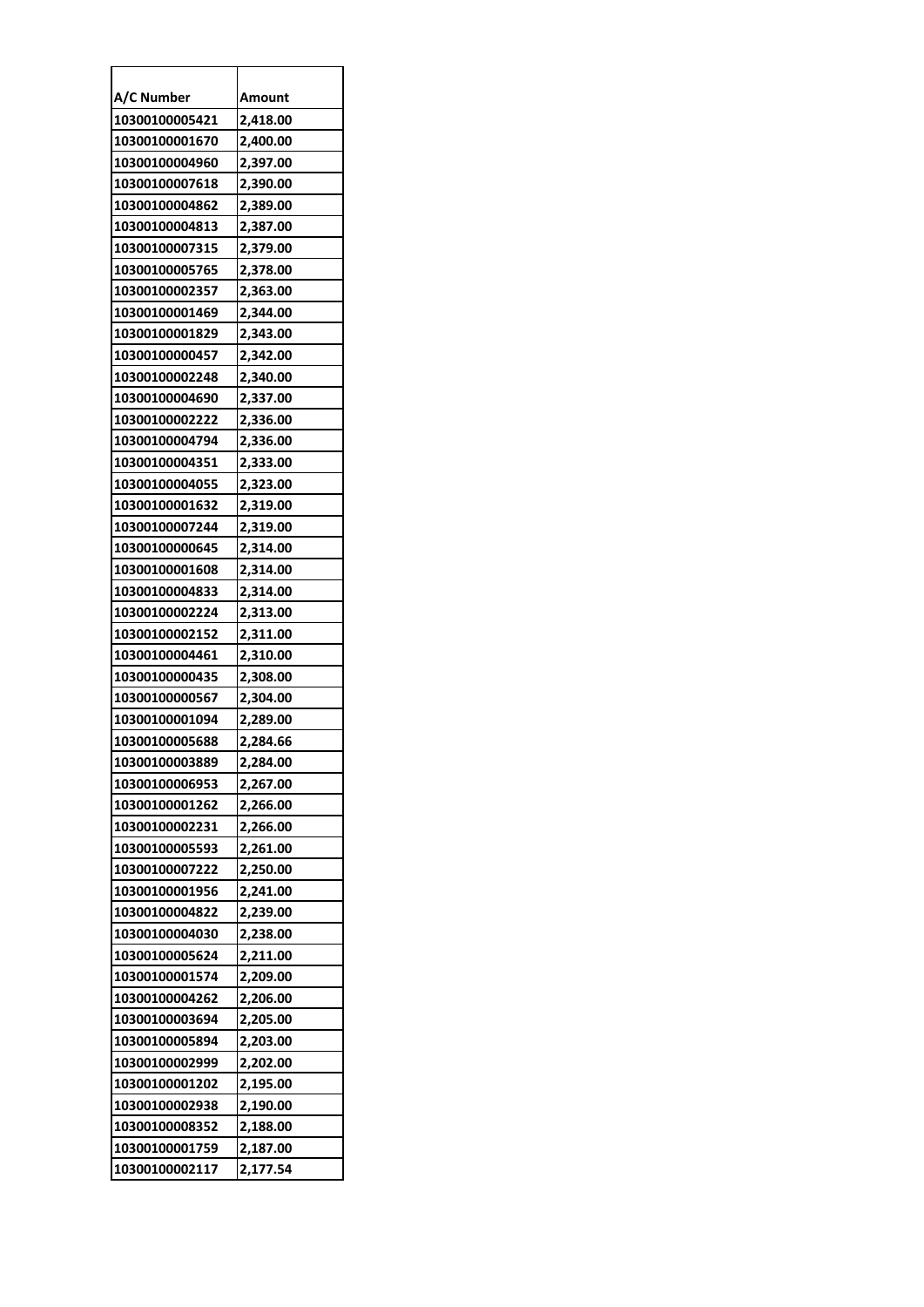| A/C Number | Amount |
|---|---|
| 10300100005421 | 2,418.00 |
| 10300100001670 | 2,400.00 |
| 10300100004960 | 2,397.00 |
| 10300100007618 | 2,390.00 |
| 10300100004862 | 2,389.00 |
| 10300100004813 | 2,387.00 |
| 10300100007315 | 2,379.00 |
| 10300100005765 | 2,378.00 |
| 10300100002357 | 2,363.00 |
| 10300100001469 | 2,344.00 |
| 10300100001829 | 2,343.00 |
| 10300100000457 | 2,342.00 |
| 10300100002248 | 2,340.00 |
| 10300100004690 | 2,337.00 |
| 10300100002222 | 2,336.00 |
| 10300100004794 | 2,336.00 |
| 10300100004351 | 2,333.00 |
| 10300100004055 | 2,323.00 |
| 10300100001632 | 2,319.00 |
| 10300100007244 | 2,319.00 |
| 10300100000645 | 2,314.00 |
| 10300100001608 | 2,314.00 |
| 10300100004833 | 2,314.00 |
| 10300100002224 | 2,313.00 |
| 10300100002152 | 2,311.00 |
| 10300100004461 | 2,310.00 |
| 10300100000435 | 2,308.00 |
| 10300100000567 | 2,304.00 |
| 10300100001094 | 2,289.00 |
| 10300100005688 | 2,284.66 |
| 10300100003889 | 2,284.00 |
| 10300100006953 | 2,267.00 |
| 10300100001262 | 2,266.00 |
| 10300100002231 | 2,266.00 |
| 10300100005593 | 2,261.00 |
| 10300100007222 | 2,250.00 |
| 10300100001956 | 2,241.00 |
| 10300100004822 | 2,239.00 |
| 10300100004030 | 2,238.00 |
| 10300100005624 | 2,211.00 |
| 10300100001574 | 2,209.00 |
| 10300100004262 | 2,206.00 |
| 10300100003694 | 2,205.00 |
| 10300100005894 | 2,203.00 |
| 10300100002999 | 2,202.00 |
| 10300100001202 | 2,195.00 |
| 10300100002938 | 2,190.00 |
| 10300100008352 | 2,188.00 |
| 10300100001759 | 2,187.00 |
| 10300100002117 | 2,177.54 |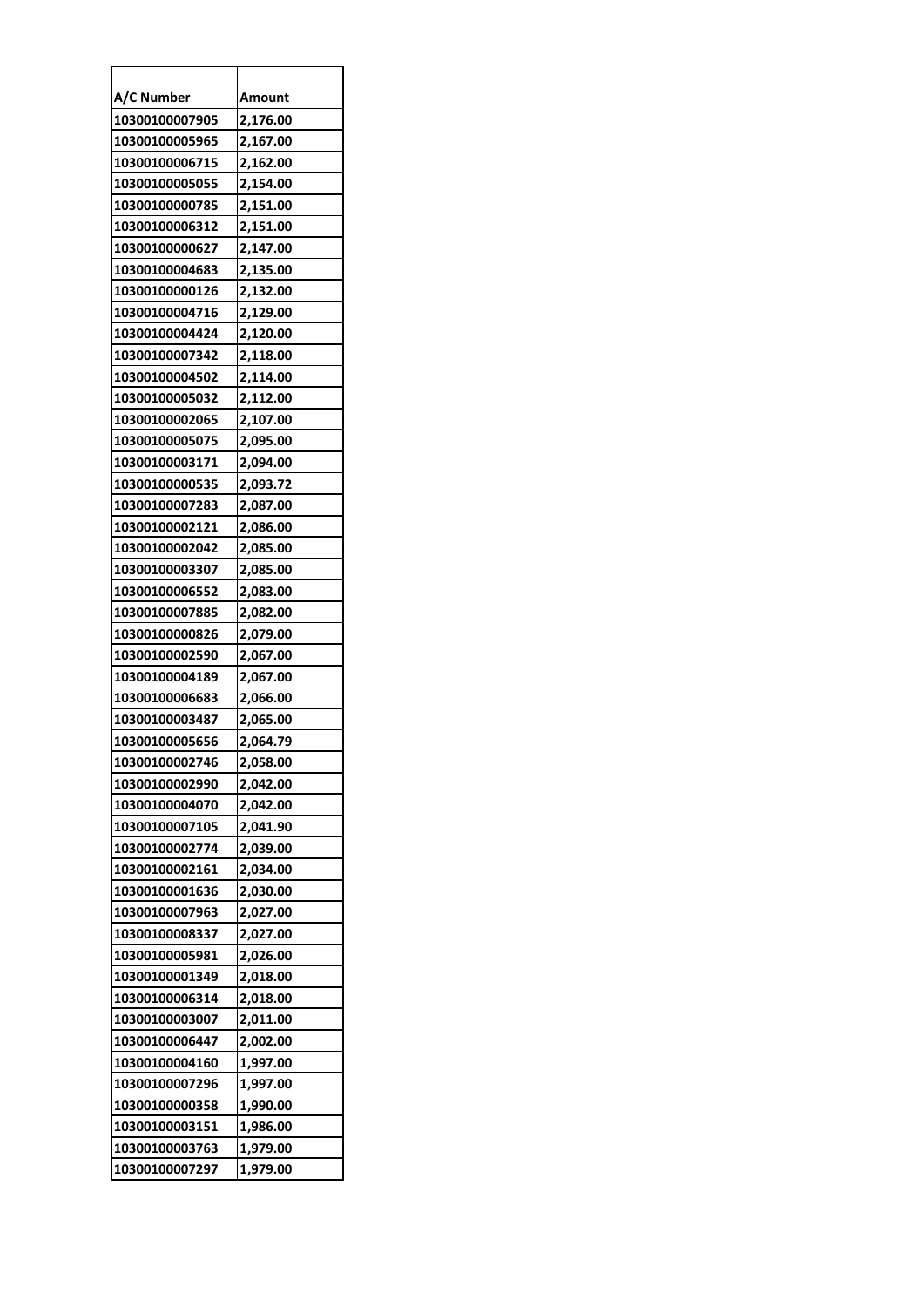| A/C Number | Amount |
|---|---|
| 10300100007905 | 2,176.00 |
| 10300100005965 | 2,167.00 |
| 10300100006715 | 2,162.00 |
| 10300100005055 | 2,154.00 |
| 10300100000785 | 2,151.00 |
| 10300100006312 | 2,151.00 |
| 10300100000627 | 2,147.00 |
| 10300100004683 | 2,135.00 |
| 10300100000126 | 2,132.00 |
| 10300100004716 | 2,129.00 |
| 10300100004424 | 2,120.00 |
| 10300100007342 | 2,118.00 |
| 10300100004502 | 2,114.00 |
| 10300100005032 | 2,112.00 |
| 10300100002065 | 2,107.00 |
| 10300100005075 | 2,095.00 |
| 10300100003171 | 2,094.00 |
| 10300100000535 | 2,093.72 |
| 10300100007283 | 2,087.00 |
| 10300100002121 | 2,086.00 |
| 10300100002042 | 2,085.00 |
| 10300100003307 | 2,085.00 |
| 10300100006552 | 2,083.00 |
| 10300100007885 | 2,082.00 |
| 10300100000826 | 2,079.00 |
| 10300100002590 | 2,067.00 |
| 10300100004189 | 2,067.00 |
| 10300100006683 | 2,066.00 |
| 10300100003487 | 2,065.00 |
| 10300100005656 | 2,064.79 |
| 10300100002746 | 2,058.00 |
| 10300100002990 | 2,042.00 |
| 10300100004070 | 2,042.00 |
| 10300100007105 | 2,041.90 |
| 10300100002774 | 2,039.00 |
| 10300100002161 | 2,034.00 |
| 10300100001636 | 2,030.00 |
| 10300100007963 | 2,027.00 |
| 10300100008337 | 2,027.00 |
| 10300100005981 | 2,026.00 |
| 10300100001349 | 2,018.00 |
| 10300100006314 | 2,018.00 |
| 10300100003007 | 2,011.00 |
| 10300100006447 | 2,002.00 |
| 10300100004160 | 1,997.00 |
| 10300100007296 | 1,997.00 |
| 10300100000358 | 1,990.00 |
| 10300100003151 | 1,986.00 |
| 10300100003763 | 1,979.00 |
| 10300100007297 | 1,979.00 |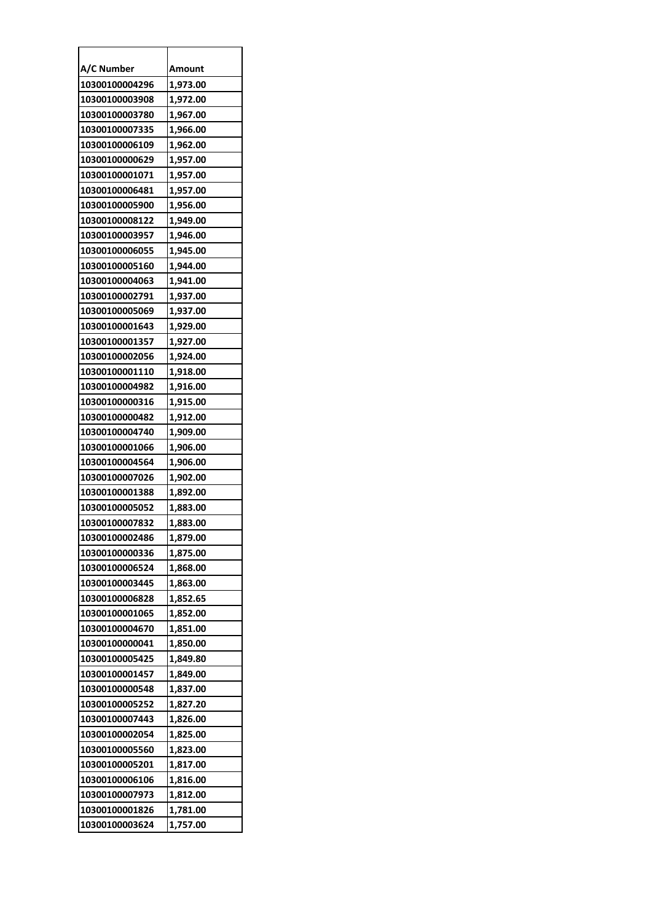| A/C Number | Amount |
|---|---|
| 10300100004296 | 1,973.00 |
| 10300100003908 | 1,972.00 |
| 10300100003780 | 1,967.00 |
| 10300100007335 | 1,966.00 |
| 10300100006109 | 1,962.00 |
| 10300100000629 | 1,957.00 |
| 10300100001071 | 1,957.00 |
| 10300100006481 | 1,957.00 |
| 10300100005900 | 1,956.00 |
| 10300100008122 | 1,949.00 |
| 10300100003957 | 1,946.00 |
| 10300100006055 | 1,945.00 |
| 10300100005160 | 1,944.00 |
| 10300100004063 | 1,941.00 |
| 10300100002791 | 1,937.00 |
| 10300100005069 | 1,937.00 |
| 10300100001643 | 1,929.00 |
| 10300100001357 | 1,927.00 |
| 10300100002056 | 1,924.00 |
| 10300100001110 | 1,918.00 |
| 10300100004982 | 1,916.00 |
| 10300100000316 | 1,915.00 |
| 10300100000482 | 1,912.00 |
| 10300100004740 | 1,909.00 |
| 10300100001066 | 1,906.00 |
| 10300100004564 | 1,906.00 |
| 10300100007026 | 1,902.00 |
| 10300100001388 | 1,892.00 |
| 10300100005052 | 1,883.00 |
| 10300100007832 | 1,883.00 |
| 10300100002486 | 1,879.00 |
| 10300100000336 | 1,875.00 |
| 10300100006524 | 1,868.00 |
| 10300100003445 | 1,863.00 |
| 10300100006828 | 1,852.65 |
| 10300100001065 | 1,852.00 |
| 10300100004670 | 1,851.00 |
| 10300100000041 | 1,850.00 |
| 10300100005425 | 1,849.80 |
| 10300100001457 | 1,849.00 |
| 10300100000548 | 1,837.00 |
| 10300100005252 | 1,827.20 |
| 10300100007443 | 1,826.00 |
| 10300100002054 | 1,825.00 |
| 10300100005560 | 1,823.00 |
| 10300100005201 | 1,817.00 |
| 10300100006106 | 1,816.00 |
| 10300100007973 | 1,812.00 |
| 10300100001826 | 1,781.00 |
| 10300100003624 | 1,757.00 |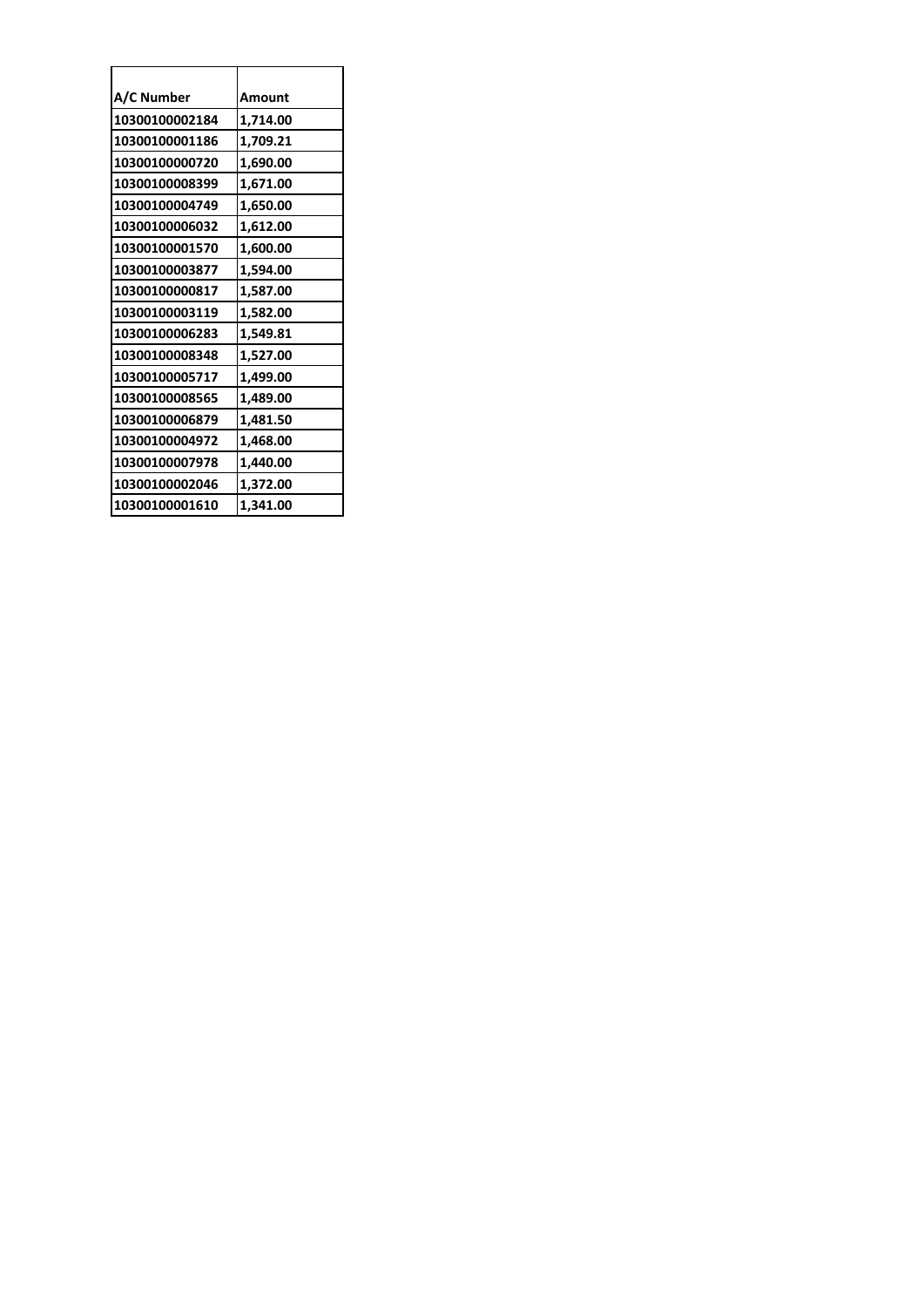| A/C Number | Amount |
|---|---|
| 10300100002184 | 1,714.00 |
| 10300100001186 | 1,709.21 |
| 10300100000720 | 1,690.00 |
| 10300100008399 | 1,671.00 |
| 10300100004749 | 1,650.00 |
| 10300100006032 | 1,612.00 |
| 10300100001570 | 1,600.00 |
| 10300100003877 | 1,594.00 |
| 10300100000817 | 1,587.00 |
| 10300100003119 | 1,582.00 |
| 10300100006283 | 1,549.81 |
| 10300100008348 | 1,527.00 |
| 10300100005717 | 1,499.00 |
| 10300100008565 | 1,489.00 |
| 10300100006879 | 1,481.50 |
| 10300100004972 | 1,468.00 |
| 10300100007978 | 1,440.00 |
| 10300100002046 | 1,372.00 |
| 10300100001610 | 1,341.00 |